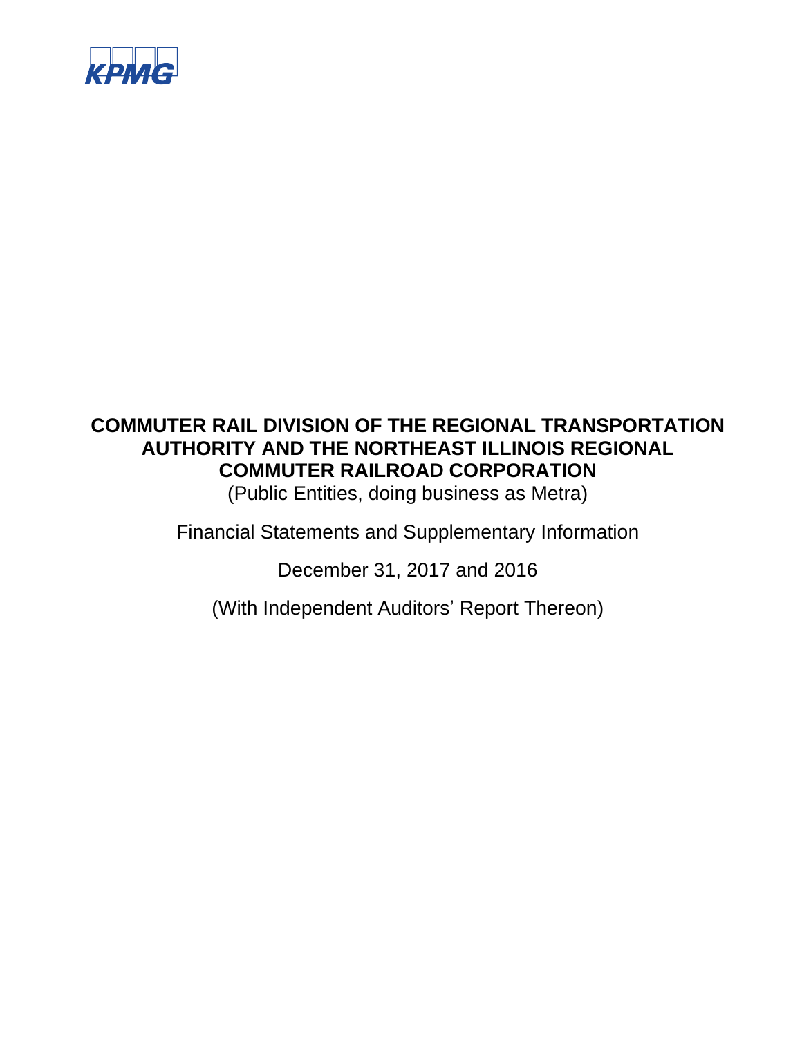KPMG

# COMMUTER RAIL DIVISION OF THE REGIONAL TRANSPORTATION AUTHORITY AND THE NORTHEAST ILLINOIS REGIONAL COMMUTER RAILROAD CORPORATION

(Public Entities, doing business as Metra)

Financial Statements and Supplementary Information

December 31, 2017 and 2016

(With Independent Auditors' Report Thereon)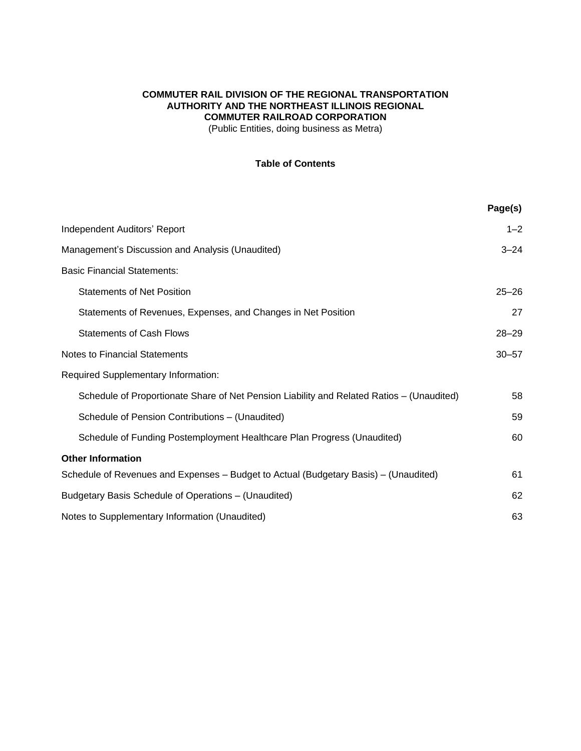**COMMUTER RAIL DIVISION OF THE REGIONAL TRANSPORTATION AUTHORITY AND THE NORTHEAST ILLINOIS REGIONAL COMMUTER RAILROAD CORPORATION**

(Public Entities, doing business as Metra)

**Table of Contents**

| | Page(s) |
|---|---|
| Independent Auditors’ Report | 1–2 |
| Management’s Discussion and Analysis (Unaudited) | 3–24 |
| Basic Financial Statements: | |
| Statements of Net Position | 25–26 |
| Statements of Revenues, Expenses, and Changes in Net Position | 27 |
| Statements of Cash Flows | 28–29 |
| Notes to Financial Statements | 30–57 |
| Required Supplementary Information: | |
| Schedule of Proportionate Share of Net Pension Liability and Related Ratios – (Unaudited) | 58 |
| Schedule of Pension Contributions – (Unaudited) | 59 |
| Schedule of Funding Postemployment Healthcare Plan Progress (Unaudited) | 60 |
| **Other Information** | |
| Schedule of Revenues and Expenses – Budget to Actual (Budgetary Basis) – (Unaudited) | 61 |
| Budgetary Basis Schedule of Operations – (Unaudited) | 62 |
| Notes to Supplementary Information (Unaudited) | 63 |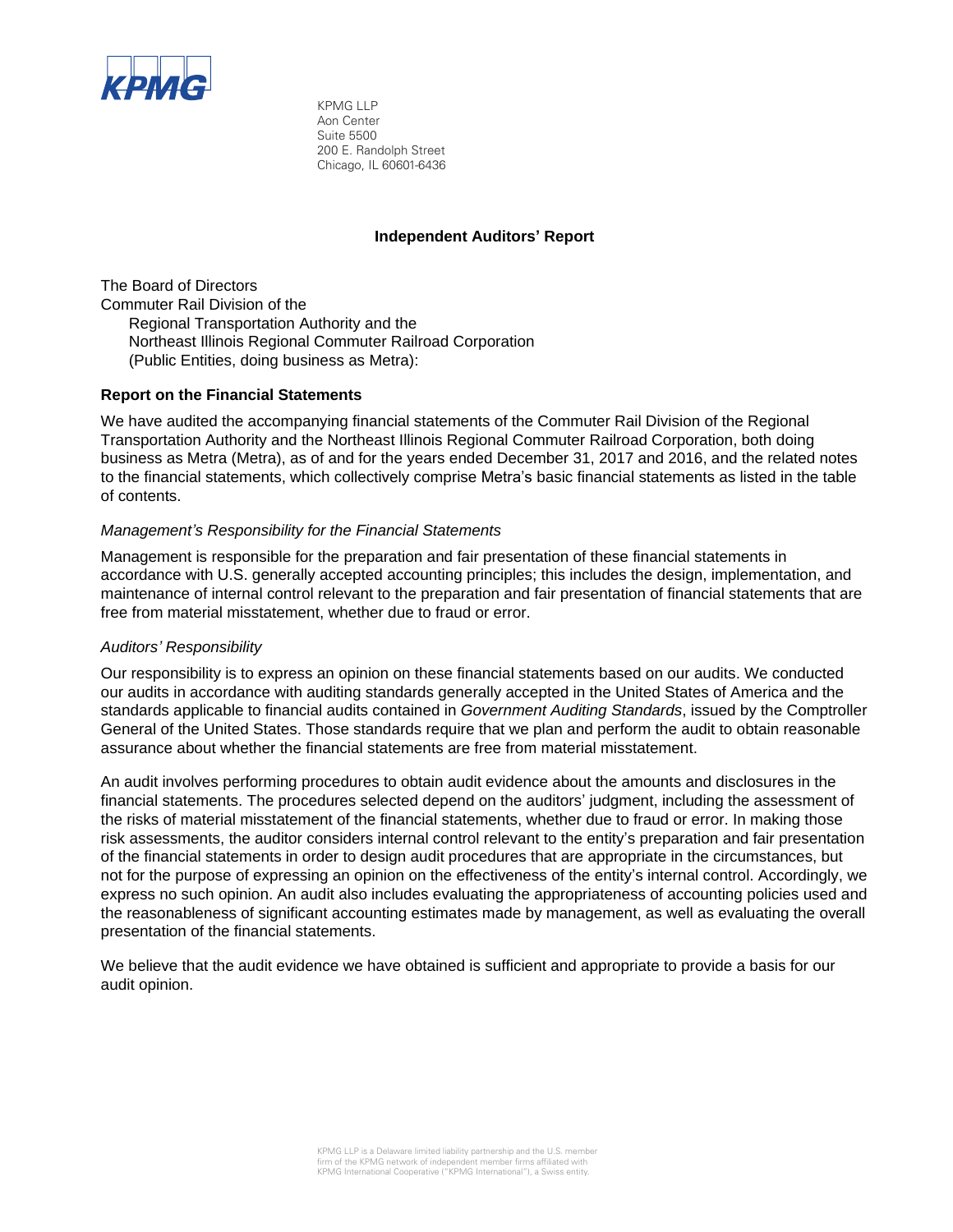KPMG LLP
Aon Center
Suite 5500
200 E. Randolph Street
Chicago, IL 60601-6436

## Independent Auditors' Report

The Board of Directors
Commuter Rail Division of the
Regional Transportation Authority and the
Northeast Illinois Regional Commuter Railroad Corporation
(Public Entities, doing business as Metra):

### Report on the Financial Statements

We have audited the accompanying financial statements of the Commuter Rail Division of the Regional Transportation Authority and the Northeast Illinois Regional Commuter Railroad Corporation, both doing business as Metra (Metra), as of and for the years ended December 31, 2017 and 2016, and the related notes to the financial statements, which collectively comprise Metra's basic financial statements as listed in the table of contents.

*Management's Responsibility for the Financial Statements*

Management is responsible for the preparation and fair presentation of these financial statements in accordance with U.S. generally accepted accounting principles; this includes the design, implementation, and maintenance of internal control relevant to the preparation and fair presentation of financial statements that are free from material misstatement, whether due to fraud or error.

*Auditors' Responsibility*

Our responsibility is to express an opinion on these financial statements based on our audits. We conducted our audits in accordance with auditing standards generally accepted in the United States of America and the standards applicable to financial audits contained in *Government Auditing Standards*, issued by the Comptroller General of the United States. Those standards require that we plan and perform the audit to obtain reasonable assurance about whether the financial statements are free from material misstatement.

An audit involves performing procedures to obtain audit evidence about the amounts and disclosures in the financial statements. The procedures selected depend on the auditors' judgment, including the assessment of the risks of material misstatement of the financial statements, whether due to fraud or error. In making those risk assessments, the auditor considers internal control relevant to the entity's preparation and fair presentation of the financial statements in order to design audit procedures that are appropriate in the circumstances, but not for the purpose of expressing an opinion on the effectiveness of the entity's internal control. Accordingly, we express no such opinion. An audit also includes evaluating the appropriateness of accounting policies used and the reasonableness of significant accounting estimates made by management, as well as evaluating the overall presentation of the financial statements.

We believe that the audit evidence we have obtained is sufficient and appropriate to provide a basis for our audit opinion.

KPMG LLP is a Delaware limited liability partnership and the U.S. member firm of the KPMG network of independent member firms affiliated with KPMG International Cooperative ("KPMG International"), a Swiss entity.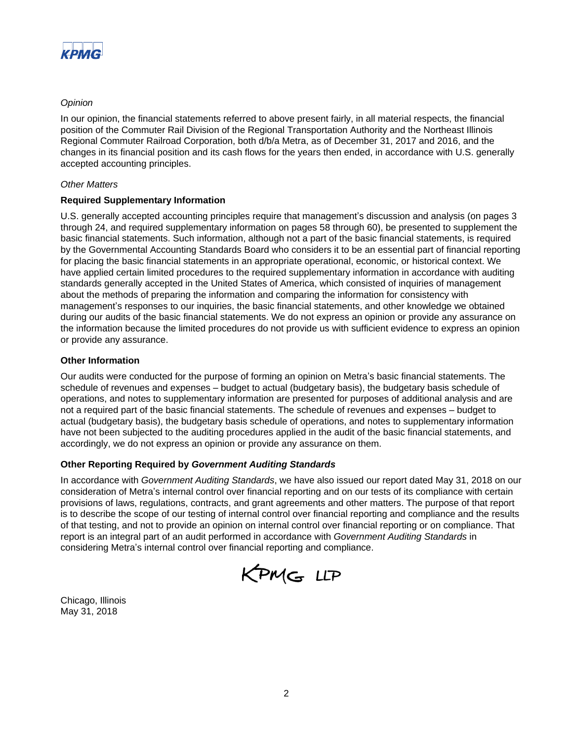*Opinion*

In our opinion, the financial statements referred to above present fairly, in all material respects, the financial position of the Commuter Rail Division of the Regional Transportation Authority and the Northeast Illinois Regional Commuter Railroad Corporation, both d/b/a Metra, as of December 31, 2017 and 2016, and the changes in its financial position and its cash flows for the years then ended, in accordance with U.S. generally accepted accounting principles.

*Other Matters*

**Required Supplementary Information**

U.S. generally accepted accounting principles require that management's discussion and analysis (on pages 3 through 24, and required supplementary information on pages 58 through 60), be presented to supplement the basic financial statements. Such information, although not a part of the basic financial statements, is required by the Governmental Accounting Standards Board who considers it to be an essential part of financial reporting for placing the basic financial statements in an appropriate operational, economic, or historical context. We have applied certain limited procedures to the required supplementary information in accordance with auditing standards generally accepted in the United States of America, which consisted of inquiries of management about the methods of preparing the information and comparing the information for consistency with management's responses to our inquiries, the basic financial statements, and other knowledge we obtained during our audits of the basic financial statements. We do not express an opinion or provide any assurance on the information because the limited procedures do not provide us with sufficient evidence to express an opinion or provide any assurance.

**Other Information**

Our audits were conducted for the purpose of forming an opinion on Metra's basic financial statements. The schedule of revenues and expenses – budget to actual (budgetary basis), the budgetary basis schedule of operations, and notes to supplementary information are presented for purposes of additional analysis and are not a required part of the basic financial statements. The schedule of revenues and expenses – budget to actual (budgetary basis), the budgetary basis schedule of operations, and notes to supplementary information have not been subjected to the auditing procedures applied in the audit of the basic financial statements, and accordingly, we do not express an opinion or provide any assurance on them.

**Other Reporting Required by *Government Auditing Standards***

In accordance with *Government Auditing Standards*, we have also issued our report dated May 31, 2018 on our consideration of Metra's internal control over financial reporting and on our tests of its compliance with certain provisions of laws, regulations, contracts, and grant agreements and other matters. The purpose of that report is to describe the scope of our testing of internal control over financial reporting and compliance and the results of that testing, and not to provide an opinion on internal control over financial reporting or on compliance. That report is an integral part of an audit performed in accordance with *Government Auditing Standards* in considering Metra's internal control over financial reporting and compliance.

KPMG LLP

Chicago, Illinois
May 31, 2018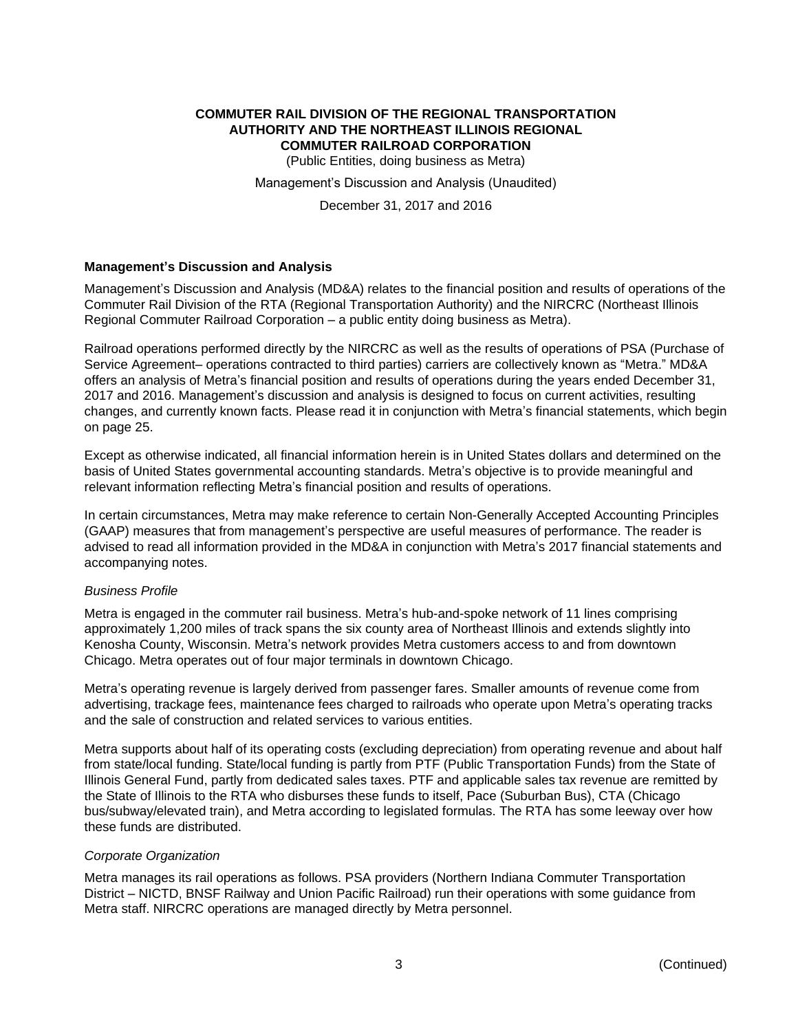# COMMUTER RAIL DIVISION OF THE REGIONAL TRANSPORTATION AUTHORITY AND THE NORTHEAST ILLINOIS REGIONAL COMMUTER RAILROAD CORPORATION

(Public Entities, doing business as Metra)

Management's Discussion and Analysis (Unaudited)

December 31, 2017 and 2016

## Management's Discussion and Analysis

Management's Discussion and Analysis (MD&A) relates to the financial position and results of operations of the Commuter Rail Division of the RTA (Regional Transportation Authority) and the NIRCRC (Northeast Illinois Regional Commuter Railroad Corporation – a public entity doing business as Metra).

Railroad operations performed directly by the NIRCRC as well as the results of operations of PSA (Purchase of Service Agreement– operations contracted to third parties) carriers are collectively known as "Metra." MD&A offers an analysis of Metra's financial position and results of operations during the years ended December 31, 2017 and 2016. Management's discussion and analysis is designed to focus on current activities, resulting changes, and currently known facts. Please read it in conjunction with Metra's financial statements, which begin on page 25.

Except as otherwise indicated, all financial information herein is in United States dollars and determined on the basis of United States governmental accounting standards. Metra's objective is to provide meaningful and relevant information reflecting Metra's financial position and results of operations.

In certain circumstances, Metra may make reference to certain Non-Generally Accepted Accounting Principles (GAAP) measures that from management's perspective are useful measures of performance. The reader is advised to read all information provided in the MD&A in conjunction with Metra's 2017 financial statements and accompanying notes.

### *Business Profile*

Metra is engaged in the commuter rail business. Metra's hub-and-spoke network of 11 lines comprising approximately 1,200 miles of track spans the six county area of Northeast Illinois and extends slightly into Kenosha County, Wisconsin. Metra's network provides Metra customers access to and from downtown Chicago. Metra operates out of four major terminals in downtown Chicago.

Metra's operating revenue is largely derived from passenger fares. Smaller amounts of revenue come from advertising, trackage fees, maintenance fees charged to railroads who operate upon Metra's operating tracks and the sale of construction and related services to various entities.

Metra supports about half of its operating costs (excluding depreciation) from operating revenue and about half from state/local funding. State/local funding is partly from PTF (Public Transportation Funds) from the State of Illinois General Fund, partly from dedicated sales taxes. PTF and applicable sales tax revenue are remitted by the State of Illinois to the RTA who disburses these funds to itself, Pace (Suburban Bus), CTA (Chicago bus/subway/elevated train), and Metra according to legislated formulas. The RTA has some leeway over how these funds are distributed.

### *Corporate Organization*

Metra manages its rail operations as follows. PSA providers (Northern Indiana Commuter Transportation District – NICTD, BNSF Railway and Union Pacific Railroad) run their operations with some guidance from Metra staff. NIRCRC operations are managed directly by Metra personnel.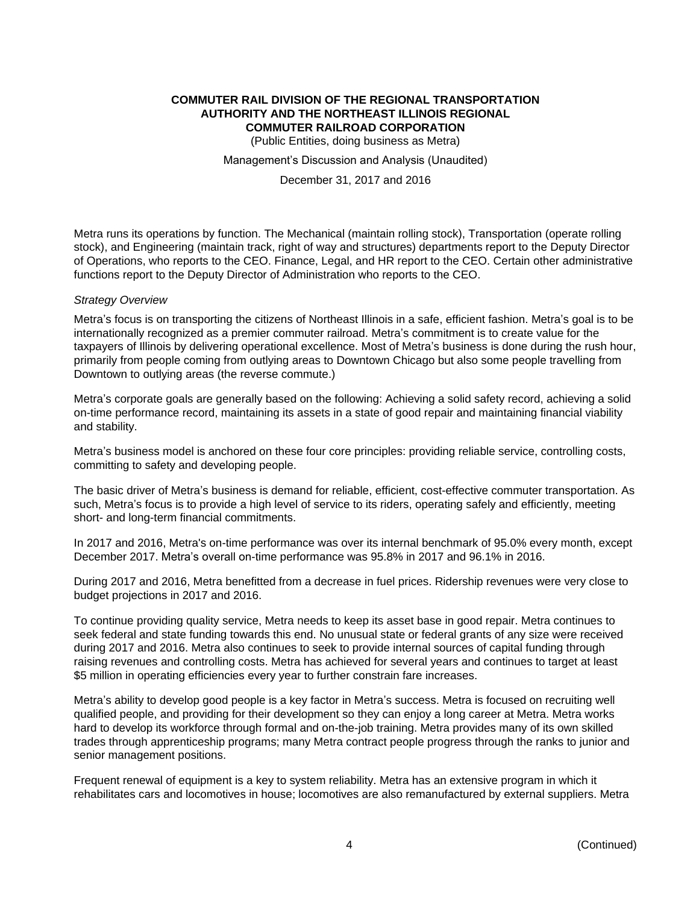Metra runs its operations by function. The Mechanical (maintain rolling stock), Transportation (operate rolling stock), and Engineering (maintain track, right of way and structures) departments report to the Deputy Director of Operations, who reports to the CEO. Finance, Legal, and HR report to the CEO. Certain other administrative functions report to the Deputy Director of Administration who reports to the CEO.

*Strategy Overview*

Metra's focus is on transporting the citizens of Northeast Illinois in a safe, efficient fashion. Metra's goal is to be internationally recognized as a premier commuter railroad. Metra's commitment is to create value for the taxpayers of Illinois by delivering operational excellence. Most of Metra's business is done during the rush hour, primarily from people coming from outlying areas to Downtown Chicago but also some people travelling from Downtown to outlying areas (the reverse commute.)

Metra's corporate goals are generally based on the following: Achieving a solid safety record, achieving a solid on-time performance record, maintaining its assets in a state of good repair and maintaining financial viability and stability.

Metra's business model is anchored on these four core principles: providing reliable service, controlling costs, committing to safety and developing people.

The basic driver of Metra's business is demand for reliable, efficient, cost-effective commuter transportation. As such, Metra's focus is to provide a high level of service to its riders, operating safely and efficiently, meeting short- and long-term financial commitments.

In 2017 and 2016, Metra's on-time performance was over its internal benchmark of 95.0% every month, except December 2017. Metra's overall on-time performance was 95.8% in 2017 and 96.1% in 2016.

During 2017 and 2016, Metra benefitted from a decrease in fuel prices. Ridership revenues were very close to budget projections in 2017 and 2016.

To continue providing quality service, Metra needs to keep its asset base in good repair. Metra continues to seek federal and state funding towards this end. No unusual state or federal grants of any size were received during 2017 and 2016. Metra also continues to seek to provide internal sources of capital funding through raising revenues and controlling costs. Metra has achieved for several years and continues to target at least $5 million in operating efficiencies every year to further constrain fare increases.

Metra's ability to develop good people is a key factor in Metra's success. Metra is focused on recruiting well qualified people, and providing for their development so they can enjoy a long career at Metra. Metra works hard to develop its workforce through formal and on-the-job training. Metra provides many of its own skilled trades through apprenticeship programs; many Metra contract people progress through the ranks to junior and senior management positions.

Frequent renewal of equipment is a key to system reliability. Metra has an extensive program in which it rehabilitates cars and locomotives in house; locomotives are also remanufactured by external suppliers. Metra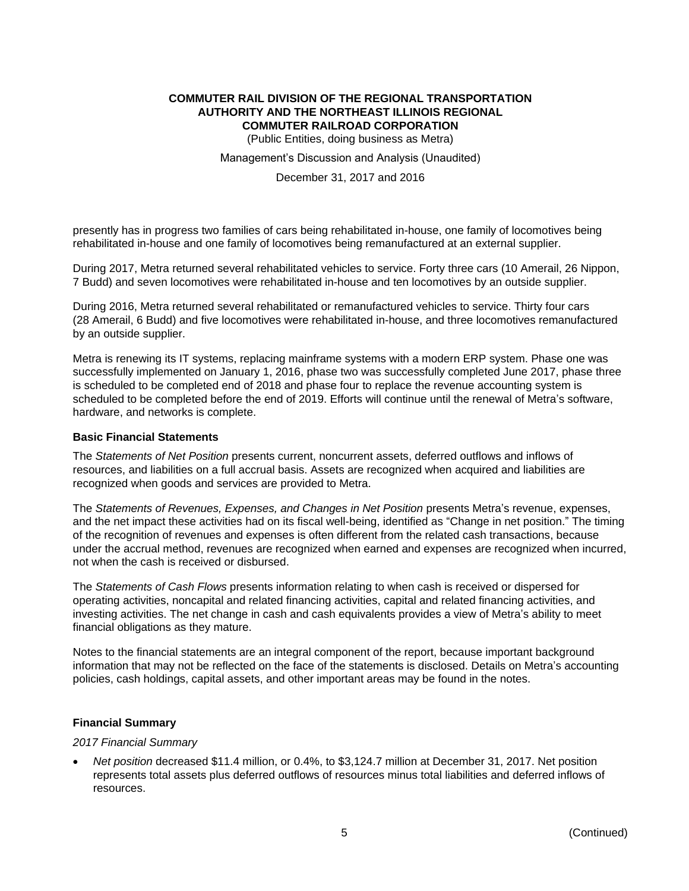presently has in progress two families of cars being rehabilitated in-house, one family of locomotives being rehabilitated in-house and one family of locomotives being remanufactured at an external supplier.

During 2017, Metra returned several rehabilitated vehicles to service. Forty three cars (10 Amerail, 26 Nippon, 7 Budd) and seven locomotives were rehabilitated in-house and ten locomotives by an outside supplier.

During 2016, Metra returned several rehabilitated or remanufactured vehicles to service. Thirty four cars (28 Amerail, 6 Budd) and five locomotives were rehabilitated in-house, and three locomotives remanufactured by an outside supplier.

Metra is renewing its IT systems, replacing mainframe systems with a modern ERP system. Phase one was successfully implemented on January 1, 2016, phase two was successfully completed June 2017, phase three is scheduled to be completed end of 2018 and phase four to replace the revenue accounting system is scheduled to be completed before the end of 2019. Efforts will continue until the renewal of Metra's software, hardware, and networks is complete.

### Basic Financial Statements

The *Statements of Net Position* presents current, noncurrent assets, deferred outflows and inflows of resources, and liabilities on a full accrual basis. Assets are recognized when acquired and liabilities are recognized when goods and services are provided to Metra.

The *Statements of Revenues, Expenses, and Changes in Net Position* presents Metra's revenue, expenses, and the net impact these activities had on its fiscal well-being, identified as "Change in net position." The timing of the recognition of revenues and expenses is often different from the related cash transactions, because under the accrual method, revenues are recognized when earned and expenses are recognized when incurred, not when the cash is received or disbursed.

The *Statements of Cash Flows* presents information relating to when cash is received or dispersed for operating activities, noncapital and related financing activities, capital and related financing activities, and investing activities. The net change in cash and cash equivalents provides a view of Metra's ability to meet financial obligations as they mature.

Notes to the financial statements are an integral component of the report, because important background information that may not be reflected on the face of the statements is disclosed. Details on Metra's accounting policies, cash holdings, capital assets, and other important areas may be found in the notes.

### Financial Summary

*2017 Financial Summary*

- *Net position* decreased \$11.4 million, or 0.4%, to \$3,124.7 million at December 31, 2017. Net position represents total assets plus deferred outflows of resources minus total liabilities and deferred inflows of resources.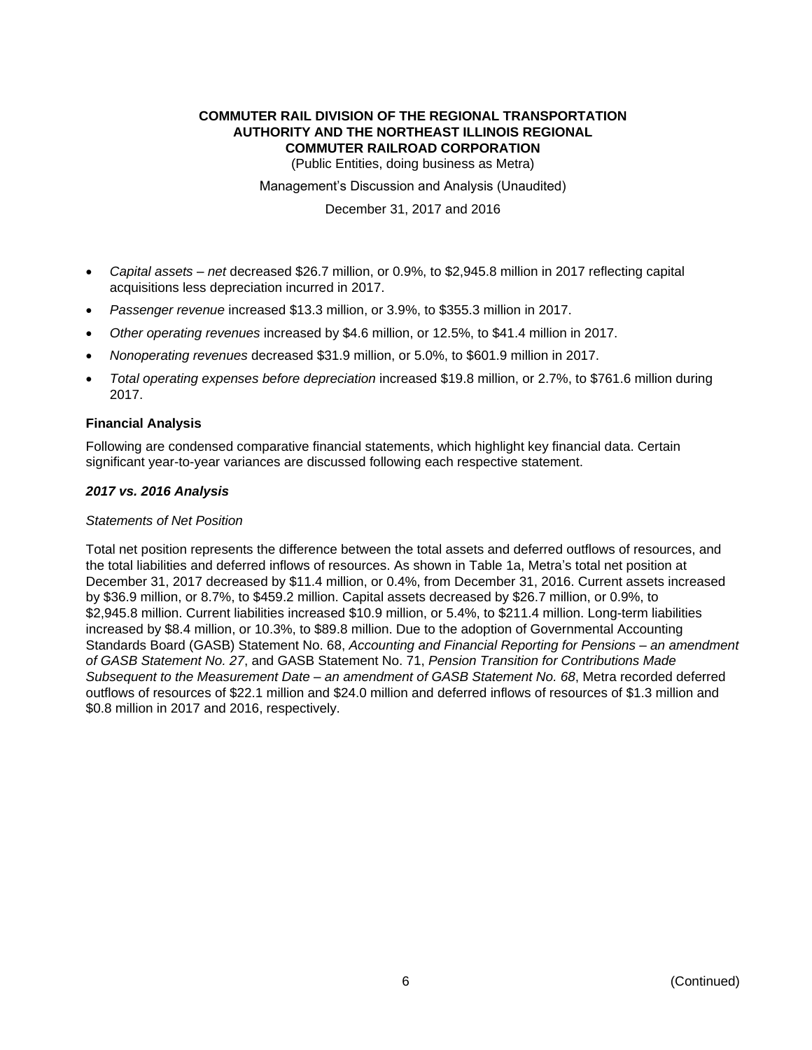- *Capital assets – net* decreased $26.7 million, or 0.9%, to $2,945.8 million in 2017 reflecting capital acquisitions less depreciation incurred in 2017.
- *Passenger revenue* increased $13.3 million, or 3.9%, to $355.3 million in 2017.
- *Other operating revenues* increased by $4.6 million, or 12.5%, to $41.4 million in 2017.
- *Nonoperating revenues* decreased $31.9 million, or 5.0%, to $601.9 million in 2017.
- *Total operating expenses before depreciation* increased $19.8 million, or 2.7%, to $761.6 million during 2017.

### Financial Analysis

Following are condensed comparative financial statements, which highlight key financial data. Certain significant year-to-year variances are discussed following each respective statement.

#### *2017 vs. 2016 Analysis*

*Statements of Net Position*

Total net position represents the difference between the total assets and deferred outflows of resources, and the total liabilities and deferred inflows of resources. As shown in Table 1a, Metra's total net position at December 31, 2017 decreased by $11.4 million, or 0.4%, from December 31, 2016. Current assets increased by $36.9 million, or 8.7%, to $459.2 million. Capital assets decreased by $26.7 million, or 0.9%, to $2,945.8 million. Current liabilities increased $10.9 million, or 5.4%, to $211.4 million. Long-term liabilities increased by $8.4 million, or 10.3%, to $89.8 million. Due to the adoption of Governmental Accounting Standards Board (GASB) Statement No. 68, *Accounting and Financial Reporting for Pensions – an amendment of GASB Statement No. 27*, and GASB Statement No. 71, *Pension Transition for Contributions Made Subsequent to the Measurement Date – an amendment of GASB Statement No. 68*, Metra recorded deferred outflows of resources of $22.1 million and $24.0 million and deferred inflows of resources of $1.3 million and $0.8 million in 2017 and 2016, respectively.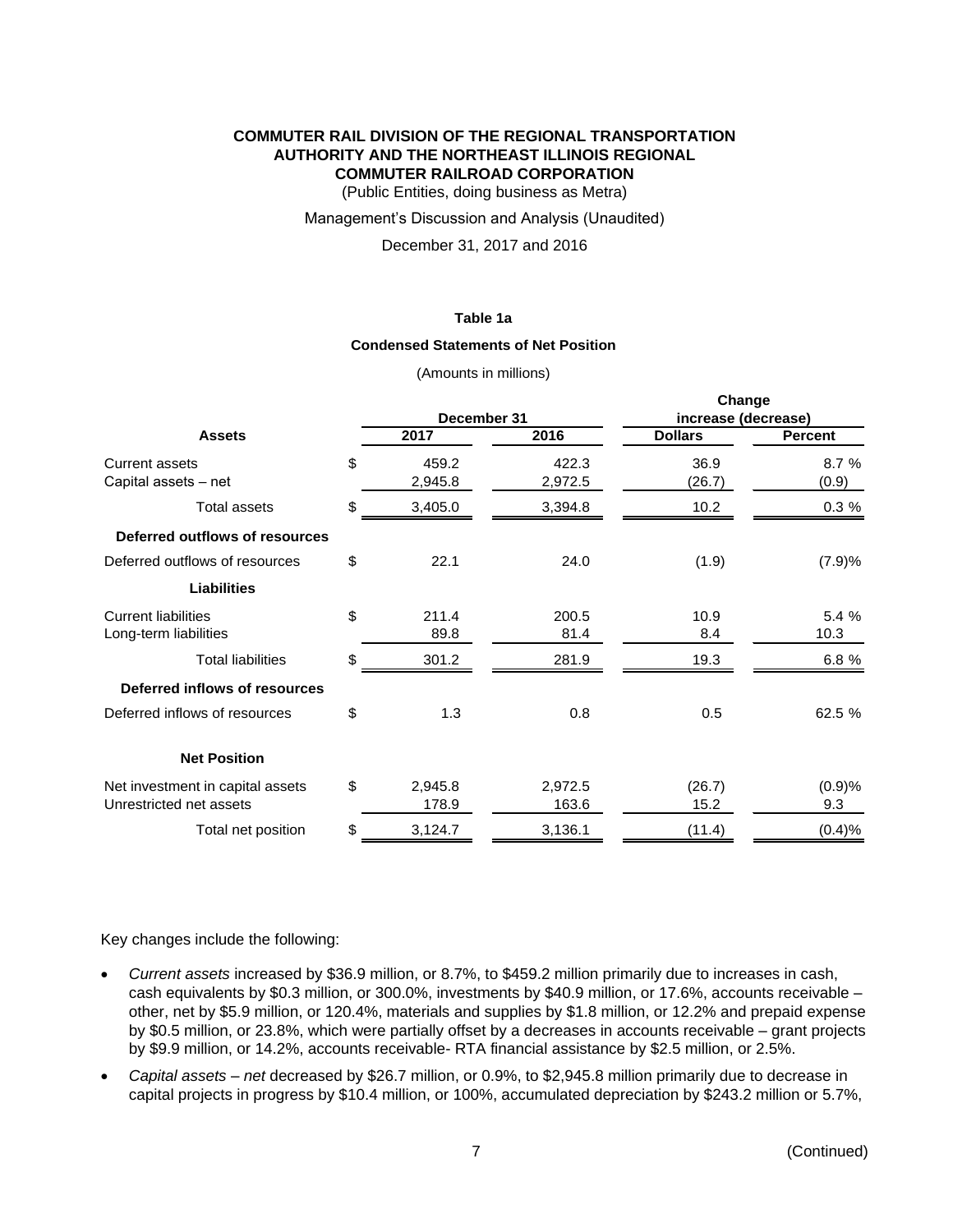**COMMUTER RAIL DIVISION OF THE REGIONAL TRANSPORTATION AUTHORITY AND THE NORTHEAST ILLINOIS REGIONAL COMMUTER RAILROAD CORPORATION**

(Public Entities, doing business as Metra)

Management's Discussion and Analysis (Unaudited)

December 31, 2017 and 2016

**Table 1a**

**Condensed Statements of Net Position**

(Amounts in millions)

| | | December 31 | | Change increase (decrease) | |
|---|---|---|---|---|---|
| **Assets** | | **2017** | **2016** | **Dollars** | **Percent** |
| Current assets | $ | 459.2 | 422.3 | 36.9 | 8.7 % |
| Capital assets – net | | 2,945.8 | 2,972.5 | (26.7) | (0.9) |
| Total assets | $ | 3,405.0 | 3,394.8 | 10.2 | 0.3 % |
| **Deferred outflows of resources** | | | | | |
| Deferred outflows of resources | $ | 22.1 | 24.0 | (1.9) | (7.9)% |
| **Liabilities** | | | | | |
| Current liabilities | $ | 211.4 | 200.5 | 10.9 | 5.4 % |
| Long-term liabilities | | 89.8 | 81.4 | 8.4 | 10.3 |
| Total liabilities | $ | 301.2 | 281.9 | 19.3 | 6.8 % |
| **Deferred inflows of resources** | | | | | |
| Deferred inflows of resources | $ | 1.3 | 0.8 | 0.5 | 62.5 % |
| **Net Position** | | | | | |
| Net investment in capital assets | $ | 2,945.8 | 2,972.5 | (26.7) | (0.9)% |
| Unrestricted net assets | | 178.9 | 163.6 | 15.2 | 9.3 |
| Total net position | $ | 3,124.7 | 3,136.1 | (11.4) | (0.4)% |

Key changes include the following:

- *Current assets* increased by $36.9 million, or 8.7%, to $459.2 million primarily due to increases in cash, cash equivalents by $0.3 million, or 300.0%, investments by $40.9 million, or 17.6%, accounts receivable – other, net by $5.9 million, or 120.4%, materials and supplies by $1.8 million, or 12.2% and prepaid expense by $0.5 million, or 23.8%, which were partially offset by a decreases in accounts receivable – grant projects by $9.9 million, or 14.2%, accounts receivable- RTA financial assistance by $2.5 million, or 2.5%.
- *Capital assets – net* decreased by $26.7 million, or 0.9%, to $2,945.8 million primarily due to decrease in capital projects in progress by $10.4 million, or 100%, accumulated depreciation by $243.2 million or 5.7%,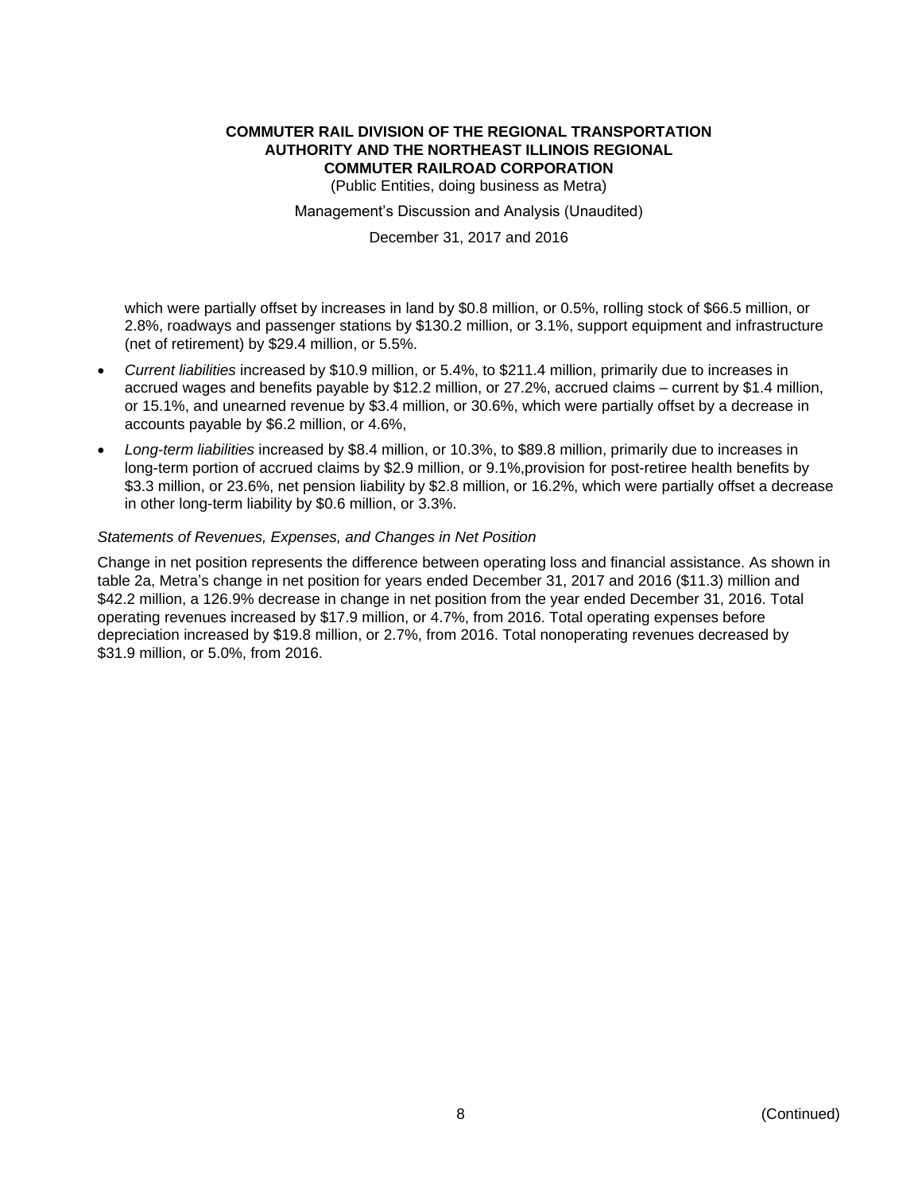which were partially offset by increases in land by $0.8 million, or 0.5%, rolling stock of $66.5 million, or 2.8%, roadways and passenger stations by $130.2 million, or 3.1%, support equipment and infrastructure (net of retirement) by $29.4 million, or 5.5%.

- *Current liabilities* increased by $10.9 million, or 5.4%, to $211.4 million, primarily due to increases in accrued wages and benefits payable by $12.2 million, or 27.2%, accrued claims – current by $1.4 million, or 15.1%, and unearned revenue by $3.4 million, or 30.6%, which were partially offset by a decrease in accounts payable by $6.2 million, or 4.6%,
- *Long-term liabilities* increased by $8.4 million, or 10.3%, to $89.8 million, primarily due to increases in long-term portion of accrued claims by $2.9 million, or 9.1%,provision for post-retiree health benefits by $3.3 million, or 23.6%, net pension liability by $2.8 million, or 16.2%, which were partially offset a decrease in other long-term liability by $0.6 million, or 3.3%.

*Statements of Revenues, Expenses, and Changes in Net Position*

Change in net position represents the difference between operating loss and financial assistance. As shown in table 2a, Metra's change in net position for years ended December 31, 2017 and 2016 ($11.3) million and $42.2 million, a 126.9% decrease in change in net position from the year ended December 31, 2016. Total operating revenues increased by $17.9 million, or 4.7%, from 2016. Total operating expenses before depreciation increased by $19.8 million, or 2.7%, from 2016. Total nonoperating revenues decreased by $31.9 million, or 5.0%, from 2016.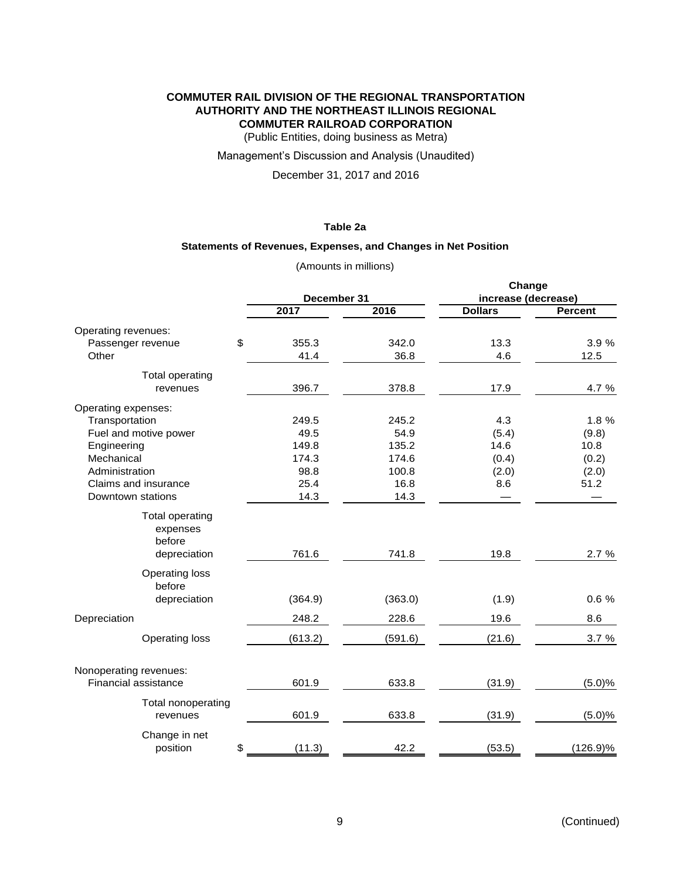**COMMUTER RAIL DIVISION OF THE REGIONAL TRANSPORTATION AUTHORITY AND THE NORTHEAST ILLINOIS REGIONAL COMMUTER RAILROAD CORPORATION**

(Public Entities, doing business as Metra)

Management's Discussion and Analysis (Unaudited)

December 31, 2017 and 2016

**Table 2a**

**Statements of Revenues, Expenses, and Changes in Net Position**

(Amounts in millions)

| | December 31 | | Change increase (decrease) | |
|---|---|---|---|---|
| | **2017** | **2016** | **Dollars** | **Percent** |
| Operating revenues: | | | | |
| Passenger revenue | $ 355.3 | 342.0 | 13.3 | 3.9 % |
| Other | 41.4 | 36.8 | 4.6 | 12.5 |
| Total operating revenues | 396.7 | 378.8 | 17.9 | 4.7 % |
| Operating expenses: | | | | |
| Transportation | 249.5 | 245.2 | 4.3 | 1.8 % |
| Fuel and motive power | 49.5 | 54.9 | (5.4) | (9.8) |
| Engineering | 149.8 | 135.2 | 14.6 | 10.8 |
| Mechanical | 174.3 | 174.6 | (0.4) | (0.2) |
| Administration | 98.8 | 100.8 | (2.0) | (2.0) |
| Claims and insurance | 25.4 | 16.8 | 8.6 | 51.2 |
| Downtown stations | 14.3 | 14.3 | — | — |
| Total operating expenses before depreciation | 761.6 | 741.8 | 19.8 | 2.7 % |
| Operating loss before depreciation | (364.9) | (363.0) | (1.9) | 0.6 % |
| Depreciation | 248.2 | 228.6 | 19.6 | 8.6 |
| Operating loss | (613.2) | (591.6) | (21.6) | 3.7 % |
| Nonoperating revenues: | | | | |
| Financial assistance | 601.9 | 633.8 | (31.9) | (5.0)% |
| Total nonoperating revenues | 601.9 | 633.8 | (31.9) | (5.0)% |
| Change in net position | $ (11.3) | 42.2 | (53.5) | (126.9)% |

(Continued)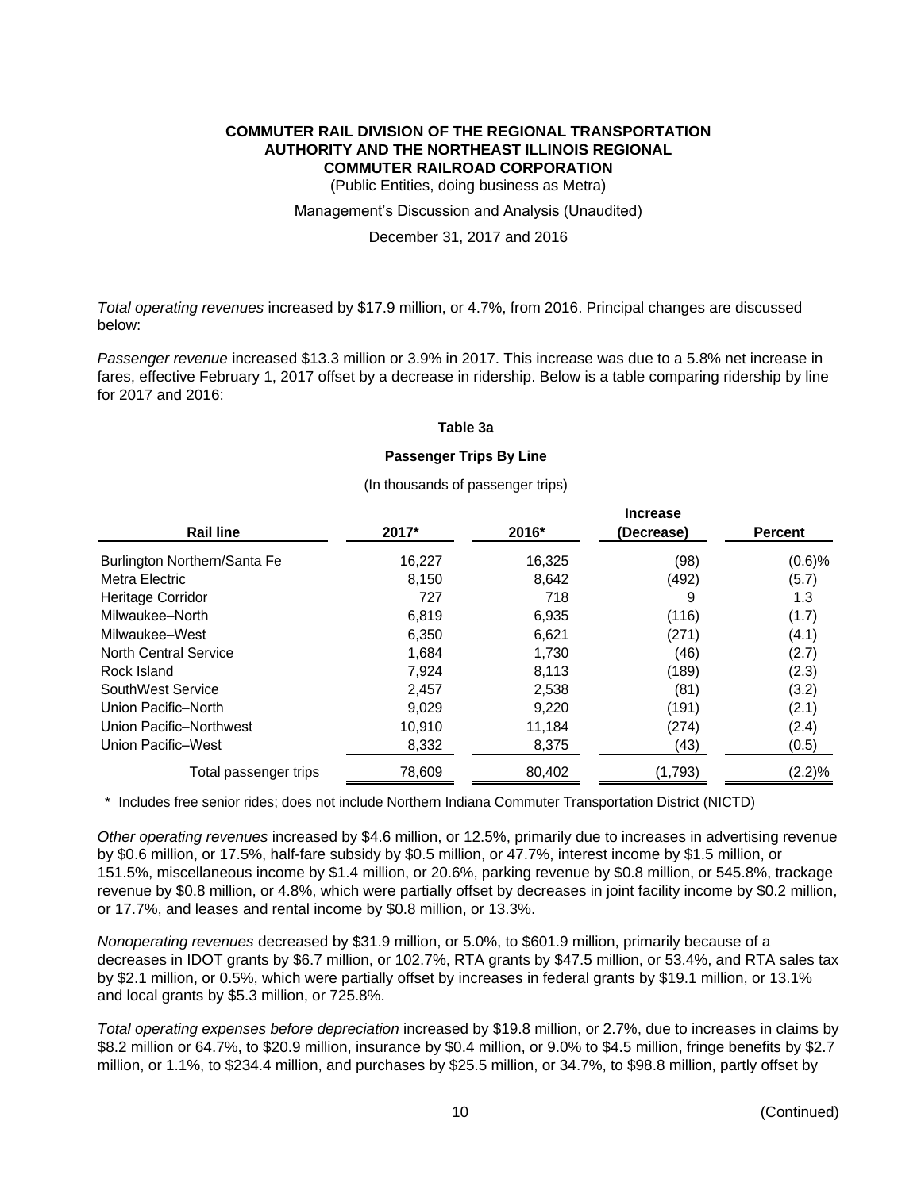*Total operating revenues* increased by $17.9 million, or 4.7%, from 2016. Principal changes are discussed below:

*Passenger revenue* increased $13.3 million or 3.9% in 2017. This increase was due to a 5.8% net increase in fares, effective February 1, 2017 offset by a decrease in ridership. Below is a table comparing ridership by line for 2017 and 2016:

**Table 3a**

**Passenger Trips By Line**

(In thousands of passenger trips)

| Rail line | 2017* | 2016* | Increase (Decrease) | Percent |
|---|---|---|---|---|
| Burlington Northern/Santa Fe | 16,227 | 16,325 | (98) | (0.6)% |
| Metra Electric | 8,150 | 8,642 | (492) | (5.7) |
| Heritage Corridor | 727 | 718 | 9 | 1.3 |
| Milwaukee–North | 6,819 | 6,935 | (116) | (1.7) |
| Milwaukee–West | 6,350 | 6,621 | (271) | (4.1) |
| North Central Service | 1,684 | 1,730 | (46) | (2.7) |
| Rock Island | 7,924 | 8,113 | (189) | (2.3) |
| SouthWest Service | 2,457 | 2,538 | (81) | (3.2) |
| Union Pacific–North | 9,029 | 9,220 | (191) | (2.1) |
| Union Pacific–Northwest | 10,910 | 11,184 | (274) | (2.4) |
| Union Pacific–West | 8,332 | 8,375 | (43) | (0.5) |
| Total passenger trips | 78,609 | 80,402 | (1,793) | (2.2)% |

\* Includes free senior rides; does not include Northern Indiana Commuter Transportation District (NICTD)

*Other operating revenues* increased by $4.6 million, or 12.5%, primarily due to increases in advertising revenue by $0.6 million, or 17.5%, half-fare subsidy by $0.5 million, or 47.7%, interest income by $1.5 million, or 151.5%, miscellaneous income by $1.4 million, or 20.6%, parking revenue by $0.8 million, or 545.8%, trackage revenue by $0.8 million, or 4.8%, which were partially offset by decreases in joint facility income by $0.2 million, or 17.7%, and leases and rental income by $0.8 million, or 13.3%.

*Nonoperating revenues* decreased by $31.9 million, or 5.0%, to $601.9 million, primarily because of a decreases in IDOT grants by $6.7 million, or 102.7%, RTA grants by $47.5 million, or 53.4%, and RTA sales tax by $2.1 million, or 0.5%, which were partially offset by increases in federal grants by $19.1 million, or 13.1% and local grants by $5.3 million, or 725.8%.

*Total operating expenses before depreciation* increased by $19.8 million, or 2.7%, due to increases in claims by $8.2 million or 64.7%, to $20.9 million, insurance by $0.4 million, or 9.0% to $4.5 million, fringe benefits by $2.7 million, or 1.1%, to $234.4 million, and purchases by $25.5 million, or 34.7%, to $98.8 million, partly offset by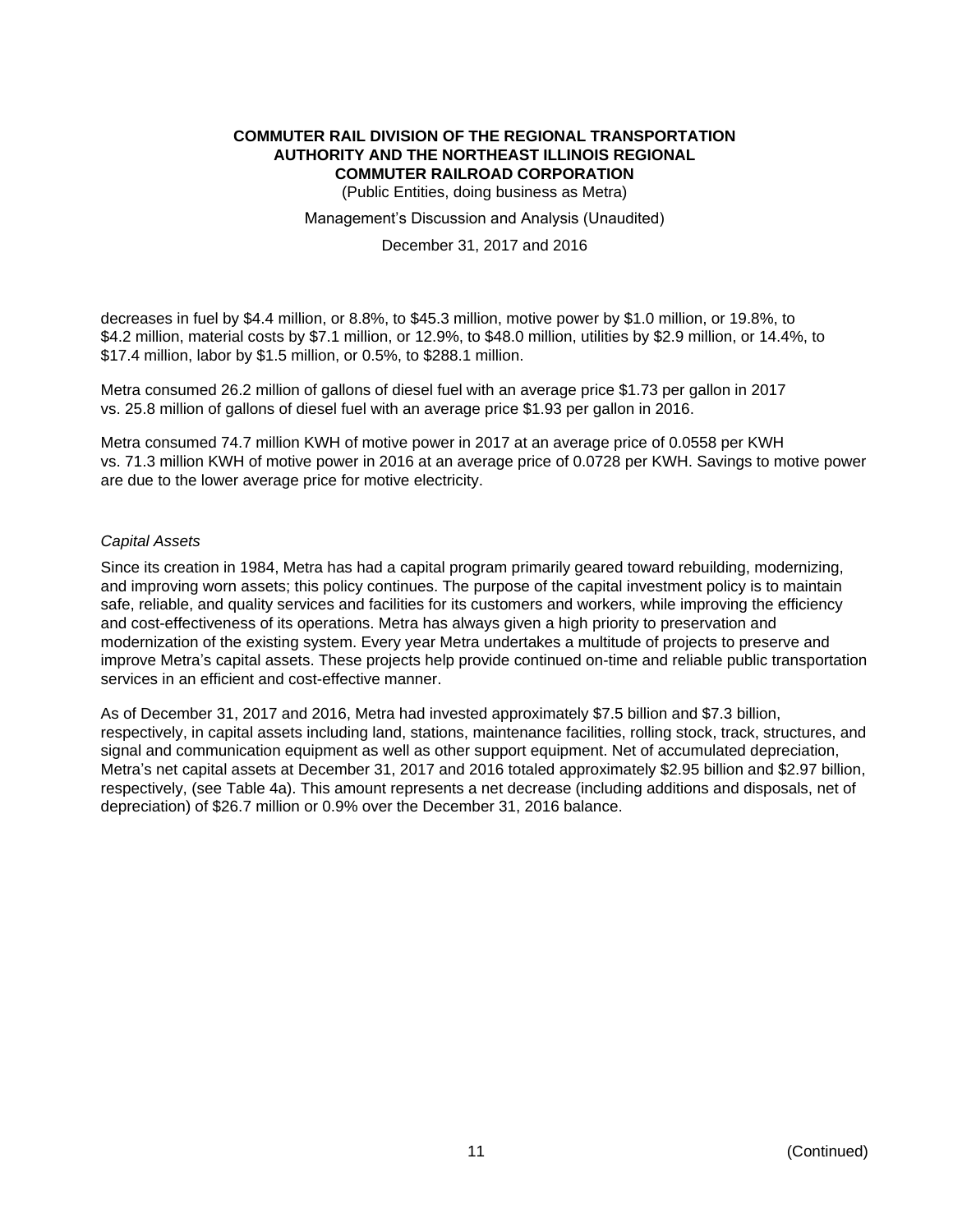decreases in fuel by $4.4 million, or 8.8%, to $45.3 million, motive power by $1.0 million, or 19.8%, to $4.2 million, material costs by $7.1 million, or 12.9%, to $48.0 million, utilities by $2.9 million, or 14.4%, to $17.4 million, labor by $1.5 million, or 0.5%, to $288.1 million.

Metra consumed 26.2 million of gallons of diesel fuel with an average price $1.73 per gallon in 2017 vs. 25.8 million of gallons of diesel fuel with an average price $1.93 per gallon in 2016.

Metra consumed 74.7 million KWH of motive power in 2017 at an average price of 0.0558 per KWH vs. 71.3 million KWH of motive power in 2016 at an average price of 0.0728 per KWH. Savings to motive power are due to the lower average price for motive electricity.

*Capital Assets*

Since its creation in 1984, Metra has had a capital program primarily geared toward rebuilding, modernizing, and improving worn assets; this policy continues. The purpose of the capital investment policy is to maintain safe, reliable, and quality services and facilities for its customers and workers, while improving the efficiency and cost-effectiveness of its operations. Metra has always given a high priority to preservation and modernization of the existing system. Every year Metra undertakes a multitude of projects to preserve and improve Metra's capital assets. These projects help provide continued on-time and reliable public transportation services in an efficient and cost-effective manner.

As of December 31, 2017 and 2016, Metra had invested approximately $7.5 billion and $7.3 billion, respectively, in capital assets including land, stations, maintenance facilities, rolling stock, track, structures, and signal and communication equipment as well as other support equipment. Net of accumulated depreciation, Metra's net capital assets at December 31, 2017 and 2016 totaled approximately $2.95 billion and $2.97 billion, respectively, (see Table 4a). This amount represents a net decrease (including additions and disposals, net of depreciation) of $26.7 million or 0.9% over the December 31, 2016 balance.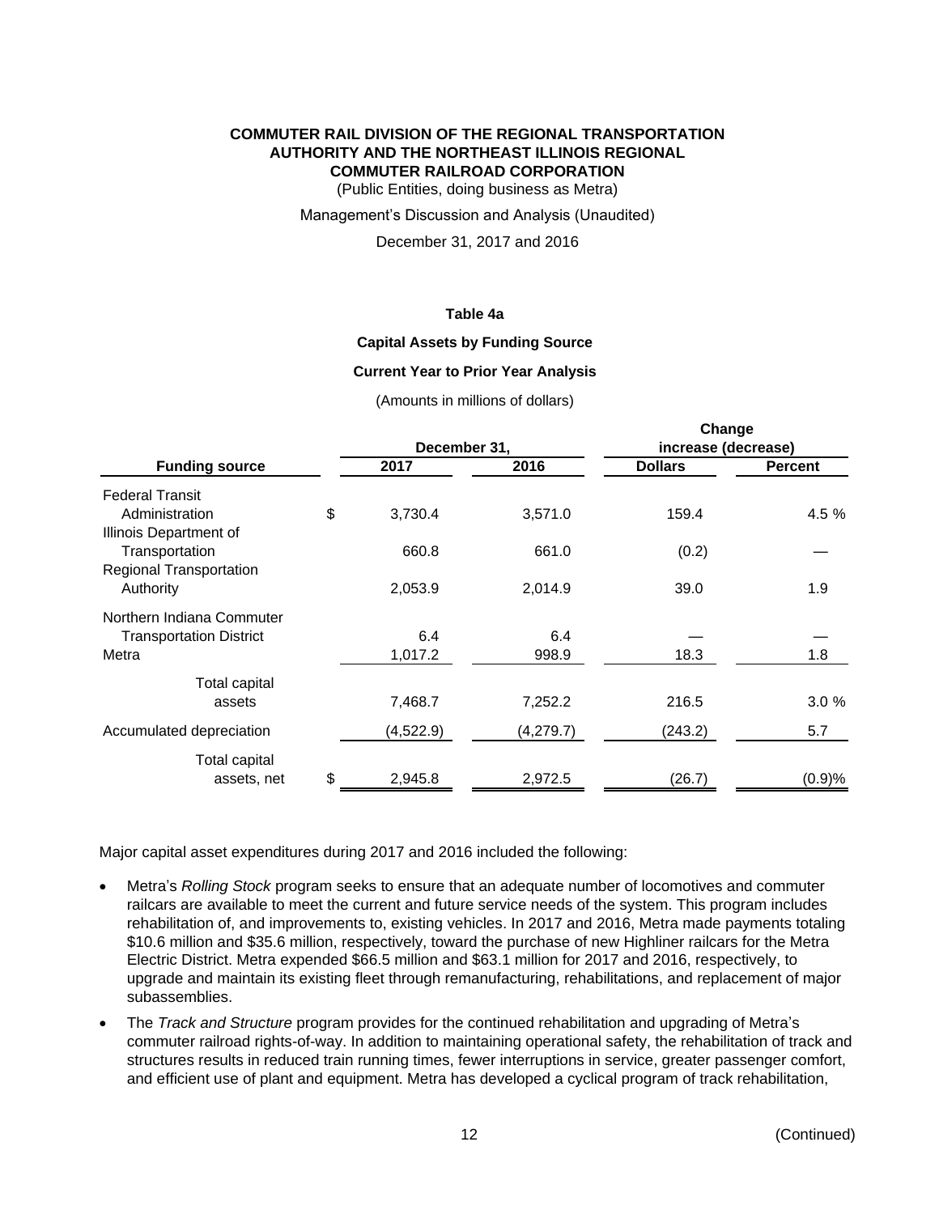**Table 4a**

**Capital Assets by Funding Source**

**Current Year to Prior Year Analysis**

(Amounts in millions of dollars)

| Funding source | December 31, 2017 | December 31, 2016 | Change increase (decrease) Dollars | Change increase (decrease) Percent |
|---|---|---|---|---|
| Federal Transit Administration | $ 3,730.4 | 3,571.0 | 159.4 | 4.5 % |
| Illinois Department of Transportation | 660.8 | 661.0 | (0.2) | — |
| Regional Transportation Authority | 2,053.9 | 2,014.9 | 39.0 | 1.9 |
| Northern Indiana Commuter Transportation District | 6.4 | 6.4 | — | — |
| Metra | 1,017.2 | 998.9 | 18.3 | 1.8 |
| Total capital assets | 7,468.7 | 7,252.2 | 216.5 | 3.0 % |
| Accumulated depreciation | (4,522.9) | (4,279.7) | (243.2) | 5.7 |
| Total capital assets, net | $ 2,945.8 | 2,972.5 | (26.7) | (0.9)% |

Major capital asset expenditures during 2017 and 2016 included the following:

- Metra's *Rolling Stock* program seeks to ensure that an adequate number of locomotives and commuter railcars are available to meet the current and future service needs of the system. This program includes rehabilitation of, and improvements to, existing vehicles. In 2017 and 2016, Metra made payments totaling \$10.6 million and \$35.6 million, respectively, toward the purchase of new Highliner railcars for the Metra Electric District. Metra expended \$66.5 million and \$63.1 million for 2017 and 2016, respectively, to upgrade and maintain its existing fleet through remanufacturing, rehabilitations, and replacement of major subassemblies.
- The *Track and Structure* program provides for the continued rehabilitation and upgrading of Metra's commuter railroad rights-of-way. In addition to maintaining operational safety, the rehabilitation of track and structures results in reduced train running times, fewer interruptions in service, greater passenger comfort, and efficient use of plant and equipment. Metra has developed a cyclical program of track rehabilitation,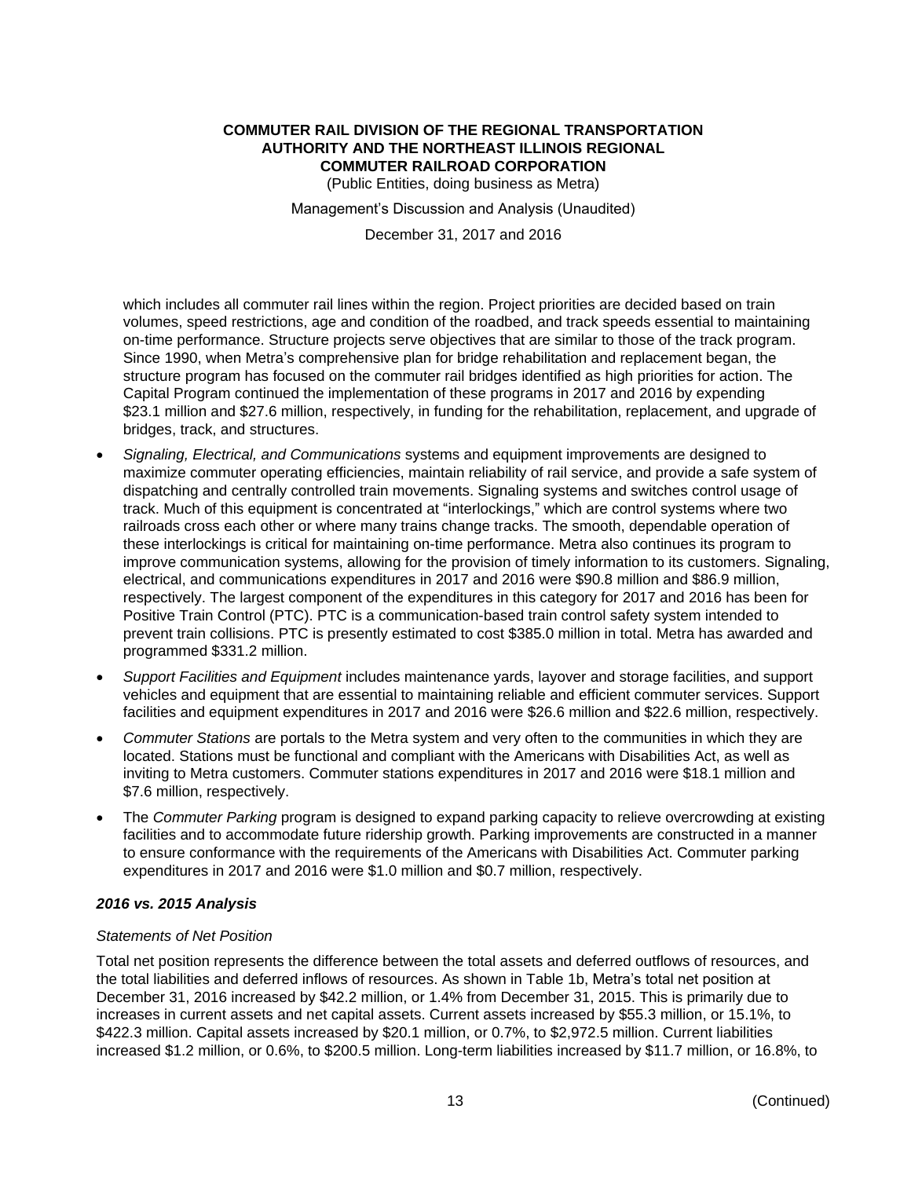which includes all commuter rail lines within the region. Project priorities are decided based on train volumes, speed restrictions, age and condition of the roadbed, and track speeds essential to maintaining on-time performance. Structure projects serve objectives that are similar to those of the track program. Since 1990, when Metra's comprehensive plan for bridge rehabilitation and replacement began, the structure program has focused on the commuter rail bridges identified as high priorities for action. The Capital Program continued the implementation of these programs in 2017 and 2016 by expending $23.1 million and $27.6 million, respectively, in funding for the rehabilitation, replacement, and upgrade of bridges, track, and structures.

- *Signaling, Electrical, and Communications* systems and equipment improvements are designed to maximize commuter operating efficiencies, maintain reliability of rail service, and provide a safe system of dispatching and centrally controlled train movements. Signaling systems and switches control usage of track. Much of this equipment is concentrated at "interlockings," which are control systems where two railroads cross each other or where many trains change tracks. The smooth, dependable operation of these interlockings is critical for maintaining on-time performance. Metra also continues its program to improve communication systems, allowing for the provision of timely information to its customers. Signaling, electrical, and communications expenditures in 2017 and 2016 were $90.8 million and $86.9 million, respectively. The largest component of the expenditures in this category for 2017 and 2016 has been for Positive Train Control (PTC). PTC is a communication-based train control safety system intended to prevent train collisions. PTC is presently estimated to cost $385.0 million in total. Metra has awarded and programmed $331.2 million.
- *Support Facilities and Equipment* includes maintenance yards, layover and storage facilities, and support vehicles and equipment that are essential to maintaining reliable and efficient commuter services. Support facilities and equipment expenditures in 2017 and 2016 were $26.6 million and $22.6 million, respectively.
- *Commuter Stations* are portals to the Metra system and very often to the communities in which they are located. Stations must be functional and compliant with the Americans with Disabilities Act, as well as inviting to Metra customers. Commuter stations expenditures in 2017 and 2016 were $18.1 million and $7.6 million, respectively.
- The *Commuter Parking* program is designed to expand parking capacity to relieve overcrowding at existing facilities and to accommodate future ridership growth. Parking improvements are constructed in a manner to ensure conformance with the requirements of the Americans with Disabilities Act. Commuter parking expenditures in 2017 and 2016 were $1.0 million and $0.7 million, respectively.

### *2016 vs. 2015 Analysis*

*Statements of Net Position*

Total net position represents the difference between the total assets and deferred outflows of resources, and the total liabilities and deferred inflows of resources. As shown in Table 1b, Metra's total net position at December 31, 2016 increased by $42.2 million, or 1.4% from December 31, 2015. This is primarily due to increases in current assets and net capital assets. Current assets increased by $55.3 million, or 15.1%, to $422.3 million. Capital assets increased by $20.1 million, or 0.7%, to $2,972.5 million. Current liabilities increased $1.2 million, or 0.6%, to $200.5 million. Long-term liabilities increased by $11.7 million, or 16.8%, to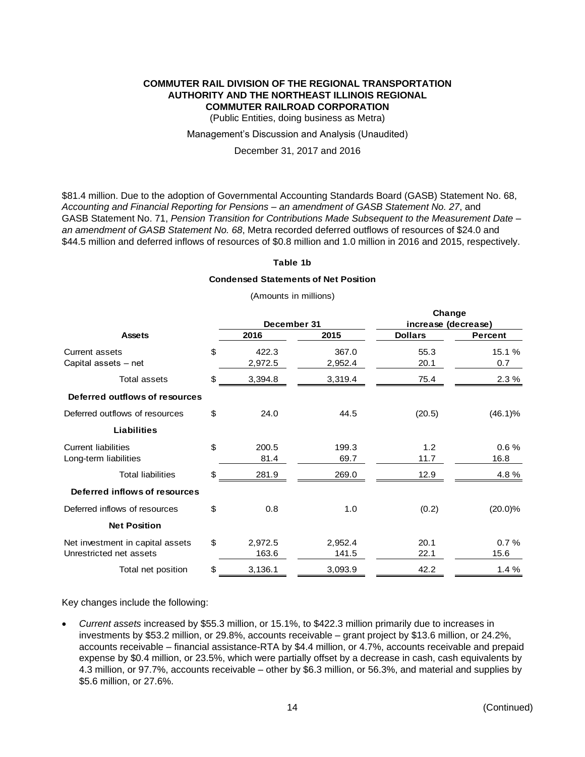$81.4 million. Due to the adoption of Governmental Accounting Standards Board (GASB) Statement No. 68, *Accounting and Financial Reporting for Pensions – an amendment of GASB Statement No. 27*, and GASB Statement No. 71, *Pension Transition for Contributions Made Subsequent to the Measurement Date – an amendment of GASB Statement No. 68*, Metra recorded deferred outflows of resources of $24.0 and $44.5 million and deferred inflows of resources of $0.8 million and 1.0 million in 2016 and 2015, respectively.

**Table 1b**

**Condensed Statements of Net Position**

(Amounts in millions)

| | | December 31 | | Change increase (decrease) | |
|---|---|---|---|---|---|
| **Assets** | | **2016** | **2015** | **Dollars** | **Percent** |
| Current assets | $ | 422.3 | 367.0 | 55.3 | 15.1 % |
| Capital assets – net | | 2,972.5 | 2,952.4 | 20.1 | 0.7 |
| Total assets | $ | 3,394.8 | 3,319.4 | 75.4 | 2.3 % |
| **Deferred outflows of resources** | | | | | |
| Deferred outflows of resources | $ | 24.0 | 44.5 | (20.5) | (46.1)% |
| **Liabilities** | | | | | |
| Current liabilities | $ | 200.5 | 199.3 | 1.2 | 0.6 % |
| Long-term liabilities | | 81.4 | 69.7 | 11.7 | 16.8 |
| Total liabilities | $ | 281.9 | 269.0 | 12.9 | 4.8 % |
| **Deferred inflows of resources** | | | | | |
| Deferred inflows of resources | $ | 0.8 | 1.0 | (0.2) | (20.0)% |
| **Net Position** | | | | | |
| Net investment in capital assets | $ | 2,972.5 | 2,952.4 | 20.1 | 0.7 % |
| Unrestricted net assets | | 163.6 | 141.5 | 22.1 | 15.6 |
| Total net position | $ | 3,136.1 | 3,093.9 | 42.2 | 1.4 % |

Key changes include the following:

- *Current assets* increased by $55.3 million, or 15.1%, to $422.3 million primarily due to increases in investments by $53.2 million, or 29.8%, accounts receivable – grant project by $13.6 million, or 24.2%, accounts receivable – financial assistance-RTA by $4.4 million, or 4.7%, accounts receivable and prepaid expense by $0.4 million, or 23.5%, which were partially offset by a decrease in cash, cash equivalents by 4.3 million, or 97.7%, accounts receivable – other by $6.3 million, or 56.3%, and material and supplies by $5.6 million, or 27.6%.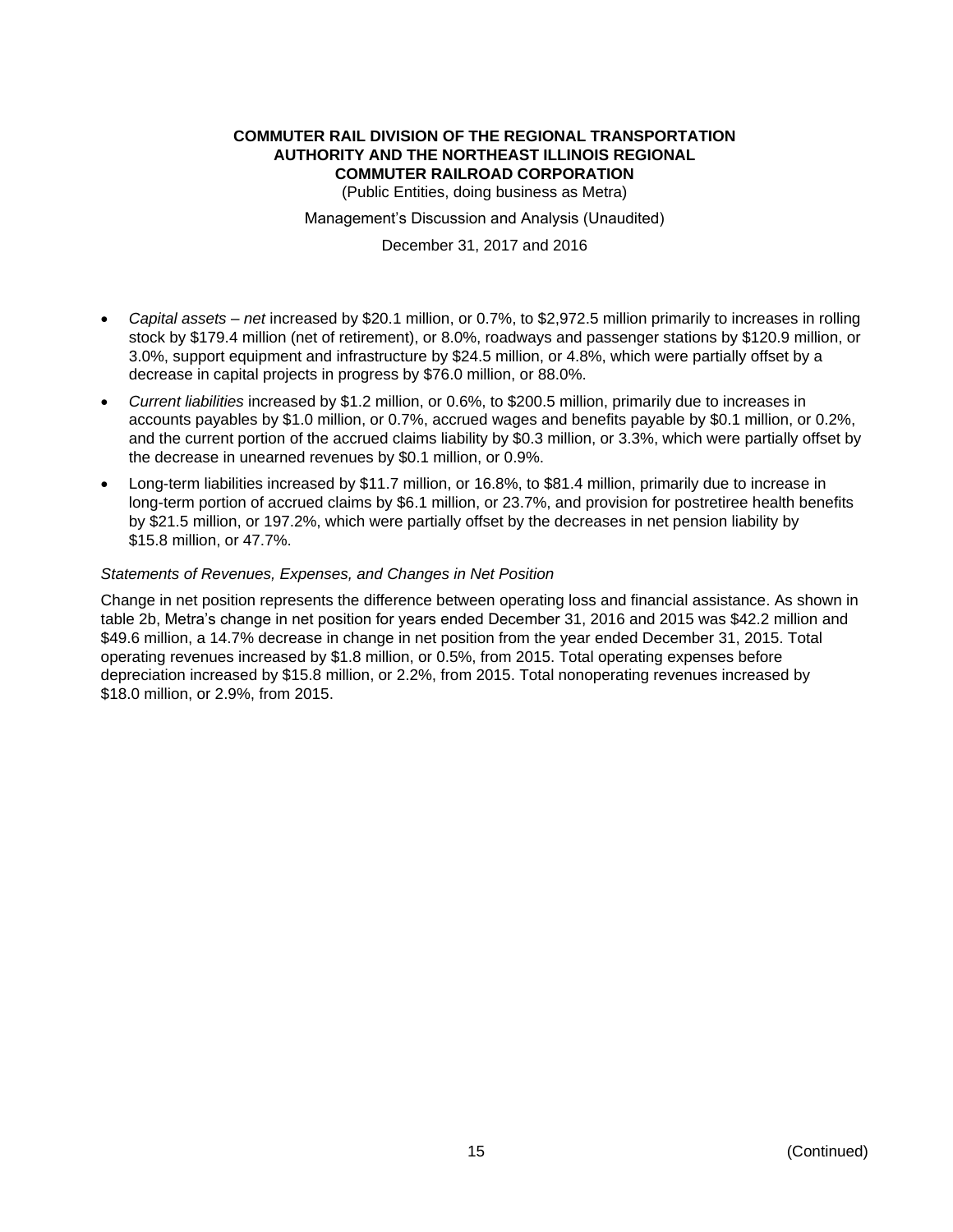- *Capital assets – net* increased by $20.1 million, or 0.7%, to $2,972.5 million primarily to increases in rolling stock by $179.4 million (net of retirement), or 8.0%, roadways and passenger stations by $120.9 million, or 3.0%, support equipment and infrastructure by $24.5 million, or 4.8%, which were partially offset by a decrease in capital projects in progress by $76.0 million, or 88.0%.
- *Current liabilities* increased by $1.2 million, or 0.6%, to $200.5 million, primarily due to increases in accounts payables by $1.0 million, or 0.7%, accrued wages and benefits payable by $0.1 million, or 0.2%, and the current portion of the accrued claims liability by $0.3 million, or 3.3%, which were partially offset by the decrease in unearned revenues by $0.1 million, or 0.9%.
- Long-term liabilities increased by $11.7 million, or 16.8%, to $81.4 million, primarily due to increase in long-term portion of accrued claims by $6.1 million, or 23.7%, and provision for postretiree health benefits by $21.5 million, or 197.2%, which were partially offset by the decreases in net pension liability by $15.8 million, or 47.7%.

*Statements of Revenues, Expenses, and Changes in Net Position*

Change in net position represents the difference between operating loss and financial assistance. As shown in table 2b, Metra's change in net position for years ended December 31, 2016 and 2015 was $42.2 million and $49.6 million, a 14.7% decrease in change in net position from the year ended December 31, 2015. Total operating revenues increased by $1.8 million, or 0.5%, from 2015. Total operating expenses before depreciation increased by $15.8 million, or 2.2%, from 2015. Total nonoperating revenues increased by $18.0 million, or 2.9%, from 2015.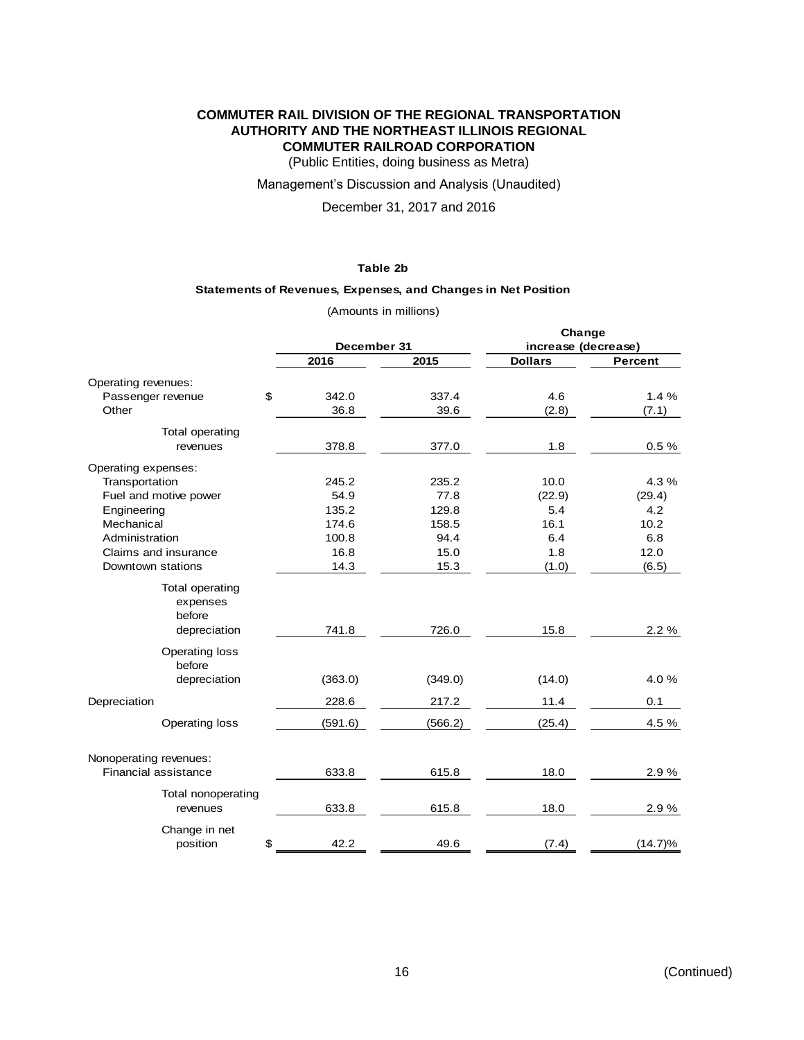**COMMUTER RAIL DIVISION OF THE REGIONAL TRANSPORTATION AUTHORITY AND THE NORTHEAST ILLINOIS REGIONAL COMMUTER RAILROAD CORPORATION**

(Public Entities, doing business as Metra)

Management's Discussion and Analysis (Unaudited)

December 31, 2017 and 2016

**Table 2b**

**Statements of Revenues, Expenses, and Changes in Net Position**

(Amounts in millions)

| | December 31 | | Change increase (decrease) | |
|---|---|---|---|---|
| | **2016** | **2015** | **Dollars** | **Percent** |
| Operating revenues: | | | | |
| Passenger revenue | $ 342.0 | 337.4 | 4.6 | 1.4 % |
| Other | 36.8 | 39.6 | (2.8) | (7.1) |
| Total operating revenues | 378.8 | 377.0 | 1.8 | 0.5 % |
| Operating expenses: | | | | |
| Transportation | 245.2 | 235.2 | 10.0 | 4.3 % |
| Fuel and motive power | 54.9 | 77.8 | (22.9) | (29.4) |
| Engineering | 135.2 | 129.8 | 5.4 | 4.2 |
| Mechanical | 174.6 | 158.5 | 16.1 | 10.2 |
| Administration | 100.8 | 94.4 | 6.4 | 6.8 |
| Claims and insurance | 16.8 | 15.0 | 1.8 | 12.0 |
| Downtown stations | 14.3 | 15.3 | (1.0) | (6.5) |
| Total operating expenses before depreciation | 741.8 | 726.0 | 15.8 | 2.2 % |
| Operating loss before depreciation | (363.0) | (349.0) | (14.0) | 4.0 % |
| Depreciation | 228.6 | 217.2 | 11.4 | 0.1 |
| Operating loss | (591.6) | (566.2) | (25.4) | 4.5 % |
| Nonoperating revenues: | | | | |
| Financial assistance | 633.8 | 615.8 | 18.0 | 2.9 % |
| Total nonoperating revenues | 633.8 | 615.8 | 18.0 | 2.9 % |
| Change in net position | $ 42.2 | 49.6 | (7.4) | (14.7)% |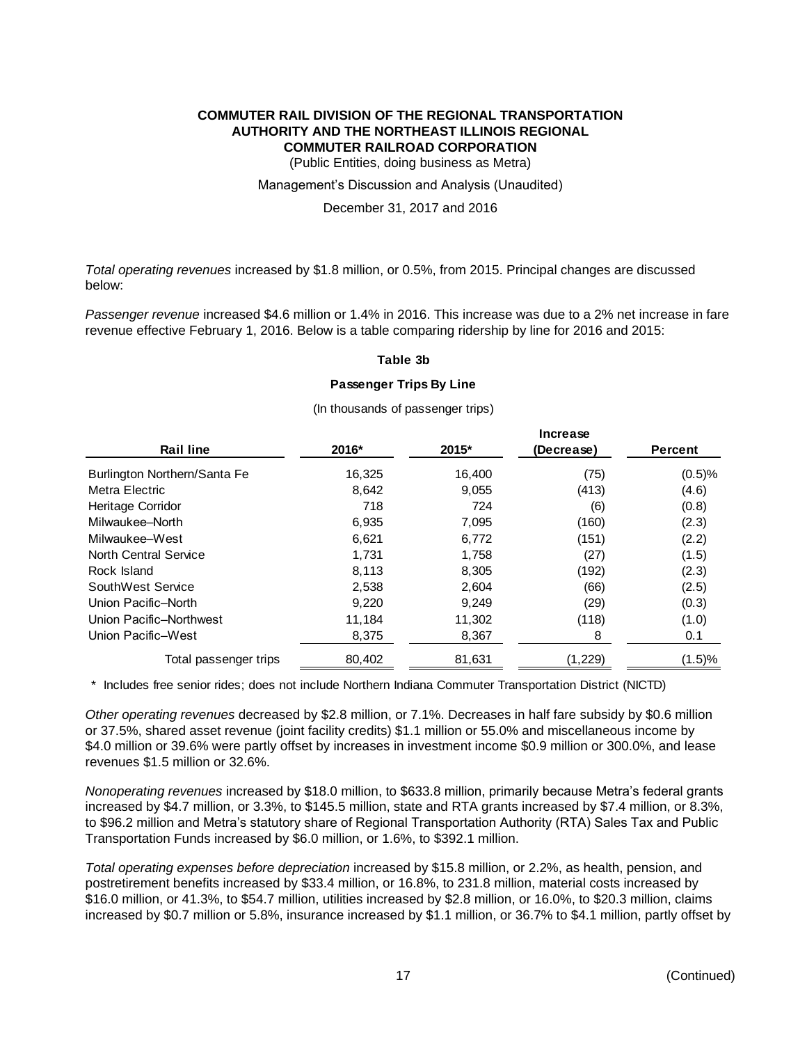*Total operating revenues* increased by $1.8 million, or 0.5%, from 2015. Principal changes are discussed below:

*Passenger revenue* increased $4.6 million or 1.4% in 2016. This increase was due to a 2% net increase in fare revenue effective February 1, 2016. Below is a table comparing ridership by line for 2016 and 2015:

**Table 3b**

**Passenger Trips By Line**

(In thousands of passenger trips)

| Rail line | 2016* | 2015* | Increase (Decrease) | Percent |
|---|---|---|---|---|
| Burlington Northern/Santa Fe | 16,325 | 16,400 | (75) | (0.5)% |
| Metra Electric | 8,642 | 9,055 | (413) | (4.6) |
| Heritage Corridor | 718 | 724 | (6) | (0.8) |
| Milwaukee–North | 6,935 | 7,095 | (160) | (2.3) |
| Milwaukee–West | 6,621 | 6,772 | (151) | (2.2) |
| North Central Service | 1,731 | 1,758 | (27) | (1.5) |
| Rock Island | 8,113 | 8,305 | (192) | (2.3) |
| SouthWest Service | 2,538 | 2,604 | (66) | (2.5) |
| Union Pacific–North | 9,220 | 9,249 | (29) | (0.3) |
| Union Pacific–Northwest | 11,184 | 11,302 | (118) | (1.0) |
| Union Pacific–West | 8,375 | 8,367 | 8 | 0.1 |
| Total passenger trips | 80,402 | 81,631 | (1,229) | (1.5)% |

\* Includes free senior rides; does not include Northern Indiana Commuter Transportation District (NICTD)

*Other operating revenues* decreased by $2.8 million, or 7.1%. Decreases in half fare subsidy by $0.6 million or 37.5%, shared asset revenue (joint facility credits) $1.1 million or 55.0% and miscellaneous income by $4.0 million or 39.6% were partly offset by increases in investment income $0.9 million or 300.0%, and lease revenues $1.5 million or 32.6%.

*Nonoperating revenues* increased by $18.0 million, to $633.8 million, primarily because Metra's federal grants increased by $4.7 million, or 3.3%, to $145.5 million, state and RTA grants increased by $7.4 million, or 8.3%, to $96.2 million and Metra's statutory share of Regional Transportation Authority (RTA) Sales Tax and Public Transportation Funds increased by $6.0 million, or 1.6%, to $392.1 million.

*Total operating expenses before depreciation* increased by $15.8 million, or 2.2%, as health, pension, and postretirement benefits increased by $33.4 million, or 16.8%, to 231.8 million, material costs increased by $16.0 million, or 41.3%, to $54.7 million, utilities increased by $2.8 million, or 16.0%, to $20.3 million, claims increased by $0.7 million or 5.8%, insurance increased by $1.1 million, or 36.7% to $4.1 million, partly offset by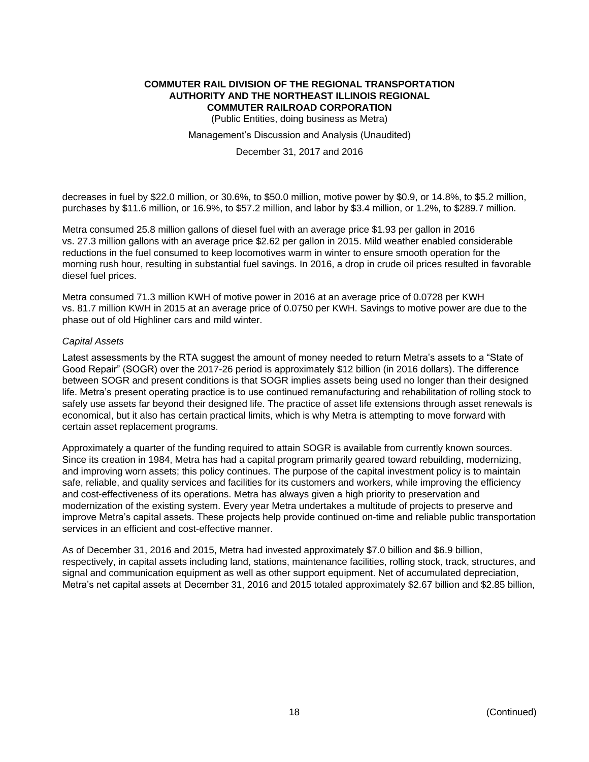decreases in fuel by $22.0 million, or 30.6%, to $50.0 million, motive power by $0.9, or 14.8%, to $5.2 million, purchases by $11.6 million, or 16.9%, to $57.2 million, and labor by $3.4 million, or 1.2%, to $289.7 million.

Metra consumed 25.8 million gallons of diesel fuel with an average price $1.93 per gallon in 2016 vs. 27.3 million gallons with an average price $2.62 per gallon in 2015. Mild weather enabled considerable reductions in the fuel consumed to keep locomotives warm in winter to ensure smooth operation for the morning rush hour, resulting in substantial fuel savings. In 2016, a drop in crude oil prices resulted in favorable diesel fuel prices.

Metra consumed 71.3 million KWH of motive power in 2016 at an average price of 0.0728 per KWH vs. 81.7 million KWH in 2015 at an average price of 0.0750 per KWH. Savings to motive power are due to the phase out of old Highliner cars and mild winter.

*Capital Assets*

Latest assessments by the RTA suggest the amount of money needed to return Metra's assets to a "State of Good Repair" (SOGR) over the 2017-26 period is approximately $12 billion (in 2016 dollars). The difference between SOGR and present conditions is that SOGR implies assets being used no longer than their designed life. Metra's present operating practice is to use continued remanufacturing and rehabilitation of rolling stock to safely use assets far beyond their designed life. The practice of asset life extensions through asset renewals is economical, but it also has certain practical limits, which is why Metra is attempting to move forward with certain asset replacement programs.

Approximately a quarter of the funding required to attain SOGR is available from currently known sources. Since its creation in 1984, Metra has had a capital program primarily geared toward rebuilding, modernizing, and improving worn assets; this policy continues. The purpose of the capital investment policy is to maintain safe, reliable, and quality services and facilities for its customers and workers, while improving the efficiency and cost-effectiveness of its operations. Metra has always given a high priority to preservation and modernization of the existing system. Every year Metra undertakes a multitude of projects to preserve and improve Metra's capital assets. These projects help provide continued on-time and reliable public transportation services in an efficient and cost-effective manner.

As of December 31, 2016 and 2015, Metra had invested approximately $7.0 billion and $6.9 billion, respectively, in capital assets including land, stations, maintenance facilities, rolling stock, track, structures, and signal and communication equipment as well as other support equipment. Net of accumulated depreciation, Metra's net capital assets at December 31, 2016 and 2015 totaled approximately $2.67 billion and $2.85 billion,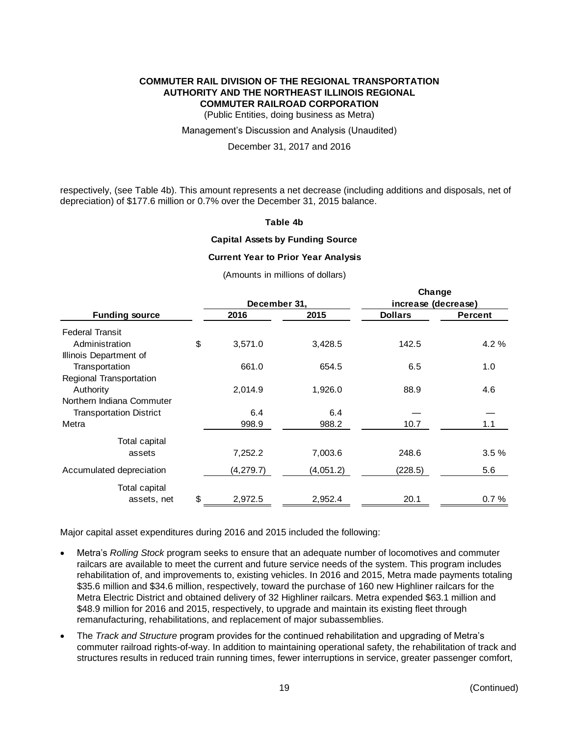respectively, (see Table 4b). This amount represents a net decrease (including additions and disposals, net of depreciation) of $177.6 million or 0.7% over the December 31, 2015 balance.

**Table 4b**

**Capital Assets by Funding Source**

**Current Year to Prior Year Analysis**

(Amounts in millions of dollars)

| Funding source | December 31, | | Change increase (decrease) | |
|---|---|---|---|---|
| | 2016 | 2015 | Dollars | Percent |
| Federal Transit Administration | $ 3,571.0 | 3,428.5 | 142.5 | 4.2 % |
| Illinois Department of Transportation | 661.0 | 654.5 | 6.5 | 1.0 |
| Regional Transportation Authority | 2,014.9 | 1,926.0 | 88.9 | 4.6 |
| Northern Indiana Commuter Transportation District | 6.4 | 6.4 | — | — |
| Metra | 998.9 | 988.2 | 10.7 | 1.1 |
| Total capital assets | 7,252.2 | 7,003.6 | 248.6 | 3.5 % |
| Accumulated depreciation | (4,279.7) | (4,051.2) | (228.5) | 5.6 |
| Total capital assets, net | $ 2,972.5 | 2,952.4 | 20.1 | 0.7 % |

Major capital asset expenditures during 2016 and 2015 included the following:

- Metra's *Rolling Stock* program seeks to ensure that an adequate number of locomotives and commuter railcars are available to meet the current and future service needs of the system. This program includes rehabilitation of, and improvements to, existing vehicles. In 2016 and 2015, Metra made payments totaling $35.6 million and $34.6 million, respectively, toward the purchase of 160 new Highliner railcars for the Metra Electric District and obtained delivery of 32 Highliner railcars. Metra expended $63.1 million and $48.9 million for 2016 and 2015, respectively, to upgrade and maintain its existing fleet through remanufacturing, rehabilitations, and replacement of major subassemblies.
- The *Track and Structure* program provides for the continued rehabilitation and upgrading of Metra's commuter railroad rights-of-way. In addition to maintaining operational safety, the rehabilitation of track and structures results in reduced train running times, fewer interruptions in service, greater passenger comfort,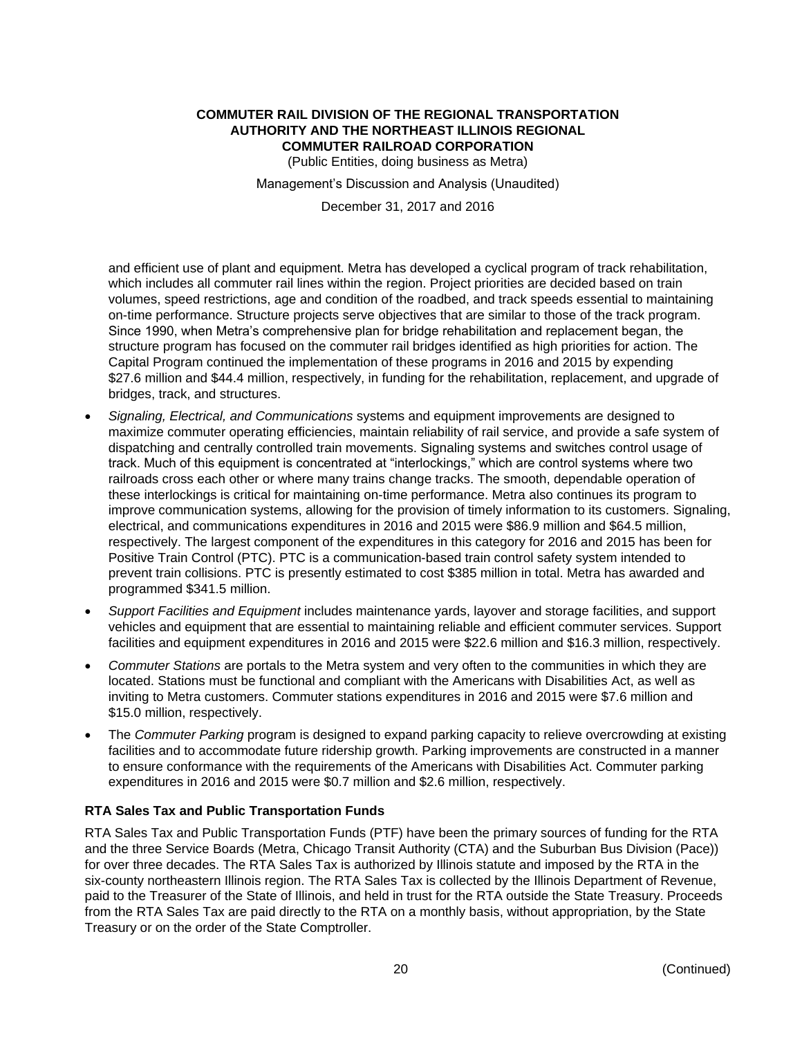and efficient use of plant and equipment. Metra has developed a cyclical program of track rehabilitation, which includes all commuter rail lines within the region. Project priorities are decided based on train volumes, speed restrictions, age and condition of the roadbed, and track speeds essential to maintaining on-time performance. Structure projects serve objectives that are similar to those of the track program. Since 1990, when Metra's comprehensive plan for bridge rehabilitation and replacement began, the structure program has focused on the commuter rail bridges identified as high priorities for action. The Capital Program continued the implementation of these programs in 2016 and 2015 by expending $27.6 million and $44.4 million, respectively, in funding for the rehabilitation, replacement, and upgrade of bridges, track, and structures.

- *Signaling, Electrical, and Communications* systems and equipment improvements are designed to maximize commuter operating efficiencies, maintain reliability of rail service, and provide a safe system of dispatching and centrally controlled train movements. Signaling systems and switches control usage of track. Much of this equipment is concentrated at "interlockings," which are control systems where two railroads cross each other or where many trains change tracks. The smooth, dependable operation of these interlockings is critical for maintaining on-time performance. Metra also continues its program to improve communication systems, allowing for the provision of timely information to its customers. Signaling, electrical, and communications expenditures in 2016 and 2015 were $86.9 million and $64.5 million, respectively. The largest component of the expenditures in this category for 2016 and 2015 has been for Positive Train Control (PTC). PTC is a communication-based train control safety system intended to prevent train collisions. PTC is presently estimated to cost $385 million in total. Metra has awarded and programmed $341.5 million.
- *Support Facilities and Equipment* includes maintenance yards, layover and storage facilities, and support vehicles and equipment that are essential to maintaining reliable and efficient commuter services. Support facilities and equipment expenditures in 2016 and 2015 were $22.6 million and $16.3 million, respectively.
- *Commuter Stations* are portals to the Metra system and very often to the communities in which they are located. Stations must be functional and compliant with the Americans with Disabilities Act, as well as inviting to Metra customers. Commuter stations expenditures in 2016 and 2015 were $7.6 million and $15.0 million, respectively.
- The *Commuter Parking* program is designed to expand parking capacity to relieve overcrowding at existing facilities and to accommodate future ridership growth. Parking improvements are constructed in a manner to ensure conformance with the requirements of the Americans with Disabilities Act. Commuter parking expenditures in 2016 and 2015 were $0.7 million and $2.6 million, respectively.

### RTA Sales Tax and Public Transportation Funds

RTA Sales Tax and Public Transportation Funds (PTF) have been the primary sources of funding for the RTA and the three Service Boards (Metra, Chicago Transit Authority (CTA) and the Suburban Bus Division (Pace)) for over three decades. The RTA Sales Tax is authorized by Illinois statute and imposed by the RTA in the six-county northeastern Illinois region. The RTA Sales Tax is collected by the Illinois Department of Revenue, paid to the Treasurer of the State of Illinois, and held in trust for the RTA outside the State Treasury. Proceeds from the RTA Sales Tax are paid directly to the RTA on a monthly basis, without appropriation, by the State Treasury or on the order of the State Comptroller.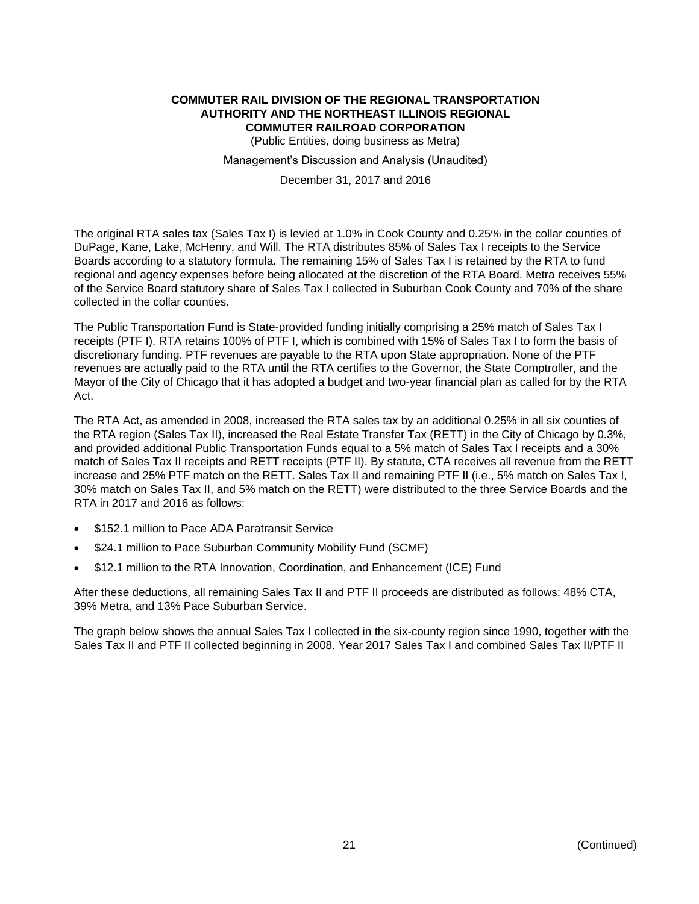The original RTA sales tax (Sales Tax I) is levied at 1.0% in Cook County and 0.25% in the collar counties of DuPage, Kane, Lake, McHenry, and Will. The RTA distributes 85% of Sales Tax I receipts to the Service Boards according to a statutory formula. The remaining 15% of Sales Tax I is retained by the RTA to fund regional and agency expenses before being allocated at the discretion of the RTA Board. Metra receives 55% of the Service Board statutory share of Sales Tax I collected in Suburban Cook County and 70% of the share collected in the collar counties.

The Public Transportation Fund is State-provided funding initially comprising a 25% match of Sales Tax I receipts (PTF I). RTA retains 100% of PTF I, which is combined with 15% of Sales Tax I to form the basis of discretionary funding. PTF revenues are payable to the RTA upon State appropriation. None of the PTF revenues are actually paid to the RTA until the RTA certifies to the Governor, the State Comptroller, and the Mayor of the City of Chicago that it has adopted a budget and two-year financial plan as called for by the RTA Act.

The RTA Act, as amended in 2008, increased the RTA sales tax by an additional 0.25% in all six counties of the RTA region (Sales Tax II), increased the Real Estate Transfer Tax (RETT) in the City of Chicago by 0.3%, and provided additional Public Transportation Funds equal to a 5% match of Sales Tax I receipts and a 30% match of Sales Tax II receipts and RETT receipts (PTF II). By statute, CTA receives all revenue from the RETT increase and 25% PTF match on the RETT. Sales Tax II and remaining PTF II (i.e., 5% match on Sales Tax I, 30% match on Sales Tax II, and 5% match on the RETT) were distributed to the three Service Boards and the RTA in 2017 and 2016 as follows:

- $152.1 million to Pace ADA Paratransit Service
- $24.1 million to Pace Suburban Community Mobility Fund (SCMF)
- $12.1 million to the RTA Innovation, Coordination, and Enhancement (ICE) Fund

After these deductions, all remaining Sales Tax II and PTF II proceeds are distributed as follows: 48% CTA, 39% Metra, and 13% Pace Suburban Service.

The graph below shows the annual Sales Tax I collected in the six-county region since 1990, together with the Sales Tax II and PTF II collected beginning in 2008. Year 2017 Sales Tax I and combined Sales Tax II/PTF II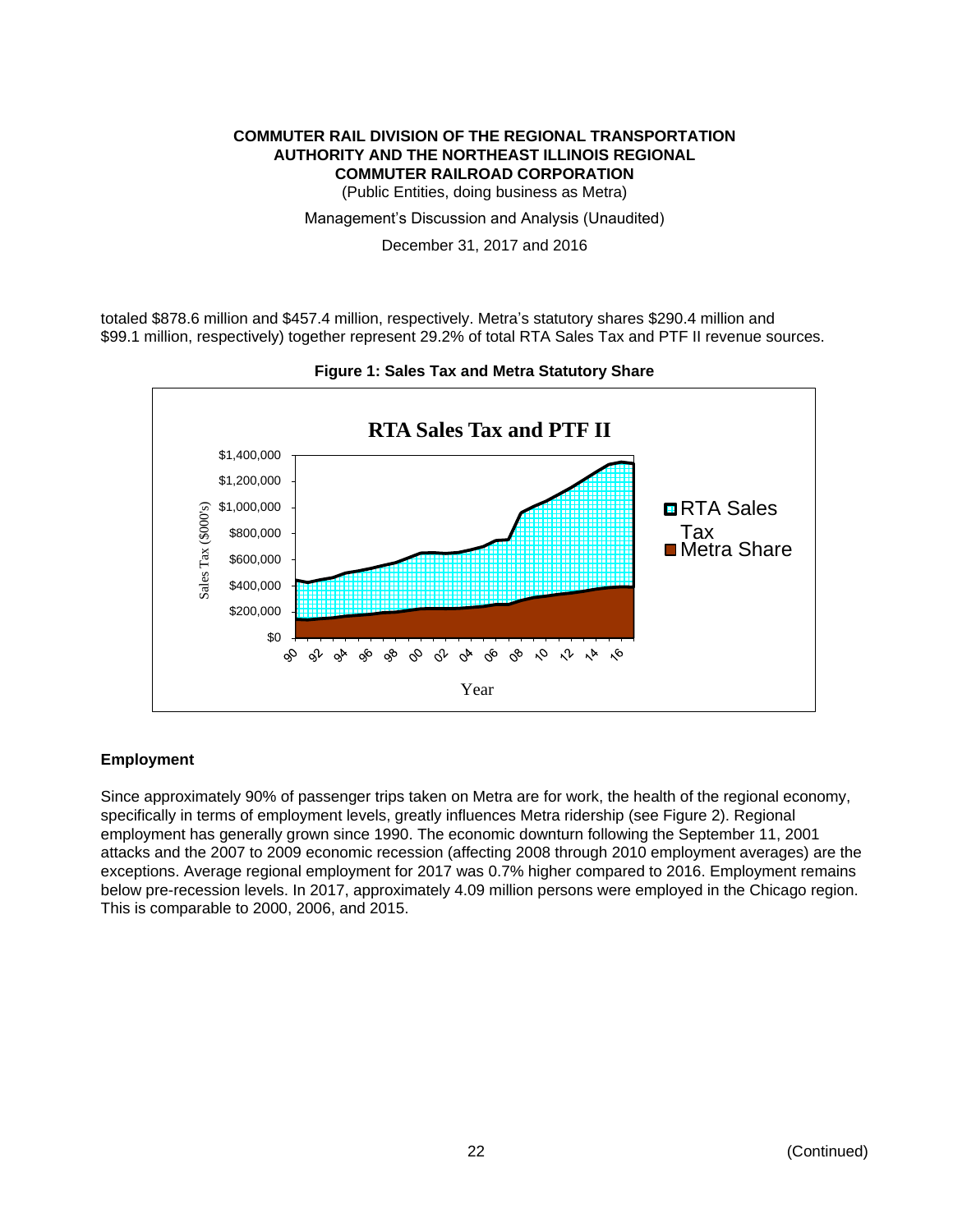totaled $878.6 million and $457.4 million, respectively. Metra's statutory shares $290.4 million and $99.1 million, respectively) together represent 29.2% of total RTA Sales Tax and PTF II revenue sources.

**Figure 1: Sales Tax and Metra Statutory Share**

## Employment

Since approximately 90% of passenger trips taken on Metra are for work, the health of the regional economy, specifically in terms of employment levels, greatly influences Metra ridership (see Figure 2). Regional employment has generally grown since 1990. The economic downturn following the September 11, 2001 attacks and the 2007 to 2009 economic recession (affecting 2008 through 2010 employment averages) are the exceptions. Average regional employment for 2017 was 0.7% higher compared to 2016. Employment remains below pre-recession levels. In 2017, approximately 4.09 million persons were employed in the Chicago region. This is comparable to 2000, 2006, and 2015.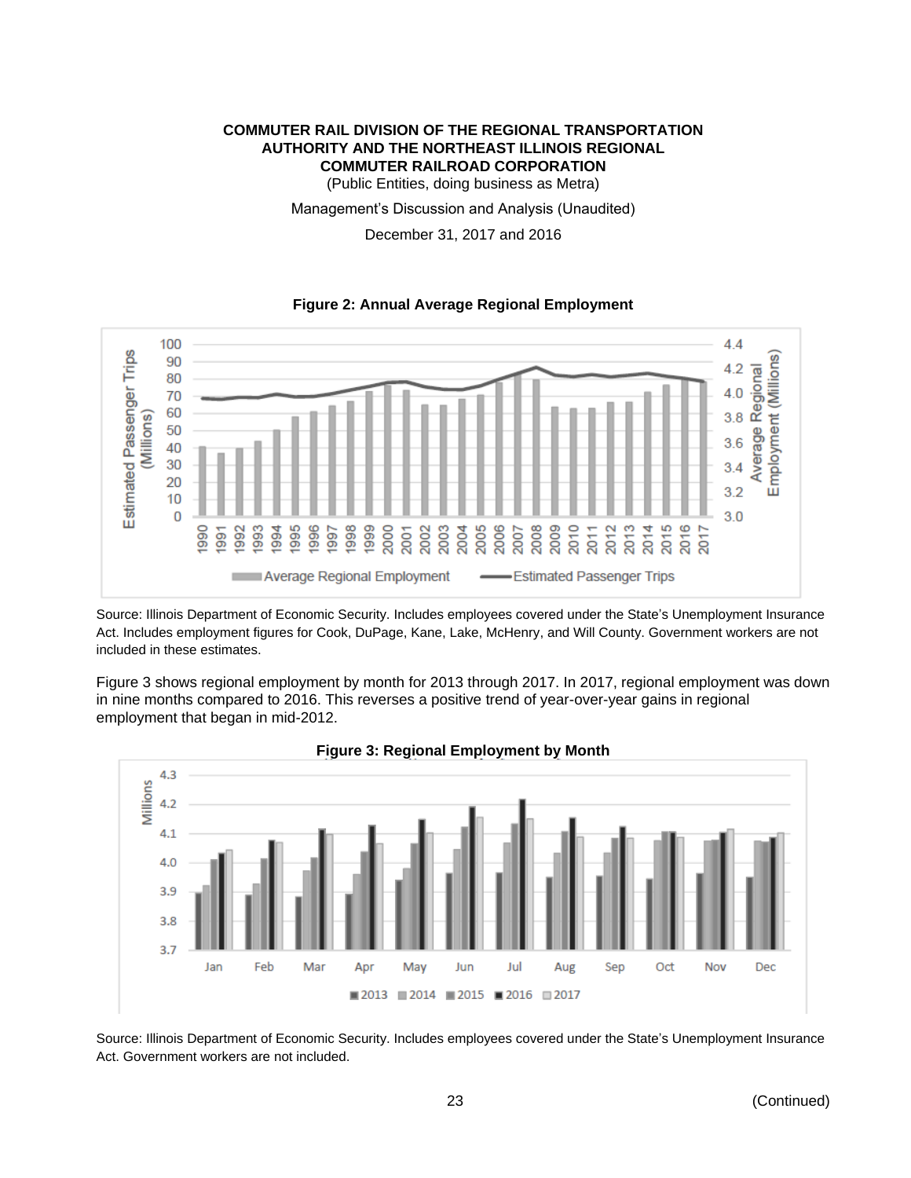**Figure 2: Annual Average Regional Employment**

Source: Illinois Department of Economic Security. Includes employees covered under the State's Unemployment Insurance Act. Includes employment figures for Cook, DuPage, Kane, Lake, McHenry, and Will County. Government workers are not included in these estimates.

Figure 3 shows regional employment by month for 2013 through 2017. In 2017, regional employment was down in nine months compared to 2016. This reverses a positive trend of year-over-year gains in regional employment that began in mid-2012.

**Figure 3: Regional Employment by Month**

Source: Illinois Department of Economic Security. Includes employees covered under the State's Unemployment Insurance Act. Government workers are not included.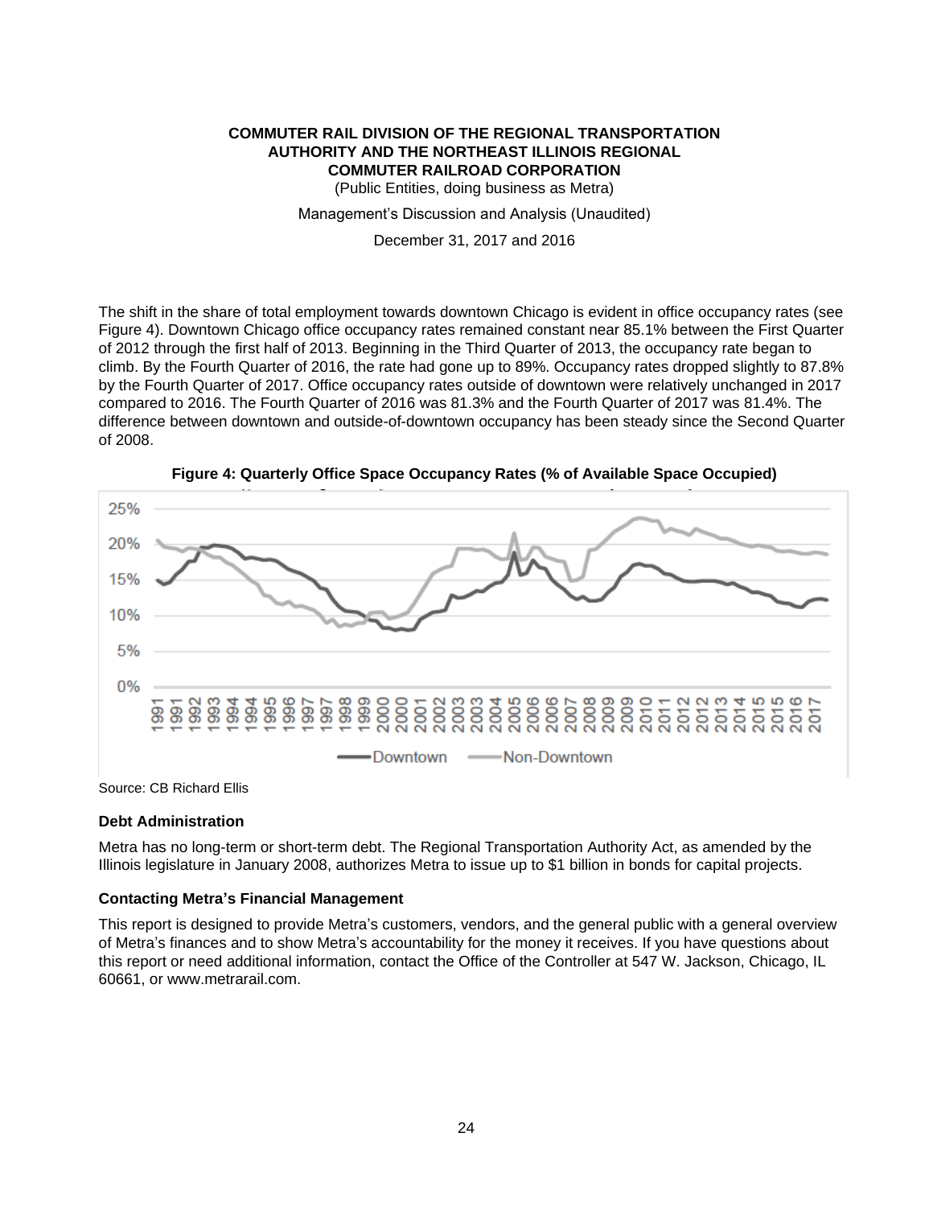The shift in the share of total employment towards downtown Chicago is evident in office occupancy rates (see Figure 4). Downtown Chicago office occupancy rates remained constant near 85.1% between the First Quarter of 2012 through the first half of 2013. Beginning in the Third Quarter of 2013, the occupancy rate began to climb. By the Fourth Quarter of 2016, the rate had gone up to 89%. Occupancy rates dropped slightly to 87.8% by the Fourth Quarter of 2017. Office occupancy rates outside of downtown were relatively unchanged in 2017 compared to 2016. The Fourth Quarter of 2016 was 81.3% and the Fourth Quarter of 2017 was 81.4%. The difference between downtown and outside-of-downtown occupancy has been steady since the Second Quarter of 2008.

**Figure 4: Quarterly Office Space Occupancy Rates (% of Available Space Occupied)**

Source: CB Richard Ellis

### Debt Administration

Metra has no long-term or short-term debt. The Regional Transportation Authority Act, as amended by the Illinois legislature in January 2008, authorizes Metra to issue up to $1 billion in bonds for capital projects.

### Contacting Metra's Financial Management

This report is designed to provide Metra's customers, vendors, and the general public with a general overview of Metra's finances and to show Metra's accountability for the money it receives. If you have questions about this report or need additional information, contact the Office of the Controller at 547 W. Jackson, Chicago, IL 60661, or www.metrarail.com.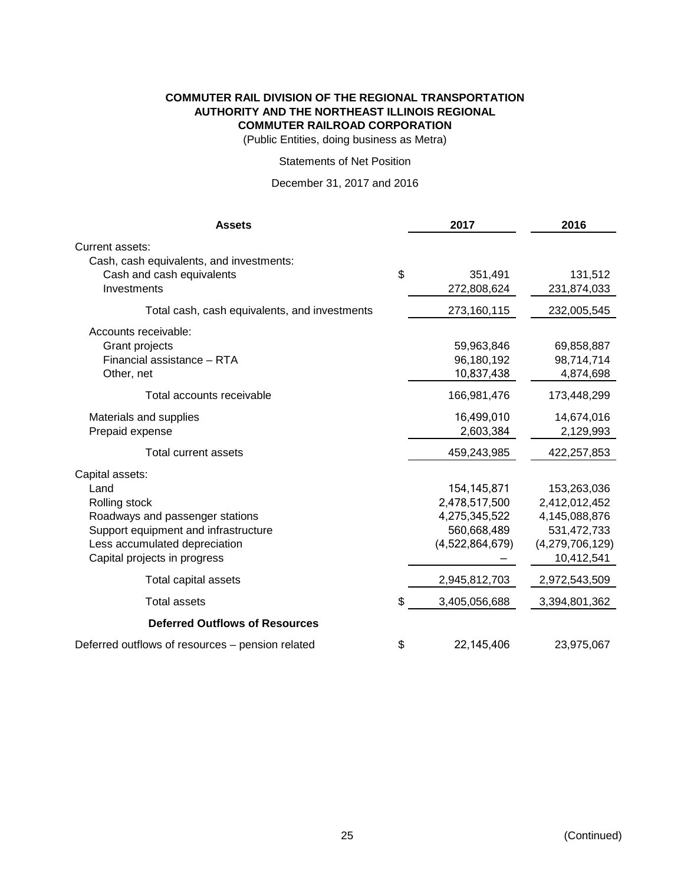**COMMUTER RAIL DIVISION OF THE REGIONAL TRANSPORTATION AUTHORITY AND THE NORTHEAST ILLINOIS REGIONAL COMMUTER RAILROAD CORPORATION**

(Public Entities, doing business as Metra)

Statements of Net Position

December 31, 2017 and 2016

| Assets | | 2017 | 2016 |
|---|---|---|---|
| Current assets: | | | |
| Cash, cash equivalents, and investments: | | | |
| Cash and cash equivalents | $ | 351,491 | 131,512 |
| Investments | | 272,808,624 | 231,874,033 |
| Total cash, cash equivalents, and investments | | 273,160,115 | 232,005,545 |
| Accounts receivable: | | | |
| Grant projects | | 59,963,846 | 69,858,887 |
| Financial assistance – RTA | | 96,180,192 | 98,714,714 |
| Other, net | | 10,837,438 | 4,874,698 |
| Total accounts receivable | | 166,981,476 | 173,448,299 |
| Materials and supplies | | 16,499,010 | 14,674,016 |
| Prepaid expense | | 2,603,384 | 2,129,993 |
| Total current assets | | 459,243,985 | 422,257,853 |
| Capital assets: | | | |
| Land | | 154,145,871 | 153,263,036 |
| Rolling stock | | 2,478,517,500 | 2,412,012,452 |
| Roadways and passenger stations | | 4,275,345,522 | 4,145,088,876 |
| Support equipment and infrastructure | | 560,668,489 | 531,472,733 |
| Less accumulated depreciation | | (4,522,864,679) | (4,279,706,129) |
| Capital projects in progress | | – | 10,412,541 |
| Total capital assets | | 2,945,812,703 | 2,972,543,509 |
| Total assets | $ | 3,405,056,688 | 3,394,801,362 |
| **Deferred Outflows of Resources** | | | |
| Deferred outflows of resources – pension related | $ | 22,145,406 | 23,975,067 |

(Continued)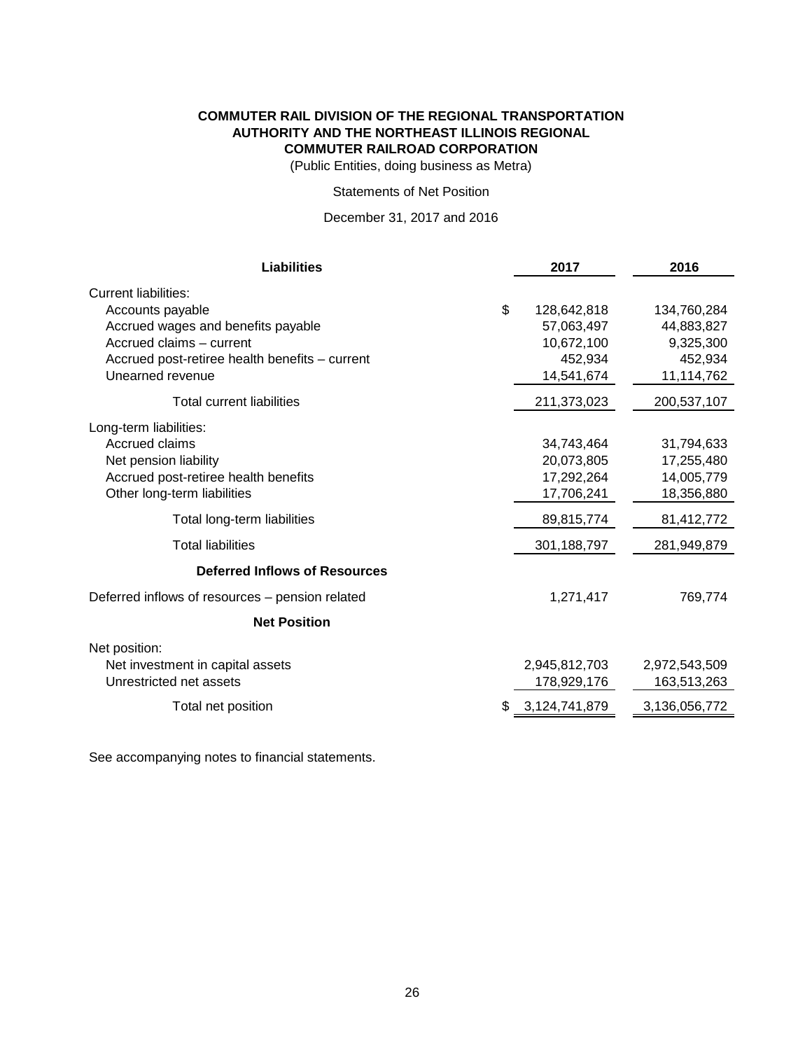**COMMUTER RAIL DIVISION OF THE REGIONAL TRANSPORTATION AUTHORITY AND THE NORTHEAST ILLINOIS REGIONAL COMMUTER RAILROAD CORPORATION**

(Public Entities, doing business as Metra)

Statements of Net Position

December 31, 2017 and 2016

| **Liabilities** | **2017** | **2016** |
|---|---|---|
| Current liabilities: | | |
| Accounts payable | $ 128,642,818 | 134,760,284 |
| Accrued wages and benefits payable | 57,063,497 | 44,883,827 |
| Accrued claims – current | 10,672,100 | 9,325,300 |
| Accrued post-retiree health benefits – current | 452,934 | 452,934 |
| Unearned revenue | 14,541,674 | 11,114,762 |
| Total current liabilities | 211,373,023 | 200,537,107 |
| Long-term liabilities: | | |
| Accrued claims | 34,743,464 | 31,794,633 |
| Net pension liability | 20,073,805 | 17,255,480 |
| Accrued post-retiree health benefits | 17,292,264 | 14,005,779 |
| Other long-term liabilities | 17,706,241 | 18,356,880 |
| Total long-term liabilities | 89,815,774 | 81,412,772 |
| Total liabilities | 301,188,797 | 281,949,879 |
| **Deferred Inflows of Resources** | | |
| Deferred inflows of resources – pension related | 1,271,417 | 769,774 |
| **Net Position** | | |
| Net position: | | |
| Net investment in capital assets | 2,945,812,703 | 2,972,543,509 |
| Unrestricted net assets | 178,929,176 | 163,513,263 |
| Total net position | $ 3,124,741,879 | 3,136,056,772 |

See accompanying notes to financial statements.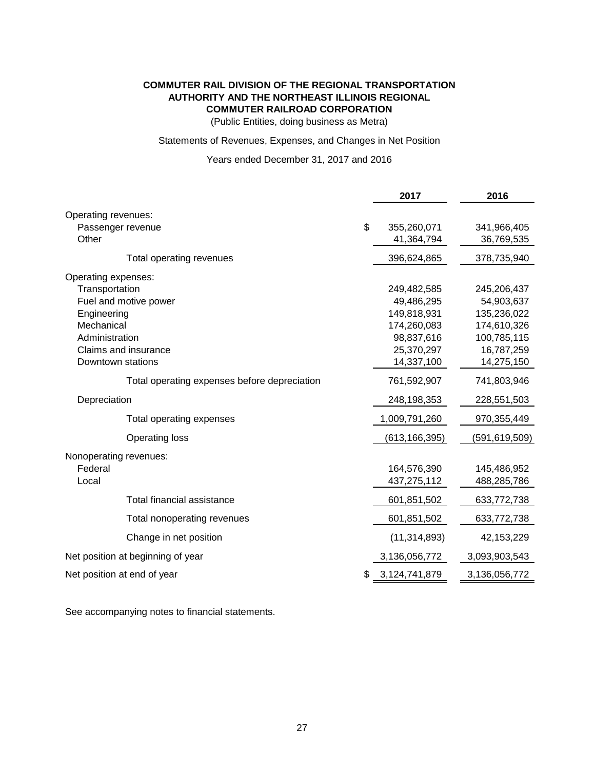**COMMUTER RAIL DIVISION OF THE REGIONAL TRANSPORTATION AUTHORITY AND THE NORTHEAST ILLINOIS REGIONAL COMMUTER RAILROAD CORPORATION**

(Public Entities, doing business as Metra)

Statements of Revenues, Expenses, and Changes in Net Position

Years ended December 31, 2017 and 2016

| | 2017 | 2016 |
|---|---|---|
| Operating revenues: | | |
| Passenger revenue | $ 355,260,071 | 341,966,405 |
| Other | 41,364,794 | 36,769,535 |
| Total operating revenues | 396,624,865 | 378,735,940 |
| Operating expenses: | | |
| Transportation | 249,482,585 | 245,206,437 |
| Fuel and motive power | 49,486,295 | 54,903,637 |
| Engineering | 149,818,931 | 135,236,022 |
| Mechanical | 174,260,083 | 174,610,326 |
| Administration | 98,837,616 | 100,785,115 |
| Claims and insurance | 25,370,297 | 16,787,259 |
| Downtown stations | 14,337,100 | 14,275,150 |
| Total operating expenses before depreciation | 761,592,907 | 741,803,946 |
| Depreciation | 248,198,353 | 228,551,503 |
| Total operating expenses | 1,009,791,260 | 970,355,449 |
| Operating loss | (613,166,395) | (591,619,509) |
| Nonoperating revenues: | | |
| Federal | 164,576,390 | 145,486,952 |
| Local | 437,275,112 | 488,285,786 |
| Total financial assistance | 601,851,502 | 633,772,738 |
| Total nonoperating revenues | 601,851,502 | 633,772,738 |
| Change in net position | (11,314,893) | 42,153,229 |
| Net position at beginning of year | 3,136,056,772 | 3,093,903,543 |
| Net position at end of year | $ 3,124,741,879 | 3,136,056,772 |

See accompanying notes to financial statements.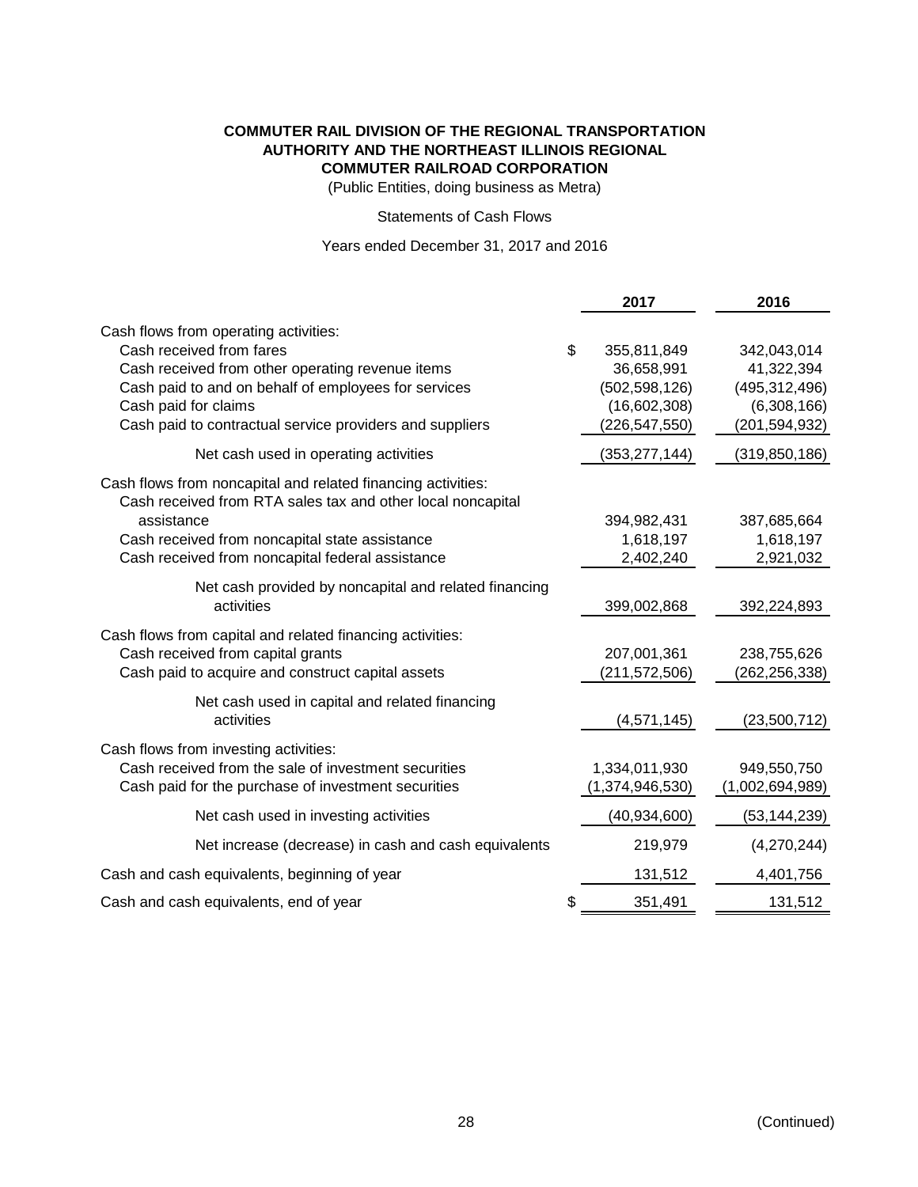**COMMUTER RAIL DIVISION OF THE REGIONAL TRANSPORTATION AUTHORITY AND THE NORTHEAST ILLINOIS REGIONAL COMMUTER RAILROAD CORPORATION**

(Public Entities, doing business as Metra)

Statements of Cash Flows

Years ended December 31, 2017 and 2016

| | 2017 | 2016 |
|---|---|---|
| Cash flows from operating activities: | | |
| Cash received from fares | $ 355,811,849 | 342,043,014 |
| Cash received from other operating revenue items | 36,658,991 | 41,322,394 |
| Cash paid to and on behalf of employees for services | (502,598,126) | (495,312,496) |
| Cash paid for claims | (16,602,308) | (6,308,166) |
| Cash paid to contractual service providers and suppliers | (226,547,550) | (201,594,932) |
| Net cash used in operating activities | (353,277,144) | (319,850,186) |
| Cash flows from noncapital and related financing activities: | | |
| Cash received from RTA sales tax and other local noncapital assistance | 394,982,431 | 387,685,664 |
| Cash received from noncapital state assistance | 1,618,197 | 1,618,197 |
| Cash received from noncapital federal assistance | 2,402,240 | 2,921,032 |
| Net cash provided by noncapital and related financing activities | 399,002,868 | 392,224,893 |
| Cash flows from capital and related financing activities: | | |
| Cash received from capital grants | 207,001,361 | 238,755,626 |
| Cash paid to acquire and construct capital assets | (211,572,506) | (262,256,338) |
| Net cash used in capital and related financing activities | (4,571,145) | (23,500,712) |
| Cash flows from investing activities: | | |
| Cash received from the sale of investment securities | 1,334,011,930 | 949,550,750 |
| Cash paid for the purchase of investment securities | (1,374,946,530) | (1,002,694,989) |
| Net cash used in investing activities | (40,934,600) | (53,144,239) |
| Net increase (decrease) in cash and cash equivalents | 219,979 | (4,270,244) |
| Cash and cash equivalents, beginning of year | 131,512 | 4,401,756 |
| Cash and cash equivalents, end of year | $ 351,491 | 131,512 |

(Continued)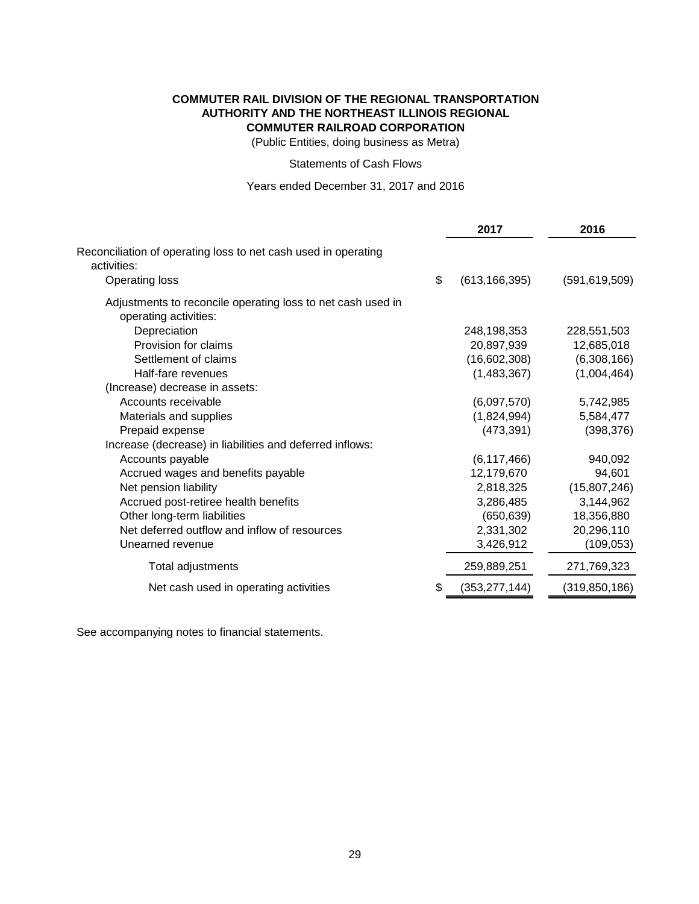**COMMUTER RAIL DIVISION OF THE REGIONAL TRANSPORTATION AUTHORITY AND THE NORTHEAST ILLINOIS REGIONAL COMMUTER RAILROAD CORPORATION**

(Public Entities, doing business as Metra)

Statements of Cash Flows

Years ended December 31, 2017 and 2016

| | 2017 | 2016 |
|---|---|---|
| Reconciliation of operating loss to net cash used in operating activities: | | |
| Operating loss | $ (613,166,395) | (591,619,509) |
| Adjustments to reconcile operating loss to net cash used in operating activities: | | |
| Depreciation | 248,198,353 | 228,551,503 |
| Provision for claims | 20,897,939 | 12,685,018 |
| Settlement of claims | (16,602,308) | (6,308,166) |
| Half-fare revenues | (1,483,367) | (1,004,464) |
| (Increase) decrease in assets: | | |
| Accounts receivable | (6,097,570) | 5,742,985 |
| Materials and supplies | (1,824,994) | 5,584,477 |
| Prepaid expense | (473,391) | (398,376) |
| Increase (decrease) in liabilities and deferred inflows: | | |
| Accounts payable | (6,117,466) | 940,092 |
| Accrued wages and benefits payable | 12,179,670 | 94,601 |
| Net pension liability | 2,818,325 | (15,807,246) |
| Accrued post-retiree health benefits | 3,286,485 | 3,144,962 |
| Other long-term liabilities | (650,639) | 18,356,880 |
| Net deferred outflow and inflow of resources | 2,331,302 | 20,296,110 |
| Unearned revenue | 3,426,912 | (109,053) |
| Total adjustments | 259,889,251 | 271,769,323 |
| Net cash used in operating activities | $ (353,277,144) | (319,850,186) |

See accompanying notes to financial statements.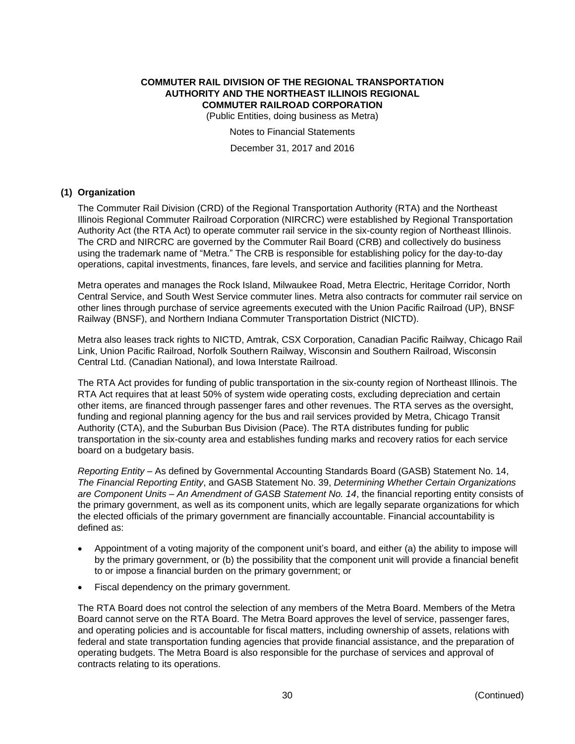# COMMUTER RAIL DIVISION OF THE REGIONAL TRANSPORTATION AUTHORITY AND THE NORTHEAST ILLINOIS REGIONAL COMMUTER RAILROAD CORPORATION

(Public Entities, doing business as Metra)

Notes to Financial Statements

December 31, 2017 and 2016

## (1) Organization

The Commuter Rail Division (CRD) of the Regional Transportation Authority (RTA) and the Northeast Illinois Regional Commuter Railroad Corporation (NIRCRC) were established by Regional Transportation Authority Act (the RTA Act) to operate commuter rail service in the six-county region of Northeast Illinois. The CRD and NIRCRC are governed by the Commuter Rail Board (CRB) and collectively do business using the trademark name of "Metra." The CRB is responsible for establishing policy for the day-to-day operations, capital investments, finances, fare levels, and service and facilities planning for Metra.

Metra operates and manages the Rock Island, Milwaukee Road, Metra Electric, Heritage Corridor, North Central Service, and South West Service commuter lines. Metra also contracts for commuter rail service on other lines through purchase of service agreements executed with the Union Pacific Railroad (UP), BNSF Railway (BNSF), and Northern Indiana Commuter Transportation District (NICTD).

Metra also leases track rights to NICTD, Amtrak, CSX Corporation, Canadian Pacific Railway, Chicago Rail Link, Union Pacific Railroad, Norfolk Southern Railway, Wisconsin and Southern Railroad, Wisconsin Central Ltd. (Canadian National), and Iowa Interstate Railroad.

The RTA Act provides for funding of public transportation in the six-county region of Northeast Illinois. The RTA Act requires that at least 50% of system wide operating costs, excluding depreciation and certain other items, are financed through passenger fares and other revenues. The RTA serves as the oversight, funding and regional planning agency for the bus and rail services provided by Metra, Chicago Transit Authority (CTA), and the Suburban Bus Division (Pace). The RTA distributes funding for public transportation in the six-county area and establishes funding marks and recovery ratios for each service board on a budgetary basis.

*Reporting Entity* – As defined by Governmental Accounting Standards Board (GASB) Statement No. 14, *The Financial Reporting Entity*, and GASB Statement No. 39, *Determining Whether Certain Organizations are Component Units – An Amendment of GASB Statement No. 14*, the financial reporting entity consists of the primary government, as well as its component units, which are legally separate organizations for which the elected officials of the primary government are financially accountable. Financial accountability is defined as:

- Appointment of a voting majority of the component unit's board, and either (a) the ability to impose will by the primary government, or (b) the possibility that the component unit will provide a financial benefit to or impose a financial burden on the primary government; or
- Fiscal dependency on the primary government.

The RTA Board does not control the selection of any members of the Metra Board. Members of the Metra Board cannot serve on the RTA Board. The Metra Board approves the level of service, passenger fares, and operating policies and is accountable for fiscal matters, including ownership of assets, relations with federal and state transportation funding agencies that provide financial assistance, and the preparation of operating budgets. The Metra Board is also responsible for the purchase of services and approval of contracts relating to its operations.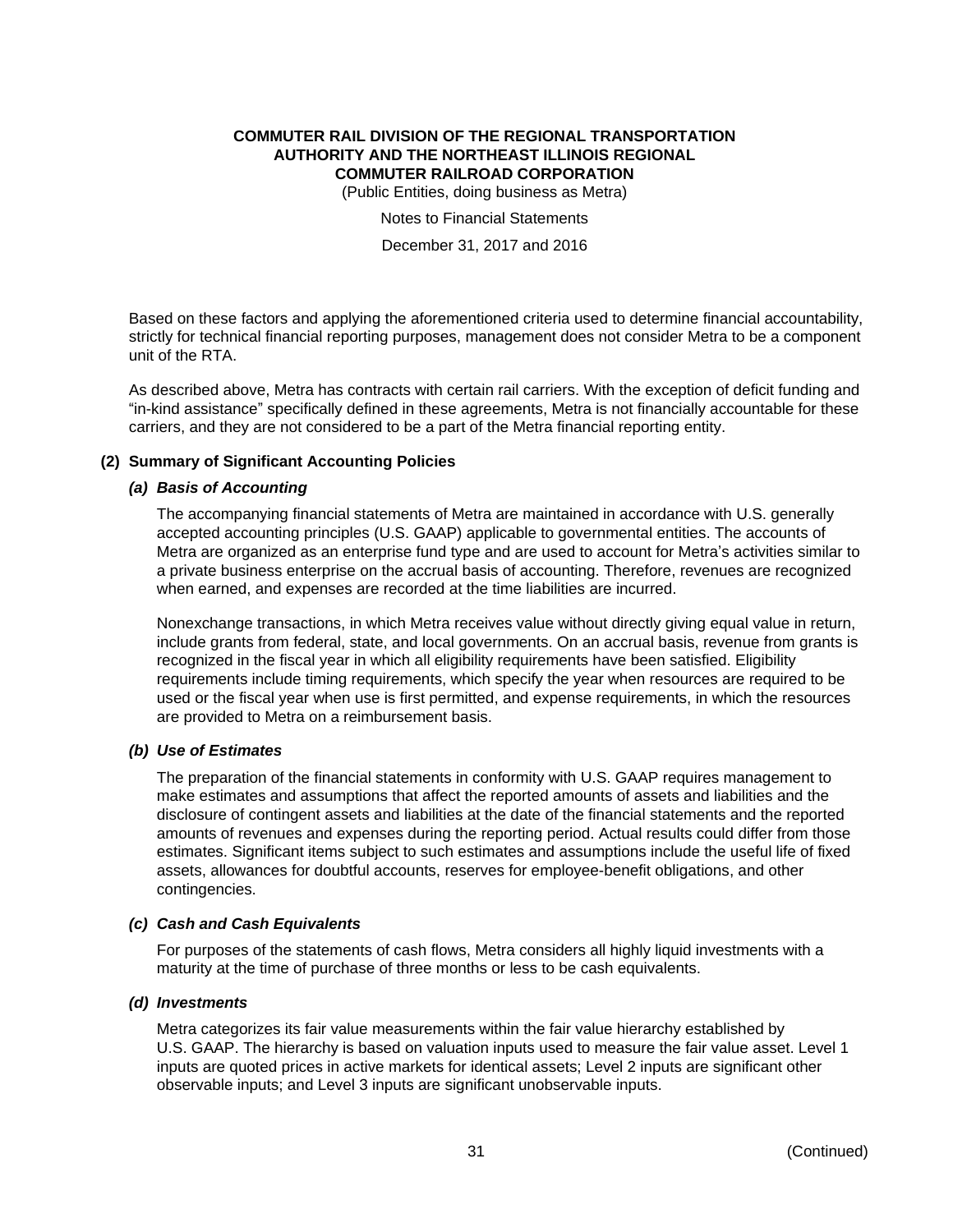Based on these factors and applying the aforementioned criteria used to determine financial accountability, strictly for technical financial reporting purposes, management does not consider Metra to be a component unit of the RTA.

As described above, Metra has contracts with certain rail carriers. With the exception of deficit funding and "in-kind assistance" specifically defined in these agreements, Metra is not financially accountable for these carriers, and they are not considered to be a part of the Metra financial reporting entity.

## (2) Summary of Significant Accounting Policies

### *(a) Basis of Accounting*

The accompanying financial statements of Metra are maintained in accordance with U.S. generally accepted accounting principles (U.S. GAAP) applicable to governmental entities. The accounts of Metra are organized as an enterprise fund type and are used to account for Metra's activities similar to a private business enterprise on the accrual basis of accounting. Therefore, revenues are recognized when earned, and expenses are recorded at the time liabilities are incurred.

Nonexchange transactions, in which Metra receives value without directly giving equal value in return, include grants from federal, state, and local governments. On an accrual basis, revenue from grants is recognized in the fiscal year in which all eligibility requirements have been satisfied. Eligibility requirements include timing requirements, which specify the year when resources are required to be used or the fiscal year when use is first permitted, and expense requirements, in which the resources are provided to Metra on a reimbursement basis.

### *(b) Use of Estimates*

The preparation of the financial statements in conformity with U.S. GAAP requires management to make estimates and assumptions that affect the reported amounts of assets and liabilities and the disclosure of contingent assets and liabilities at the date of the financial statements and the reported amounts of revenues and expenses during the reporting period. Actual results could differ from those estimates. Significant items subject to such estimates and assumptions include the useful life of fixed assets, allowances for doubtful accounts, reserves for employee-benefit obligations, and other contingencies.

### *(c) Cash and Cash Equivalents*

For purposes of the statements of cash flows, Metra considers all highly liquid investments with a maturity at the time of purchase of three months or less to be cash equivalents.

### *(d) Investments*

Metra categorizes its fair value measurements within the fair value hierarchy established by U.S. GAAP. The hierarchy is based on valuation inputs used to measure the fair value asset. Level 1 inputs are quoted prices in active markets for identical assets; Level 2 inputs are significant other observable inputs; and Level 3 inputs are significant unobservable inputs.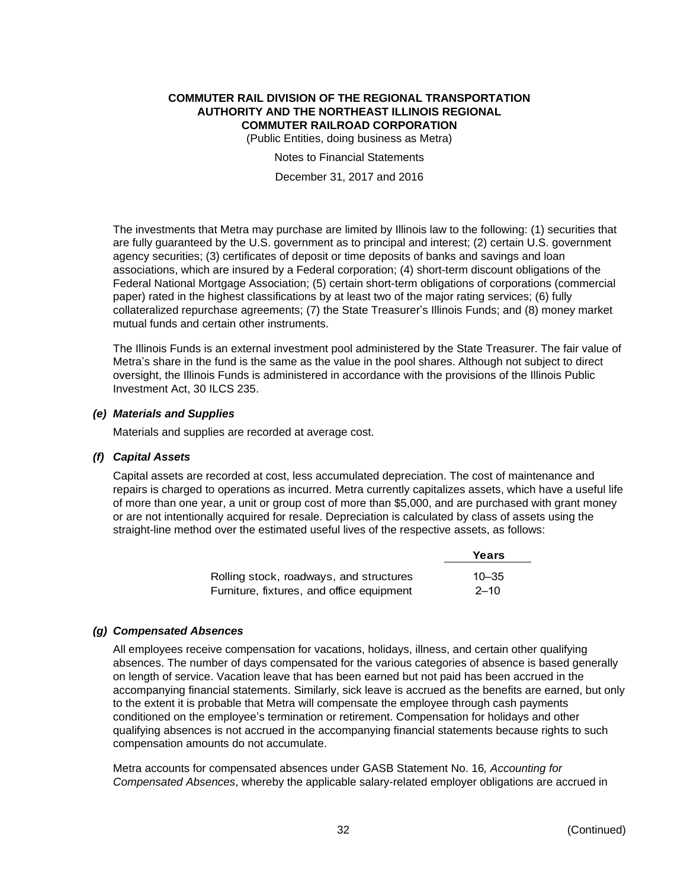The investments that Metra may purchase are limited by Illinois law to the following: (1) securities that are fully guaranteed by the U.S. government as to principal and interest; (2) certain U.S. government agency securities; (3) certificates of deposit or time deposits of banks and savings and loan associations, which are insured by a Federal corporation; (4) short-term discount obligations of the Federal National Mortgage Association; (5) certain short-term obligations of corporations (commercial paper) rated in the highest classifications by at least two of the major rating services; (6) fully collateralized repurchase agreements; (7) the State Treasurer's Illinois Funds; and (8) money market mutual funds and certain other instruments.

The Illinois Funds is an external investment pool administered by the State Treasurer. The fair value of Metra's share in the fund is the same as the value in the pool shares. Although not subject to direct oversight, the Illinois Funds is administered in accordance with the provisions of the Illinois Public Investment Act, 30 ILCS 235.

### *(e) Materials and Supplies*

Materials and supplies are recorded at average cost.

### *(f) Capital Assets*

Capital assets are recorded at cost, less accumulated depreciation. The cost of maintenance and repairs is charged to operations as incurred. Metra currently capitalizes assets, which have a useful life of more than one year, a unit or group cost of more than $5,000, and are purchased with grant money or are not intentionally acquired for resale. Depreciation is calculated by class of assets using the straight-line method over the estimated useful lives of the respective assets, as follows:

| | Years |
|---|---|
| Rolling stock, roadways, and structures | 10–35 |
| Furniture, fixtures, and office equipment | 2–10 |

### *(g) Compensated Absences*

All employees receive compensation for vacations, holidays, illness, and certain other qualifying absences. The number of days compensated for the various categories of absence is based generally on length of service. Vacation leave that has been earned but not paid has been accrued in the accompanying financial statements. Similarly, sick leave is accrued as the benefits are earned, but only to the extent it is probable that Metra will compensate the employee through cash payments conditioned on the employee's termination or retirement. Compensation for holidays and other qualifying absences is not accrued in the accompanying financial statements because rights to such compensation amounts do not accumulate.

Metra accounts for compensated absences under GASB Statement No. 16*, Accounting for Compensated Absences*, whereby the applicable salary-related employer obligations are accrued in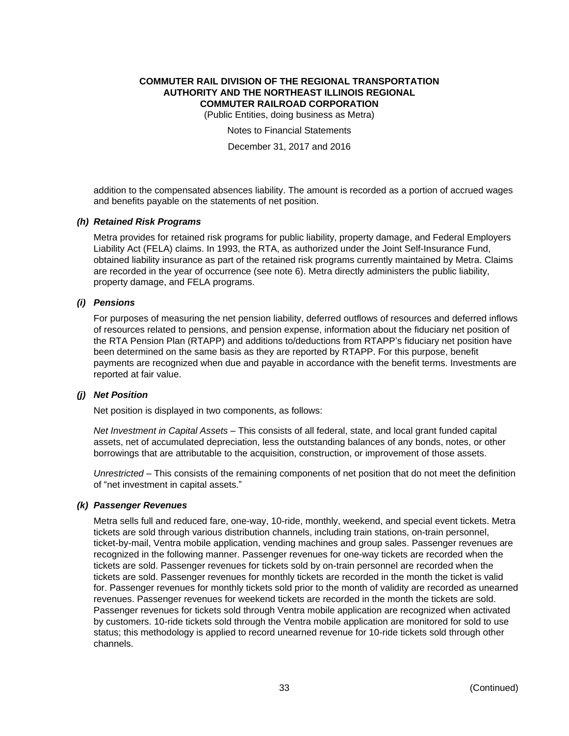addition to the compensated absences liability. The amount is recorded as a portion of accrued wages and benefits payable on the statements of net position.

### *(h) Retained Risk Programs*

Metra provides for retained risk programs for public liability, property damage, and Federal Employers Liability Act (FELA) claims. In 1993, the RTA, as authorized under the Joint Self-Insurance Fund, obtained liability insurance as part of the retained risk programs currently maintained by Metra. Claims are recorded in the year of occurrence (see note 6). Metra directly administers the public liability, property damage, and FELA programs.

### *(i) Pensions*

For purposes of measuring the net pension liability, deferred outflows of resources and deferred inflows of resources related to pensions, and pension expense, information about the fiduciary net position of the RTA Pension Plan (RTAPP) and additions to/deductions from RTAPP's fiduciary net position have been determined on the same basis as they are reported by RTAPP. For this purpose, benefit payments are recognized when due and payable in accordance with the benefit terms. Investments are reported at fair value.

### *(j) Net Position*

Net position is displayed in two components, as follows:

*Net Investment in Capital Assets* – This consists of all federal, state, and local grant funded capital assets, net of accumulated depreciation, less the outstanding balances of any bonds, notes, or other borrowings that are attributable to the acquisition, construction, or improvement of those assets.

*Unrestricted* – This consists of the remaining components of net position that do not meet the definition of "net investment in capital assets."

### *(k) Passenger Revenues*

Metra sells full and reduced fare, one-way, 10-ride, monthly, weekend, and special event tickets. Metra tickets are sold through various distribution channels, including train stations, on-train personnel, ticket-by-mail, Ventra mobile application, vending machines and group sales. Passenger revenues are recognized in the following manner. Passenger revenues for one-way tickets are recorded when the tickets are sold. Passenger revenues for tickets sold by on-train personnel are recorded when the tickets are sold. Passenger revenues for monthly tickets are recorded in the month the ticket is valid for. Passenger revenues for monthly tickets sold prior to the month of validity are recorded as unearned revenues. Passenger revenues for weekend tickets are recorded in the month the tickets are sold. Passenger revenues for tickets sold through Ventra mobile application are recognized when activated by customers. 10-ride tickets sold through the Ventra mobile application are monitored for sold to use status; this methodology is applied to record unearned revenue for 10-ride tickets sold through other channels.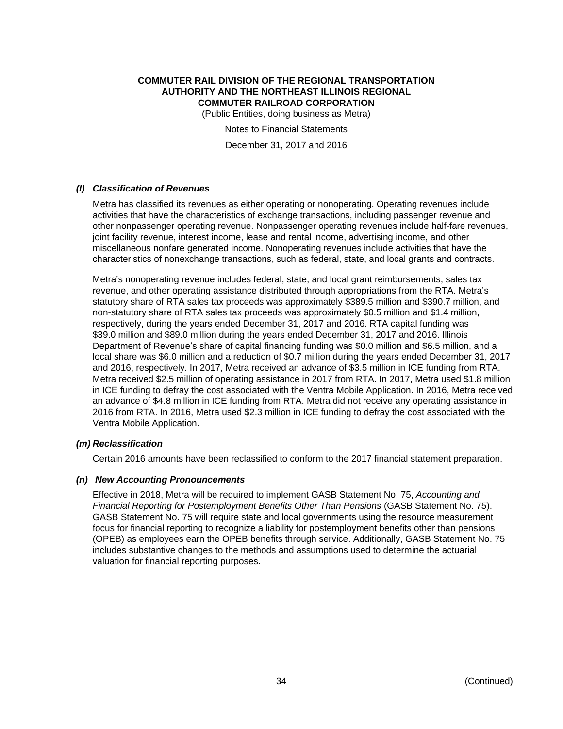### *(l) Classification of Revenues*

Metra has classified its revenues as either operating or nonoperating. Operating revenues include activities that have the characteristics of exchange transactions, including passenger revenue and other nonpassenger operating revenue. Nonpassenger operating revenues include half-fare revenues, joint facility revenue, interest income, lease and rental income, advertising income, and other miscellaneous nonfare generated income. Nonoperating revenues include activities that have the characteristics of nonexchange transactions, such as federal, state, and local grants and contracts.

Metra's nonoperating revenue includes federal, state, and local grant reimbursements, sales tax revenue, and other operating assistance distributed through appropriations from the RTA. Metra's statutory share of RTA sales tax proceeds was approximately $389.5 million and $390.7 million, and non-statutory share of RTA sales tax proceeds was approximately $0.5 million and $1.4 million, respectively, during the years ended December 31, 2017 and 2016. RTA capital funding was $39.0 million and $89.0 million during the years ended December 31, 2017 and 2016. Illinois Department of Revenue's share of capital financing funding was $0.0 million and $6.5 million, and a local share was $6.0 million and a reduction of $0.7 million during the years ended December 31, 2017 and 2016, respectively. In 2017, Metra received an advance of $3.5 million in ICE funding from RTA. Metra received $2.5 million of operating assistance in 2017 from RTA. In 2017, Metra used $1.8 million in ICE funding to defray the cost associated with the Ventra Mobile Application. In 2016, Metra received an advance of $4.8 million in ICE funding from RTA. Metra did not receive any operating assistance in 2016 from RTA. In 2016, Metra used $2.3 million in ICE funding to defray the cost associated with the Ventra Mobile Application.

### *(m) Reclassification*

Certain 2016 amounts have been reclassified to conform to the 2017 financial statement preparation.

### *(n) New Accounting Pronouncements*

Effective in 2018, Metra will be required to implement GASB Statement No. 75, *Accounting and Financial Reporting for Postemployment Benefits Other Than Pensions* (GASB Statement No. 75). GASB Statement No. 75 will require state and local governments using the resource measurement focus for financial reporting to recognize a liability for postemployment benefits other than pensions (OPEB) as employees earn the OPEB benefits through service. Additionally, GASB Statement No. 75 includes substantive changes to the methods and assumptions used to determine the actuarial valuation for financial reporting purposes.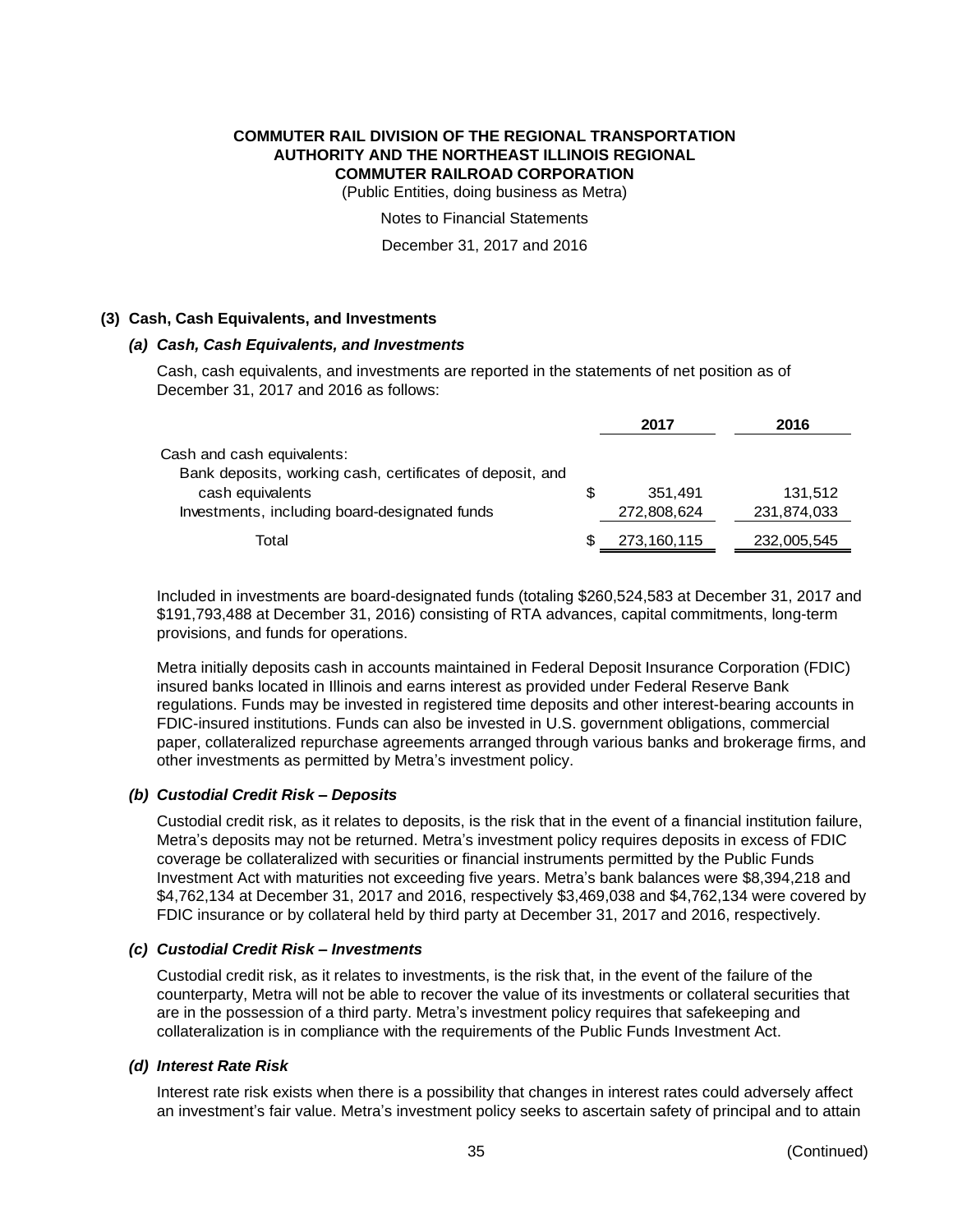**COMMUTER RAIL DIVISION OF THE REGIONAL TRANSPORTATION AUTHORITY AND THE NORTHEAST ILLINOIS REGIONAL COMMUTER RAILROAD CORPORATION**

(Public Entities, doing business as Metra)

Notes to Financial Statements

December 31, 2017 and 2016

## (3) Cash, Cash Equivalents, and Investments

### *(a) Cash, Cash Equivalents, and Investments*

Cash, cash equivalents, and investments are reported in the statements of net position as of December 31, 2017 and 2016 as follows:

| | | 2017 | 2016 |
|---|---|---|---|
| Cash and cash equivalents: | | | |
| Bank deposits, working cash, certificates of deposit, and cash equivalents | $ | 351,491 | 131,512 |
| Investments, including board-designated funds | | 272,808,624 | 231,874,033 |
| Total | $ | 273,160,115 | 232,005,545 |

Included in investments are board-designated funds (totaling $260,524,583 at December 31, 2017 and $191,793,488 at December 31, 2016) consisting of RTA advances, capital commitments, long-term provisions, and funds for operations.

Metra initially deposits cash in accounts maintained in Federal Deposit Insurance Corporation (FDIC) insured banks located in Illinois and earns interest as provided under Federal Reserve Bank regulations. Funds may be invested in registered time deposits and other interest-bearing accounts in FDIC-insured institutions. Funds can also be invested in U.S. government obligations, commercial paper, collateralized repurchase agreements arranged through various banks and brokerage firms, and other investments as permitted by Metra's investment policy.

### *(b) Custodial Credit Risk – Deposits*

Custodial credit risk, as it relates to deposits, is the risk that in the event of a financial institution failure, Metra's deposits may not be returned. Metra's investment policy requires deposits in excess of FDIC coverage be collateralized with securities or financial instruments permitted by the Public Funds Investment Act with maturities not exceeding five years. Metra's bank balances were $8,394,218 and $4,762,134 at December 31, 2017 and 2016, respectively $3,469,038 and $4,762,134 were covered by FDIC insurance or by collateral held by third party at December 31, 2017 and 2016, respectively.

### *(c) Custodial Credit Risk – Investments*

Custodial credit risk, as it relates to investments, is the risk that, in the event of the failure of the counterparty, Metra will not be able to recover the value of its investments or collateral securities that are in the possession of a third party. Metra's investment policy requires that safekeeping and collateralization is in compliance with the requirements of the Public Funds Investment Act.

### *(d) Interest Rate Risk*

Interest rate risk exists when there is a possibility that changes in interest rates could adversely affect an investment's fair value. Metra's investment policy seeks to ascertain safety of principal and to attain

(Continued)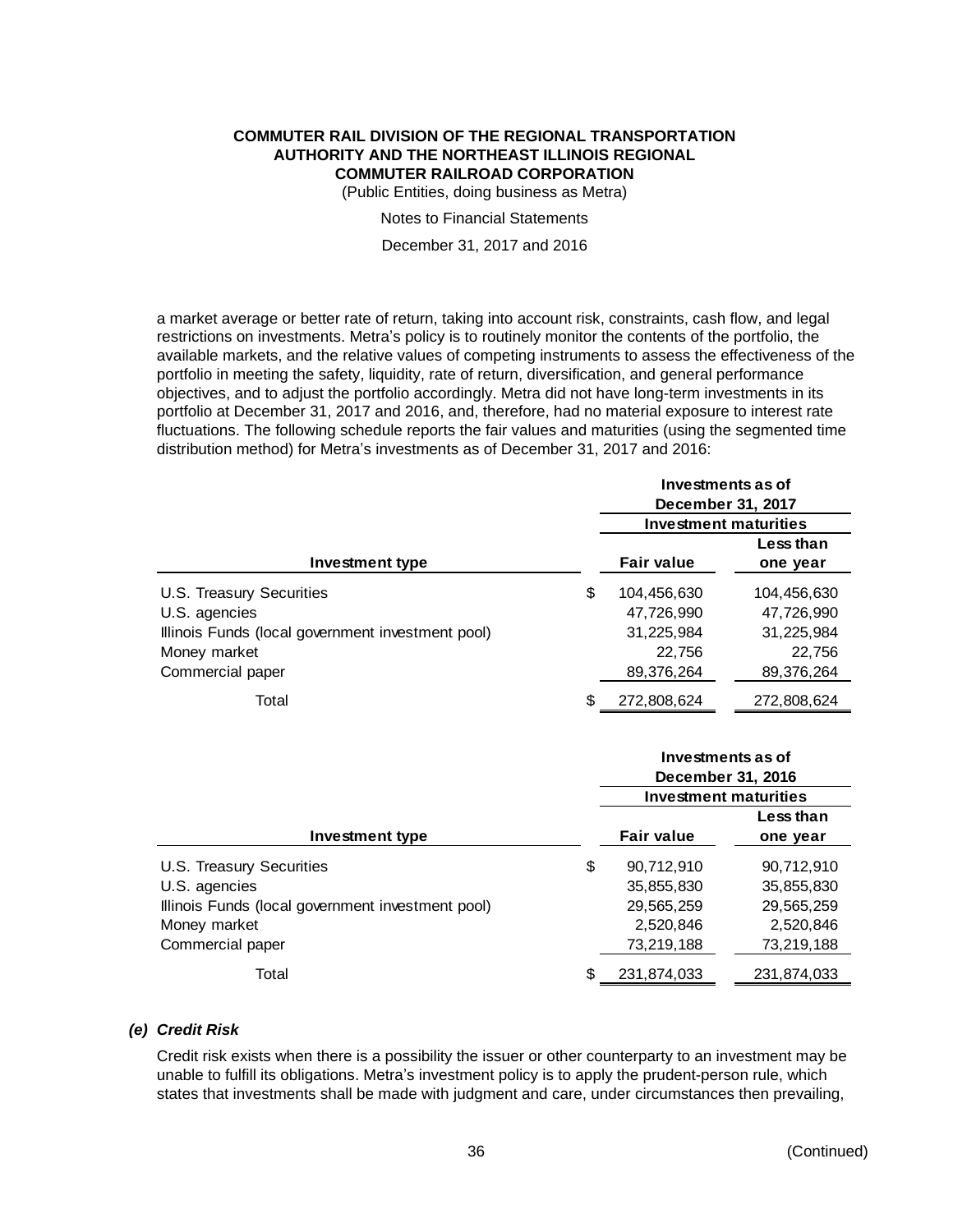a market average or better rate of return, taking into account risk, constraints, cash flow, and legal restrictions on investments. Metra's policy is to routinely monitor the contents of the portfolio, the available markets, and the relative values of competing instruments to assess the effectiveness of the portfolio in meeting the safety, liquidity, rate of return, diversification, and general performance objectives, and to adjust the portfolio accordingly. Metra did not have long-term investments in its portfolio at December 31, 2017 and 2016, and, therefore, had no material exposure to interest rate fluctuations. The following schedule reports the fair values and maturities (using the segmented time distribution method) for Metra's investments as of December 31, 2017 and 2016:

| | Investments as of December 31, 2017 | |
|---|---|---|
| | | Investment maturities |
| **Investment type** | **Fair value** | **Less than one year** |
| U.S. Treasury Securities | $ 104,456,630 | 104,456,630 |
| U.S. agencies | 47,726,990 | 47,726,990 |
| Illinois Funds (local government investment pool) | 31,225,984 | 31,225,984 |
| Money market | 22,756 | 22,756 |
| Commercial paper | 89,376,264 | 89,376,264 |
| Total | $ 272,808,624 | 272,808,624 |

| | Investments as of December 31, 2016 | |
|---|---|---|
| | | Investment maturities |
| **Investment type** | **Fair value** | **Less than one year** |
| U.S. Treasury Securities | $ 90,712,910 | 90,712,910 |
| U.S. agencies | 35,855,830 | 35,855,830 |
| Illinois Funds (local government investment pool) | 29,565,259 | 29,565,259 |
| Money market | 2,520,846 | 2,520,846 |
| Commercial paper | 73,219,188 | 73,219,188 |
| Total | $ 231,874,033 | 231,874,033 |

### *(e) Credit Risk*

Credit risk exists when there is a possibility the issuer or other counterparty to an investment may be unable to fulfill its obligations. Metra's investment policy is to apply the prudent-person rule, which states that investments shall be made with judgment and care, under circumstances then prevailing,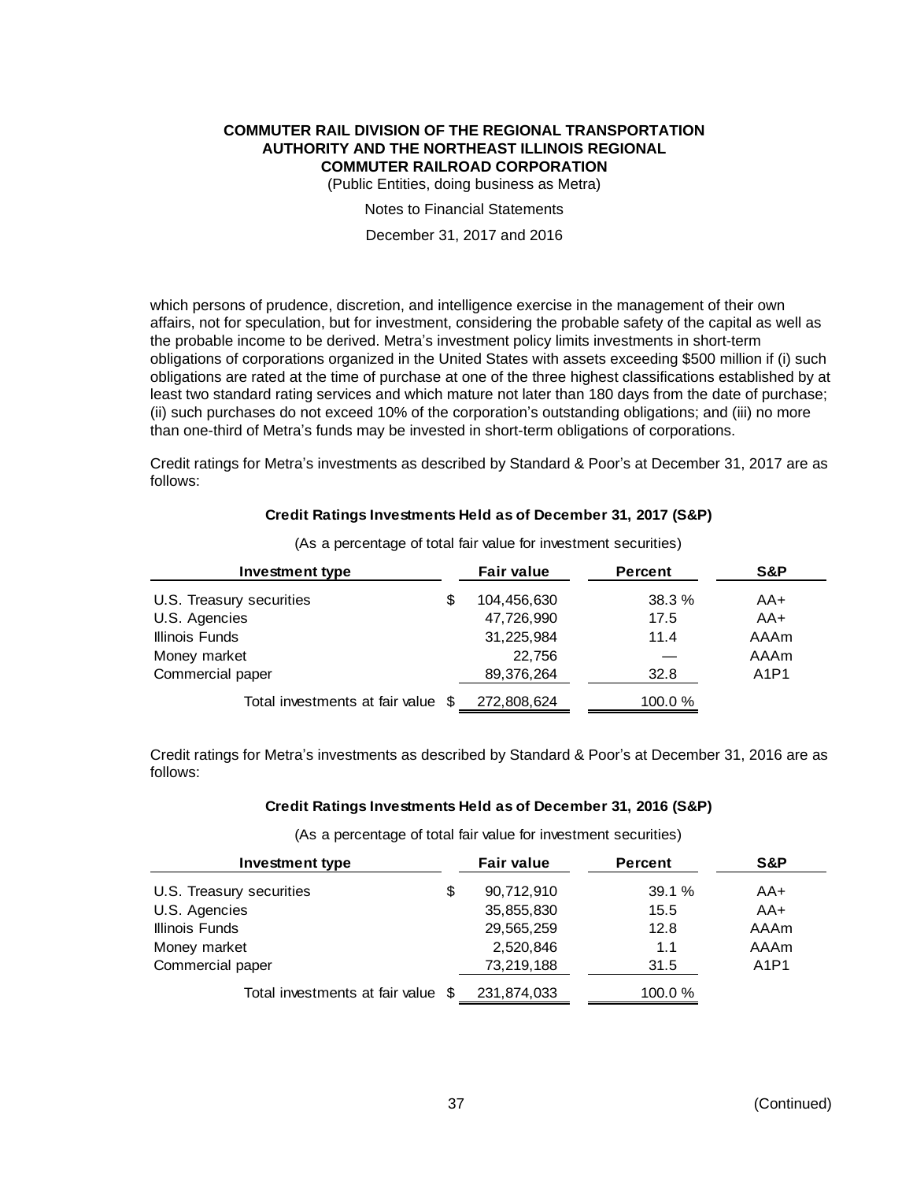which persons of prudence, discretion, and intelligence exercise in the management of their own affairs, not for speculation, but for investment, considering the probable safety of the capital as well as the probable income to be derived. Metra's investment policy limits investments in short-term obligations of corporations organized in the United States with assets exceeding $500 million if (i) such obligations are rated at the time of purchase at one of the three highest classifications established by at least two standard rating services and which mature not later than 180 days from the date of purchase; (ii) such purchases do not exceed 10% of the corporation's outstanding obligations; and (iii) no more than one-third of Metra's funds may be invested in short-term obligations of corporations.

Credit ratings for Metra's investments as described by Standard & Poor's at December 31, 2017 are as follows:

**Credit Ratings Investments Held as of December 31, 2017 (S&P)**

(As a percentage of total fair value for investment securities)

| Investment type | Fair value | Percent | S&P |
|---|---|---|---|
| U.S. Treasury securities | $ 104,456,630 | 38.3 % | AA+ |
| U.S. Agencies | 47,726,990 | 17.5 | AA+ |
| Illinois Funds | 31,225,984 | 11.4 | AAAm |
| Money market | 22,756 | — | AAAm |
| Commercial paper | 89,376,264 | 32.8 | A1P1 |
| Total investments at fair value | $ 272,808,624 | 100.0 % | |

Credit ratings for Metra's investments as described by Standard & Poor's at December 31, 2016 are as follows:

**Credit Ratings Investments Held as of December 31, 2016 (S&P)**

(As a percentage of total fair value for investment securities)

| Investment type | Fair value | Percent | S&P |
|---|---|---|---|
| U.S. Treasury securities | $ 90,712,910 | 39.1 % | AA+ |
| U.S. Agencies | 35,855,830 | 15.5 | AA+ |
| Illinois Funds | 29,565,259 | 12.8 | AAAm |
| Money market | 2,520,846 | 1.1 | AAAm |
| Commercial paper | 73,219,188 | 31.5 | A1P1 |
| Total investments at fair value | $ 231,874,033 | 100.0 % | |

(Continued)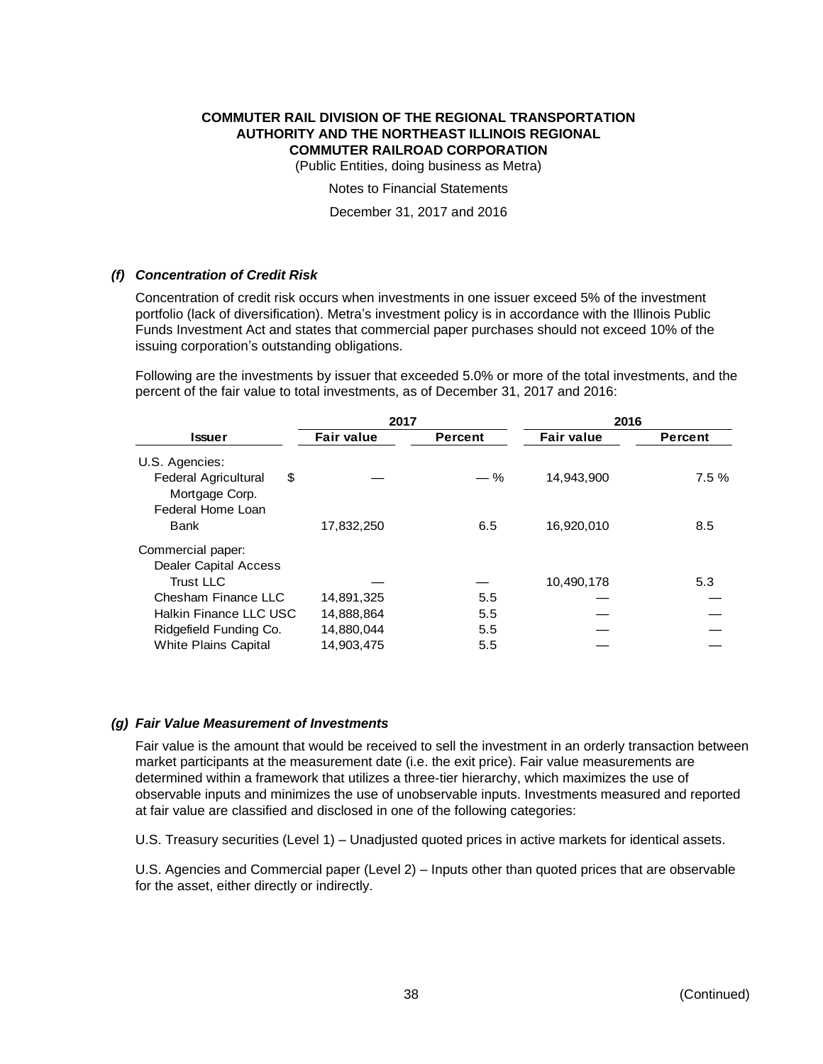### *(f) Concentration of Credit Risk*

Concentration of credit risk occurs when investments in one issuer exceed 5% of the investment portfolio (lack of diversification). Metra's investment policy is in accordance with the Illinois Public Funds Investment Act and states that commercial paper purchases should not exceed 10% of the issuing corporation's outstanding obligations.

Following are the investments by issuer that exceeded 5.0% or more of the total investments, and the percent of the fair value to total investments, as of December 31, 2017 and 2016:

| | 2017 | | 2016 | |
|---|---|---|---|---|
| **Issuer** | **Fair value** | **Percent** | **Fair value** | **Percent** |
| U.S. Agencies: | | | | |
| Federal Agricultural Mortgage Corp. | $ — | — % | 14,943,900 | 7.5 % |
| Federal Home Loan Bank | 17,832,250 | 6.5 | 16,920,010 | 8.5 |
| Commercial paper: | | | | |
| Dealer Capital Access Trust LLC | — | — | 10,490,178 | 5.3 |
| Chesham Finance LLC | 14,891,325 | 5.5 | — | — |
| Halkin Finance LLC USC | 14,888,864 | 5.5 | — | — |
| Ridgefield Funding Co. | 14,880,044 | 5.5 | — | — |
| White Plains Capital | 14,903,475 | 5.5 | — | — |

### *(g) Fair Value Measurement of Investments*

Fair value is the amount that would be received to sell the investment in an orderly transaction between market participants at the measurement date (i.e. the exit price). Fair value measurements are determined within a framework that utilizes a three-tier hierarchy, which maximizes the use of observable inputs and minimizes the use of unobservable inputs. Investments measured and reported at fair value are classified and disclosed in one of the following categories:

U.S. Treasury securities (Level 1) – Unadjusted quoted prices in active markets for identical assets.

U.S. Agencies and Commercial paper (Level 2) – Inputs other than quoted prices that are observable for the asset, either directly or indirectly.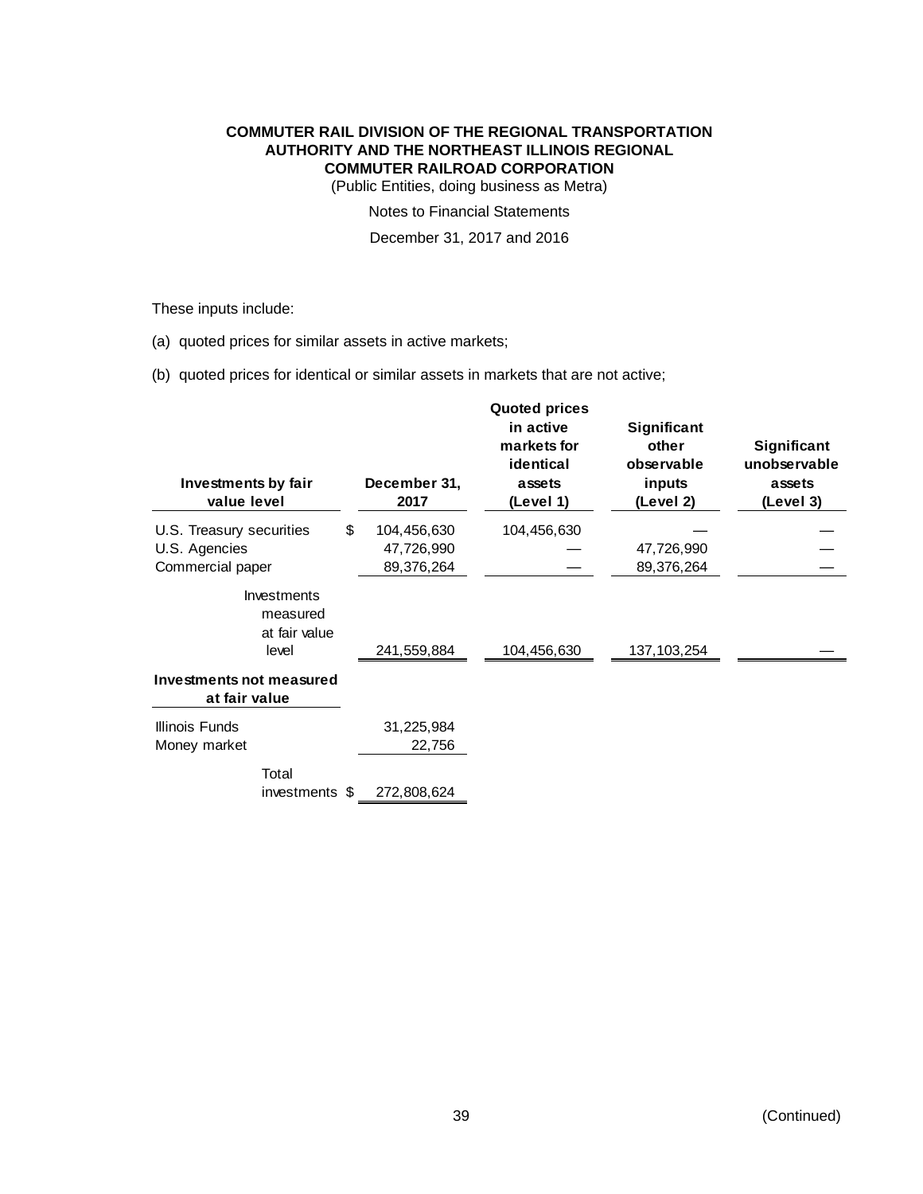These inputs include:

(a) quoted prices for similar assets in active markets;

(b) quoted prices for identical or similar assets in markets that are not active;

| Investments by fair value level | December 31, 2017 | Quoted prices in active markets for identical assets (Level 1) | Significant other observable inputs (Level 2) | Significant unobservable assets (Level 3) |
|---|---|---|---|---|
| U.S. Treasury securities | $ 104,456,630 | 104,456,630 | — | — |
| U.S. Agencies | 47,726,990 | — | 47,726,990 | — |
| Commercial paper | 89,376,264 | — | 89,376,264 | — |
| Investments measured at fair value level | 241,559,884 | 104,456,630 | 137,103,254 | — |
| **Investments not measured at fair value** | | | | |
| Illinois Funds | 31,225,984 | | | |
| Money market | 22,756 | | | |
| Total investments | $ 272,808,624 | | | |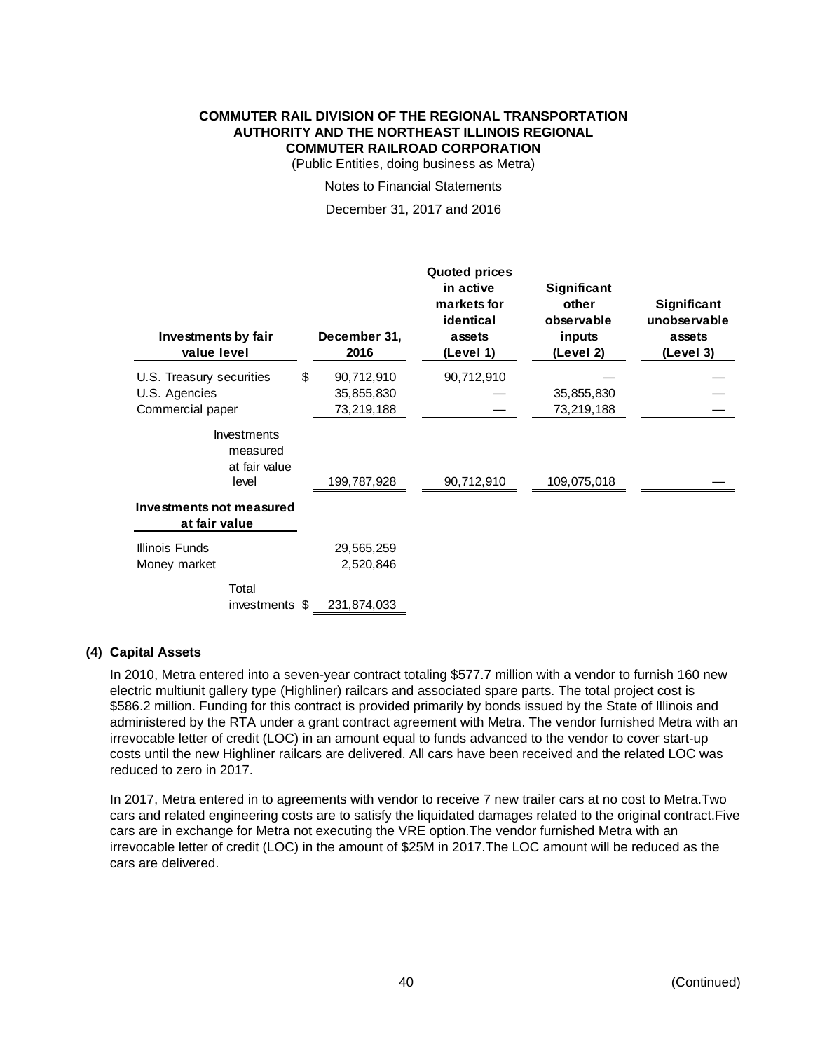| Investments by fair value level | December 31, 2016 | Quoted prices in active markets for identical assets (Level 1) | Significant other observable inputs (Level 2) | Significant unobservable assets (Level 3) |
|---|---|---|---|---|
| U.S. Treasury securities | $ 90,712,910 | 90,712,910 | — | — |
| U.S. Agencies | 35,855,830 | — | 35,855,830 | — |
| Commercial paper | 73,219,188 | — | 73,219,188 | — |
| Investments measured at fair value level | 199,787,928 | 90,712,910 | 109,075,018 | — |
| **Investments not measured at fair value** | | | | |
| Illinois Funds | 29,565,259 | | | |
| Money market | 2,520,846 | | | |
| Total investments | $ 231,874,033 | | | |

## (4) Capital Assets

In 2010, Metra entered into a seven-year contract totaling $577.7 million with a vendor to furnish 160 new electric multiunit gallery type (Highliner) railcars and associated spare parts. The total project cost is $586.2 million. Funding for this contract is provided primarily by bonds issued by the State of Illinois and administered by the RTA under a grant contract agreement with Metra. The vendor furnished Metra with an irrevocable letter of credit (LOC) in an amount equal to funds advanced to the vendor to cover start-up costs until the new Highliner railcars are delivered. All cars have been received and the related LOC was reduced to zero in 2017.

In 2017, Metra entered in to agreements with vendor to receive 7 new trailer cars at no cost to Metra.Two cars and related engineering costs are to satisfy the liquidated damages related to the original contract.Five cars are in exchange for Metra not executing the VRE option.The vendor furnished Metra with an irrevocable letter of credit (LOC) in the amount of $25M in 2017.The LOC amount will be reduced as the cars are delivered.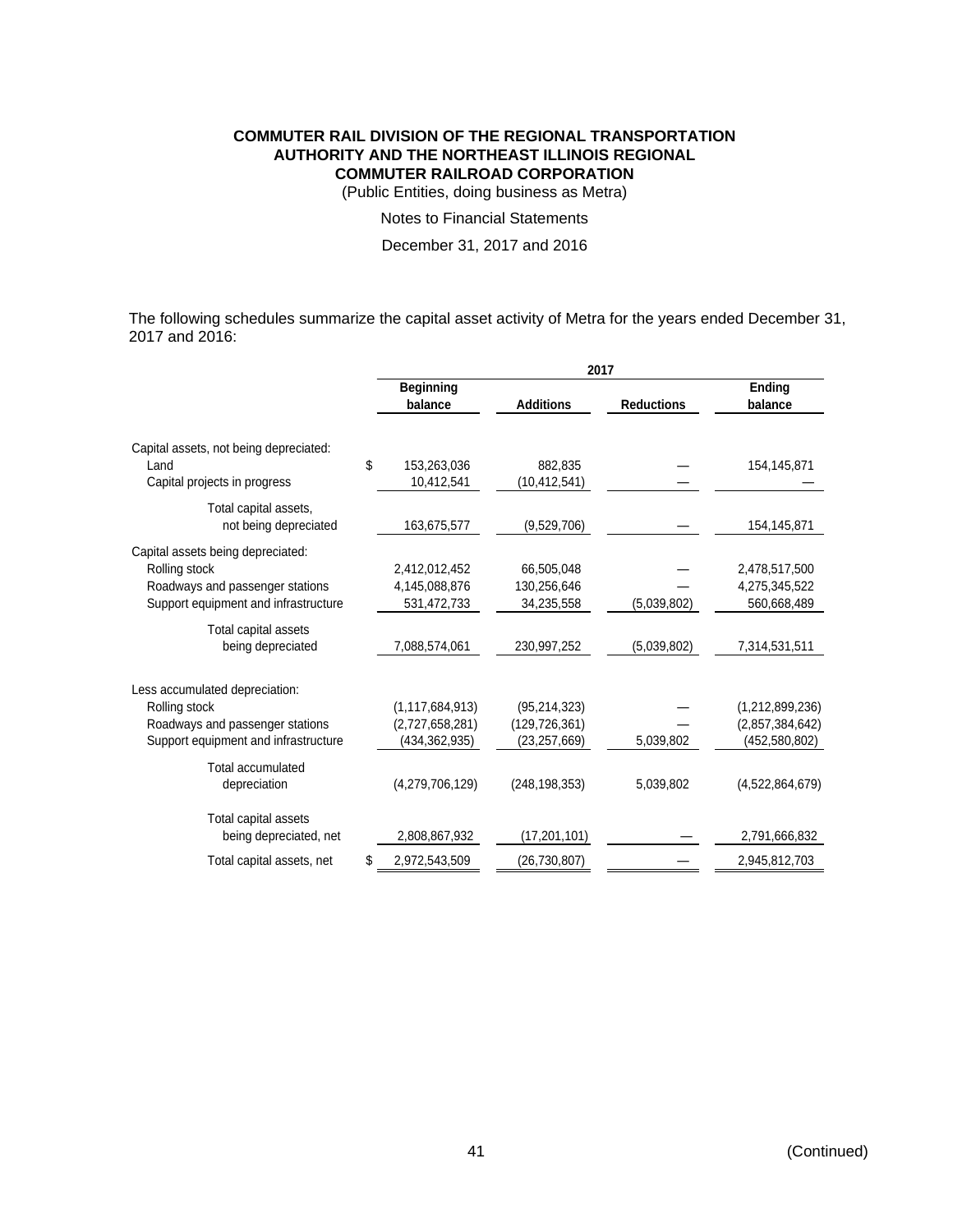The following schedules summarize the capital asset activity of Metra for the years ended December 31, 2017 and 2016:

| | 2017 | | | |
|---|---|---|---|---|
| | Beginning balance | Additions | Reductions | Ending balance |
| Capital assets, not being depreciated: | | | | |
| Land | $ 153,263,036 | 882,835 | — | 154,145,871 |
| Capital projects in progress | 10,412,541 | (10,412,541) | — | — |
| Total capital assets, not being depreciated | 163,675,577 | (9,529,706) | — | 154,145,871 |
| Capital assets being depreciated: | | | | |
| Rolling stock | 2,412,012,452 | 66,505,048 | — | 2,478,517,500 |
| Roadways and passenger stations | 4,145,088,876 | 130,256,646 | — | 4,275,345,522 |
| Support equipment and infrastructure | 531,472,733 | 34,235,558 | (5,039,802) | 560,668,489 |
| Total capital assets being depreciated | 7,088,574,061 | 230,997,252 | (5,039,802) | 7,314,531,511 |
| Less accumulated depreciation: | | | | |
| Rolling stock | (1,117,684,913) | (95,214,323) | — | (1,212,899,236) |
| Roadways and passenger stations | (2,727,658,281) | (129,726,361) | — | (2,857,384,642) |
| Support equipment and infrastructure | (434,362,935) | (23,257,669) | 5,039,802 | (452,580,802) |
| Total accumulated depreciation | (4,279,706,129) | (248,198,353) | 5,039,802 | (4,522,864,679) |
| Total capital assets being depreciated, net | 2,808,867,932 | (17,201,101) | — | 2,791,666,832 |
| Total capital assets, net | $ 2,972,543,509 | (26,730,807) | — | 2,945,812,703 |

(Continued)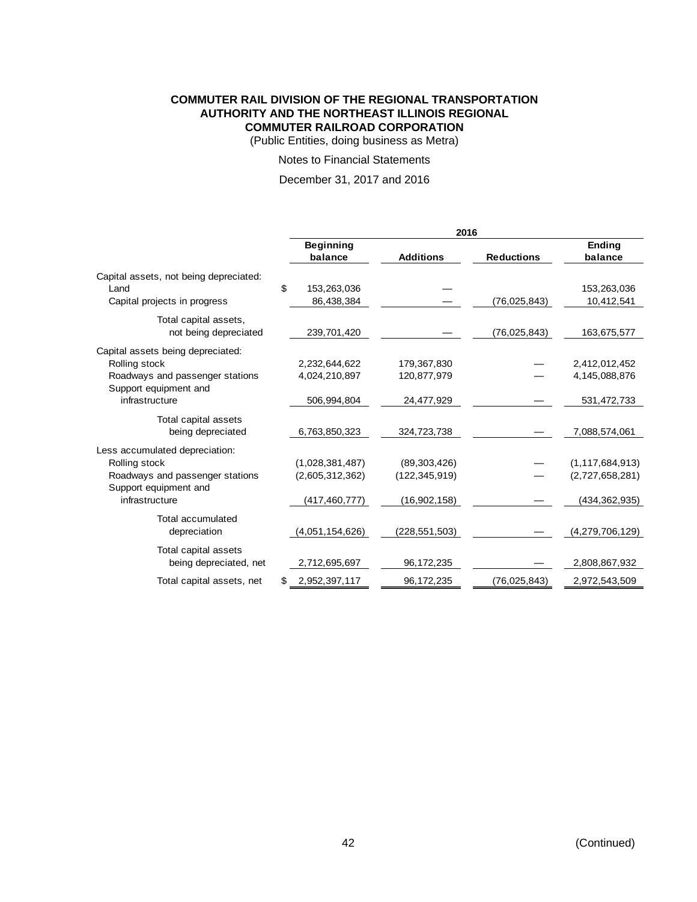**COMMUTER RAIL DIVISION OF THE REGIONAL TRANSPORTATION AUTHORITY AND THE NORTHEAST ILLINOIS REGIONAL COMMUTER RAILROAD CORPORATION**
(Public Entities, doing business as Metra)

Notes to Financial Statements

December 31, 2017 and 2016

| | 2016 | | | |
|---|---|---|---|---|
| | **Beginning balance** | **Additions** | **Reductions** | **Ending balance** |
| Capital assets, not being depreciated: | | | | |
| Land | $ 153,263,036 | — | | 153,263,036 |
| Capital projects in progress | 86,438,384 | — | (76,025,843) | 10,412,541 |
| Total capital assets, not being depreciated | 239,701,420 | — | (76,025,843) | 163,675,577 |
| Capital assets being depreciated: | | | | |
| Rolling stock | 2,232,644,622 | 179,367,830 | — | 2,412,012,452 |
| Roadways and passenger stations | 4,024,210,897 | 120,877,979 | — | 4,145,088,876 |
| Support equipment and infrastructure | 506,994,804 | 24,477,929 | — | 531,472,733 |
| Total capital assets being depreciated | 6,763,850,323 | 324,723,738 | — | 7,088,574,061 |
| Less accumulated depreciation: | | | | |
| Rolling stock | (1,028,381,487) | (89,303,426) | — | (1,117,684,913) |
| Roadways and passenger stations | (2,605,312,362) | (122,345,919) | — | (2,727,658,281) |
| Support equipment and infrastructure | (417,460,777) | (16,902,158) | — | (434,362,935) |
| Total accumulated depreciation | (4,051,154,626) | (228,551,503) | — | (4,279,706,129) |
| Total capital assets being depreciated, net | 2,712,695,697 | 96,172,235 | — | 2,808,867,932 |
| Total capital assets, net | $ 2,952,397,117 | 96,172,235 | (76,025,843) | 2,972,543,509 |

(Continued)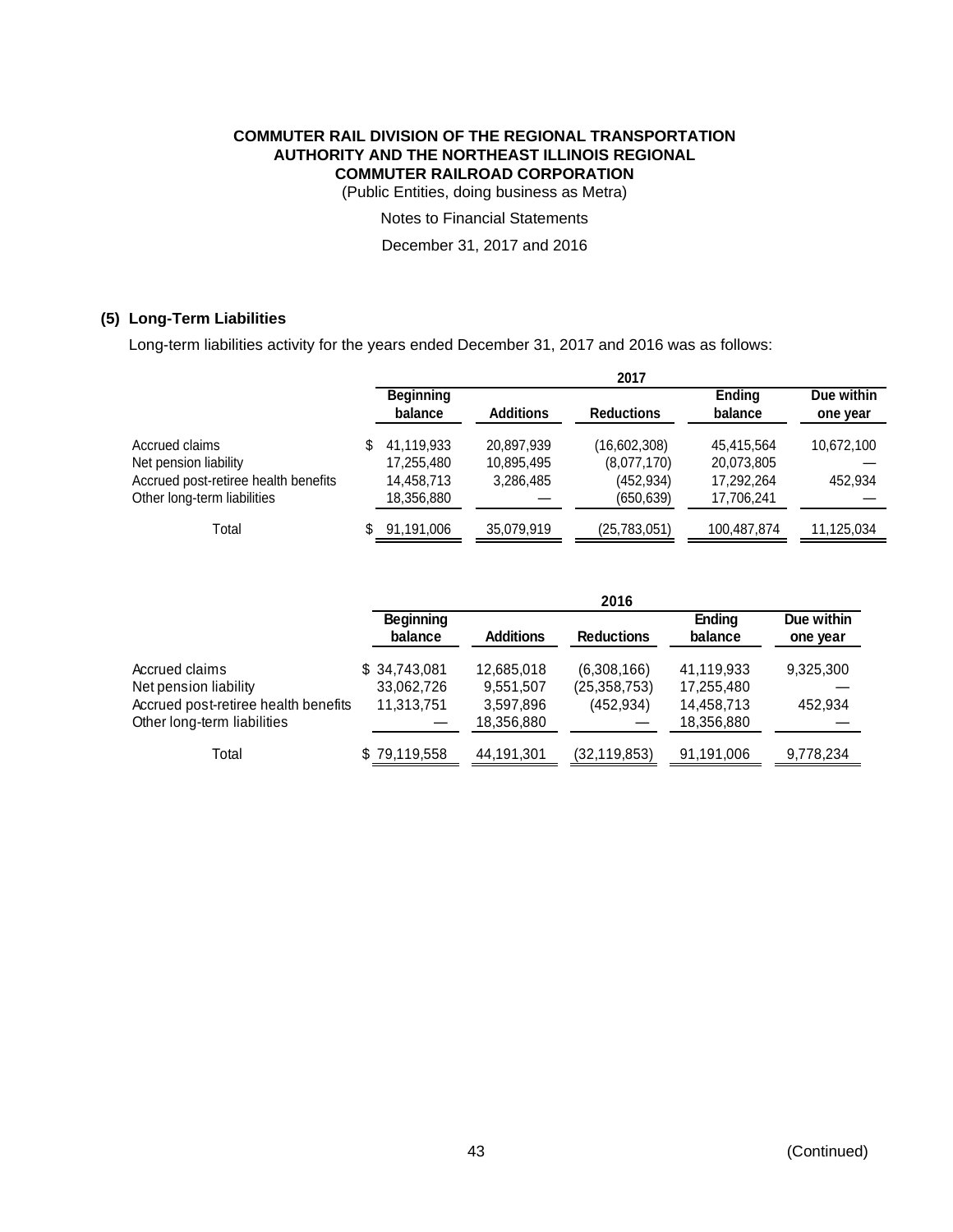**COMMUTER RAIL DIVISION OF THE REGIONAL TRANSPORTATION AUTHORITY AND THE NORTHEAST ILLINOIS REGIONAL COMMUTER RAILROAD CORPORATION**

(Public Entities, doing business as Metra)

Notes to Financial Statements

December 31, 2017 and 2016

### (5) Long-Term Liabilities

Long-term liabilities activity for the years ended December 31, 2017 and 2016 was as follows:

| | 2017 | | | | |
|---|---|---|---|---|---|
| | Beginning balance | Additions | Reductions | Ending balance | Due within one year |
| Accrued claims | $ 41,119,933 | 20,897,939 | (16,602,308) | 45,415,564 | 10,672,100 |
| Net pension liability | 17,255,480 | 10,895,495 | (8,077,170) | 20,073,805 | — |
| Accrued post-retiree health benefits | 14,458,713 | 3,286,485 | (452,934) | 17,292,264 | 452,934 |
| Other long-term liabilities | 18,356,880 | — | (650,639) | 17,706,241 | — |
| Total | $ 91,191,006 | 35,079,919 | (25,783,051) | 100,487,874 | 11,125,034 |

| | 2016 | | | | |
|---|---|---|---|---|---|
| | Beginning balance | Additions | Reductions | Ending balance | Due within one year |
| Accrued claims | $ 34,743,081 | 12,685,018 | (6,308,166) | 41,119,933 | 9,325,300 |
| Net pension liability | 33,062,726 | 9,551,507 | (25,358,753) | 17,255,480 | — |
| Accrued post-retiree health benefits | 11,313,751 | 3,597,896 | (452,934) | 14,458,713 | 452,934 |
| Other long-term liabilities | — | 18,356,880 | — | 18,356,880 | — |
| Total | $ 79,119,558 | 44,191,301 | (32,119,853) | 91,191,006 | 9,778,234 |

(Continued)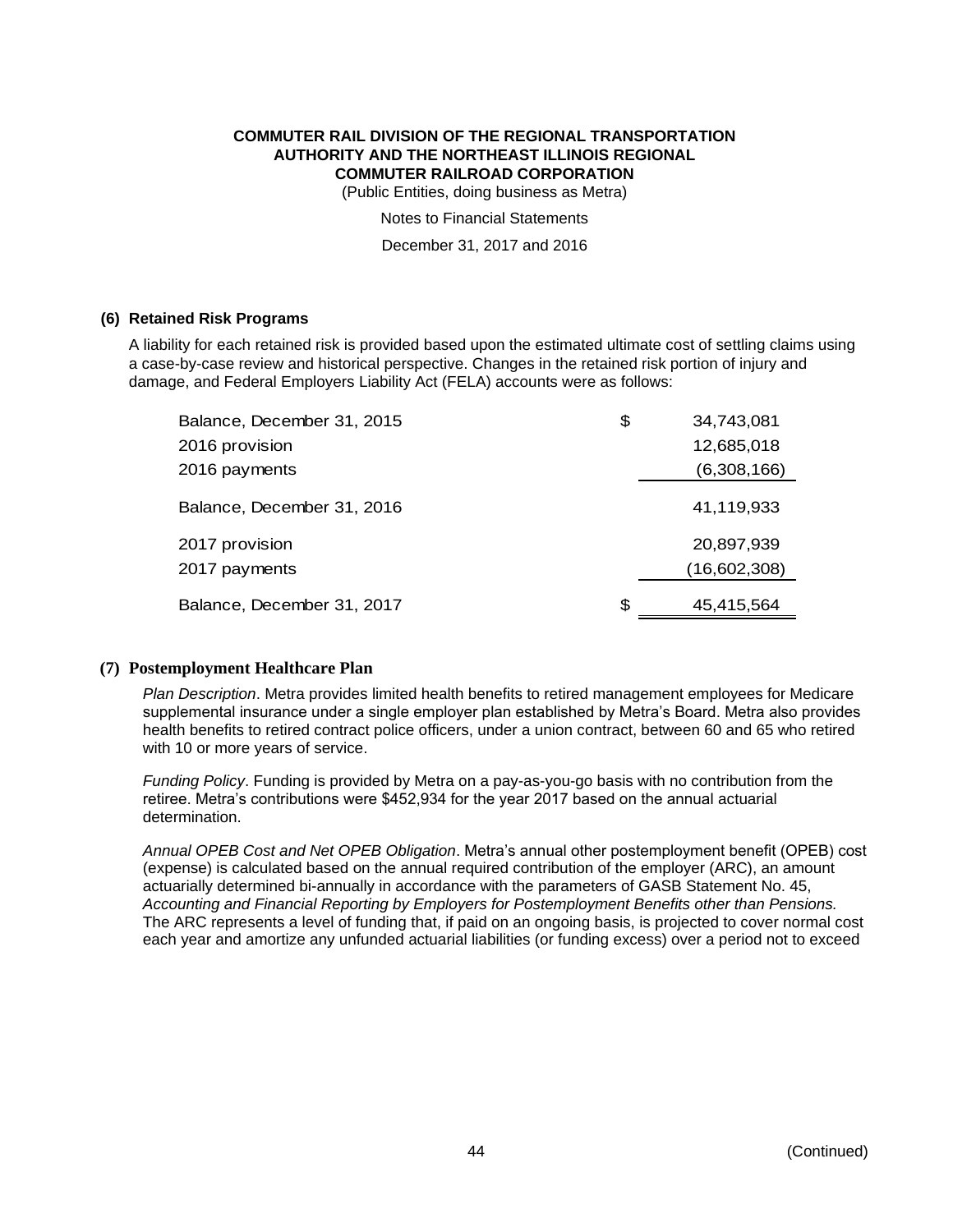**COMMUTER RAIL DIVISION OF THE REGIONAL TRANSPORTATION AUTHORITY AND THE NORTHEAST ILLINOIS REGIONAL COMMUTER RAILROAD CORPORATION**

(Public Entities, doing business as Metra)

Notes to Financial Statements

December 31, 2017 and 2016

## (6) Retained Risk Programs

A liability for each retained risk is provided based upon the estimated ultimate cost of settling claims using a case-by-case review and historical perspective. Changes in the retained risk portion of injury and damage, and Federal Employers Liability Act (FELA) accounts were as follows:

| | | |
|---|---|---|
| Balance, December 31, 2015 | $ | 34,743,081 |
| 2016 provision | | 12,685,018 |
| 2016 payments | | (6,308,166) |
| Balance, December 31, 2016 | | 41,119,933 |
| 2017 provision | | 20,897,939 |
| 2017 payments | | (16,602,308) |
| Balance, December 31, 2017 | $ | 45,415,564 |

## (7) Postemployment Healthcare Plan

*Plan Description*. Metra provides limited health benefits to retired management employees for Medicare supplemental insurance under a single employer plan established by Metra's Board. Metra also provides health benefits to retired contract police officers, under a union contract, between 60 and 65 who retired with 10 or more years of service.

*Funding Policy*. Funding is provided by Metra on a pay-as-you-go basis with no contribution from the retiree. Metra's contributions were $452,934 for the year 2017 based on the annual actuarial determination.

*Annual OPEB Cost and Net OPEB Obligation*. Metra's annual other postemployment benefit (OPEB) cost (expense) is calculated based on the annual required contribution of the employer (ARC), an amount actuarially determined bi-annually in accordance with the parameters of GASB Statement No. 45, *Accounting and Financial Reporting by Employers for Postemployment Benefits other than Pensions.* The ARC represents a level of funding that, if paid on an ongoing basis, is projected to cover normal cost each year and amortize any unfunded actuarial liabilities (or funding excess) over a period not to exceed

(Continued)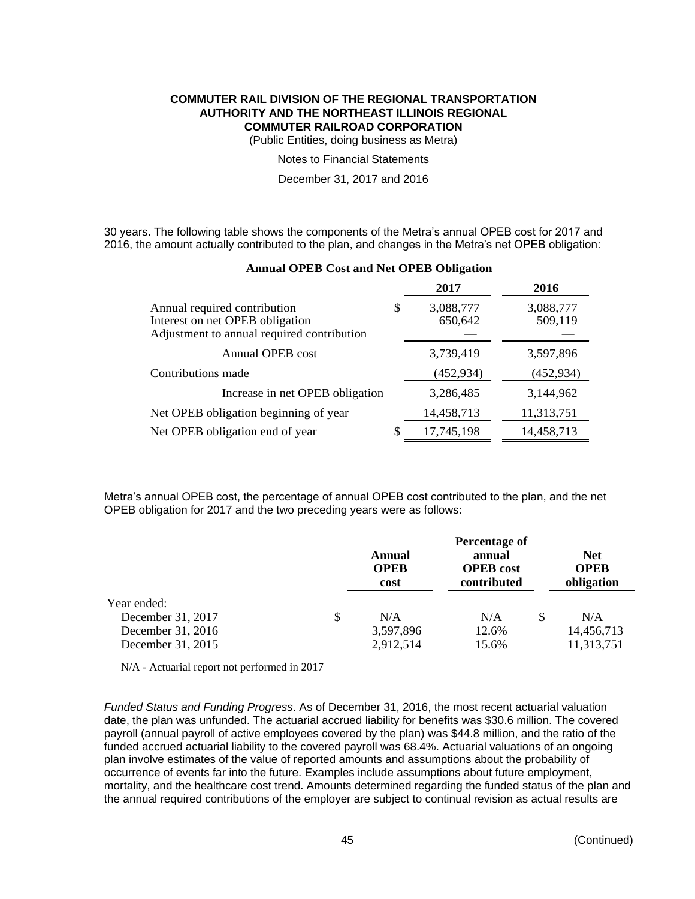30 years. The following table shows the components of the Metra's annual OPEB cost for 2017 and 2016, the amount actually contributed to the plan, and changes in the Metra's net OPEB obligation:

**Annual OPEB Cost and Net OPEB Obligation**

| | 2017 | 2016 |
|---|---|---|
| Annual required contribution | $ 3,088,777 | 3,088,777 |
| Interest on net OPEB obligation | 650,642 | 509,119 |
| Adjustment to annual required contribution | — | — |
| Annual OPEB cost | 3,739,419 | 3,597,896 |
| Contributions made | (452,934) | (452,934) |
| Increase in net OPEB obligation | 3,286,485 | 3,144,962 |
| Net OPEB obligation beginning of year | 14,458,713 | 11,313,751 |
| Net OPEB obligation end of year | $ 17,745,198 | 14,458,713 |

Metra's annual OPEB cost, the percentage of annual OPEB cost contributed to the plan, and the net OPEB obligation for 2017 and the two preceding years were as follows:

| | Annual OPEB cost | Percentage of annual OPEB cost contributed | Net OPEB obligation |
|---|---|---|---|
| Year ended: | | | |
| December 31, 2017 | $ N/A | N/A | $ N/A |
| December 31, 2016 | 3,597,896 | 12.6% | 14,456,713 |
| December 31, 2015 | 2,912,514 | 15.6% | 11,313,751 |

N/A - Actuarial report not performed in 2017

*Funded Status and Funding Progress*. As of December 31, 2016, the most recent actuarial valuation date, the plan was unfunded. The actuarial accrued liability for benefits was $30.6 million. The covered payroll (annual payroll of active employees covered by the plan) was $44.8 million, and the ratio of the funded accrued actuarial liability to the covered payroll was 68.4%. Actuarial valuations of an ongoing plan involve estimates of the value of reported amounts and assumptions about the probability of occurrence of events far into the future. Examples include assumptions about future employment, mortality, and the healthcare cost trend. Amounts determined regarding the funded status of the plan and the annual required contributions of the employer are subject to continual revision as actual results are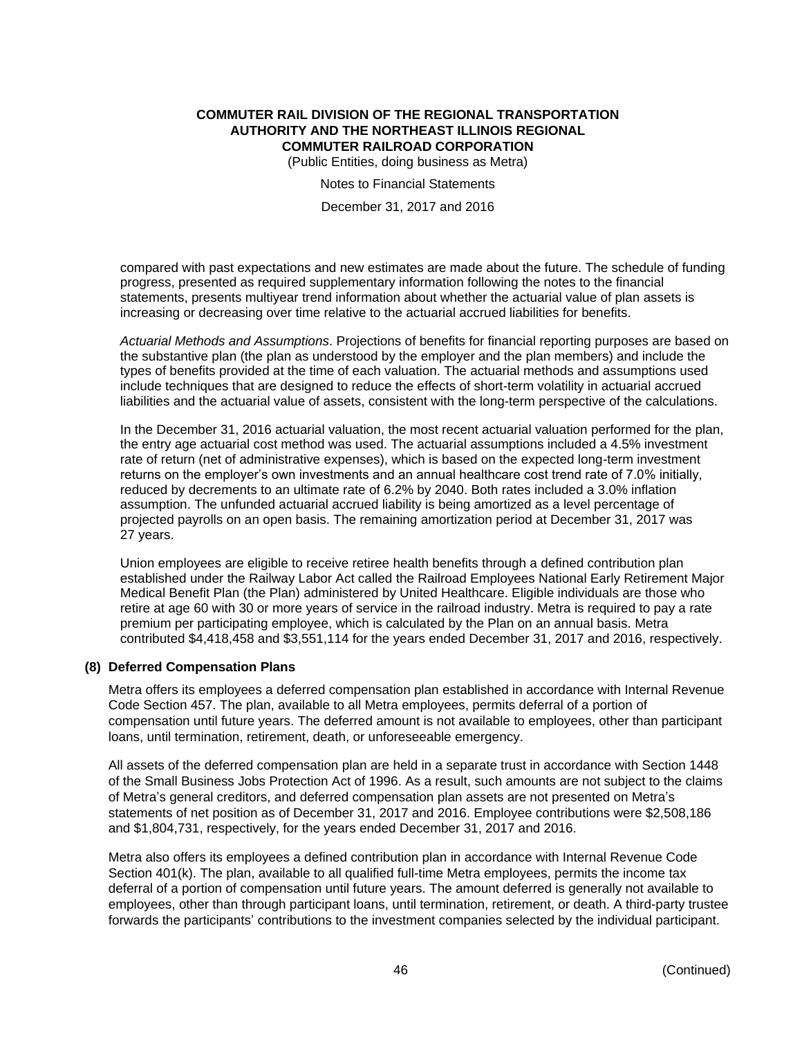compared with past expectations and new estimates are made about the future. The schedule of funding progress, presented as required supplementary information following the notes to the financial statements, presents multiyear trend information about whether the actuarial value of plan assets is increasing or decreasing over time relative to the actuarial accrued liabilities for benefits.

*Actuarial Methods and Assumptions*. Projections of benefits for financial reporting purposes are based on the substantive plan (the plan as understood by the employer and the plan members) and include the types of benefits provided at the time of each valuation. The actuarial methods and assumptions used include techniques that are designed to reduce the effects of short-term volatility in actuarial accrued liabilities and the actuarial value of assets, consistent with the long-term perspective of the calculations.

In the December 31, 2016 actuarial valuation, the most recent actuarial valuation performed for the plan, the entry age actuarial cost method was used. The actuarial assumptions included a 4.5% investment rate of return (net of administrative expenses), which is based on the expected long-term investment returns on the employer's own investments and an annual healthcare cost trend rate of 7.0% initially, reduced by decrements to an ultimate rate of 6.2% by 2040. Both rates included a 3.0% inflation assumption. The unfunded actuarial accrued liability is being amortized as a level percentage of projected payrolls on an open basis. The remaining amortization period at December 31, 2017 was 27 years.

Union employees are eligible to receive retiree health benefits through a defined contribution plan established under the Railway Labor Act called the Railroad Employees National Early Retirement Major Medical Benefit Plan (the Plan) administered by United Healthcare. Eligible individuals are those who retire at age 60 with 30 or more years of service in the railroad industry. Metra is required to pay a rate premium per participating employee, which is calculated by the Plan on an annual basis. Metra contributed $4,418,458 and $3,551,114 for the years ended December 31, 2017 and 2016, respectively.

## (8) Deferred Compensation Plans

Metra offers its employees a deferred compensation plan established in accordance with Internal Revenue Code Section 457. The plan, available to all Metra employees, permits deferral of a portion of compensation until future years. The deferred amount is not available to employees, other than participant loans, until termination, retirement, death, or unforeseeable emergency.

All assets of the deferred compensation plan are held in a separate trust in accordance with Section 1448 of the Small Business Jobs Protection Act of 1996. As a result, such amounts are not subject to the claims of Metra's general creditors, and deferred compensation plan assets are not presented on Metra's statements of net position as of December 31, 2017 and 2016. Employee contributions were $2,508,186 and $1,804,731, respectively, for the years ended December 31, 2017 and 2016.

Metra also offers its employees a defined contribution plan in accordance with Internal Revenue Code Section 401(k). The plan, available to all qualified full-time Metra employees, permits the income tax deferral of a portion of compensation until future years. The amount deferred is generally not available to employees, other than through participant loans, until termination, retirement, or death. A third-party trustee forwards the participants' contributions to the investment companies selected by the individual participant.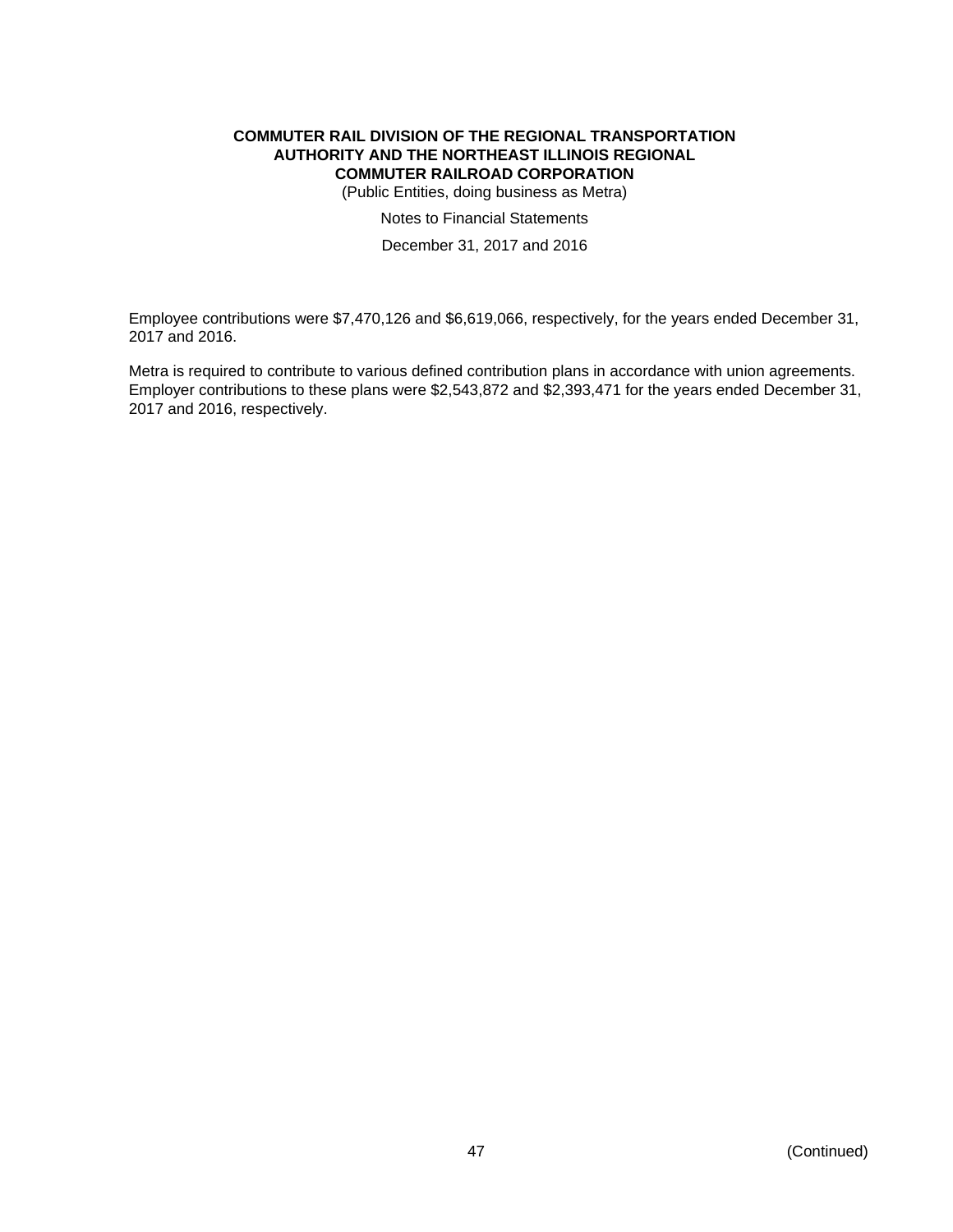Employee contributions were $7,470,126 and $6,619,066, respectively, for the years ended December 31, 2017 and 2016.

Metra is required to contribute to various defined contribution plans in accordance with union agreements. Employer contributions to these plans were $2,543,872 and $2,393,471 for the years ended December 31, 2017 and 2016, respectively.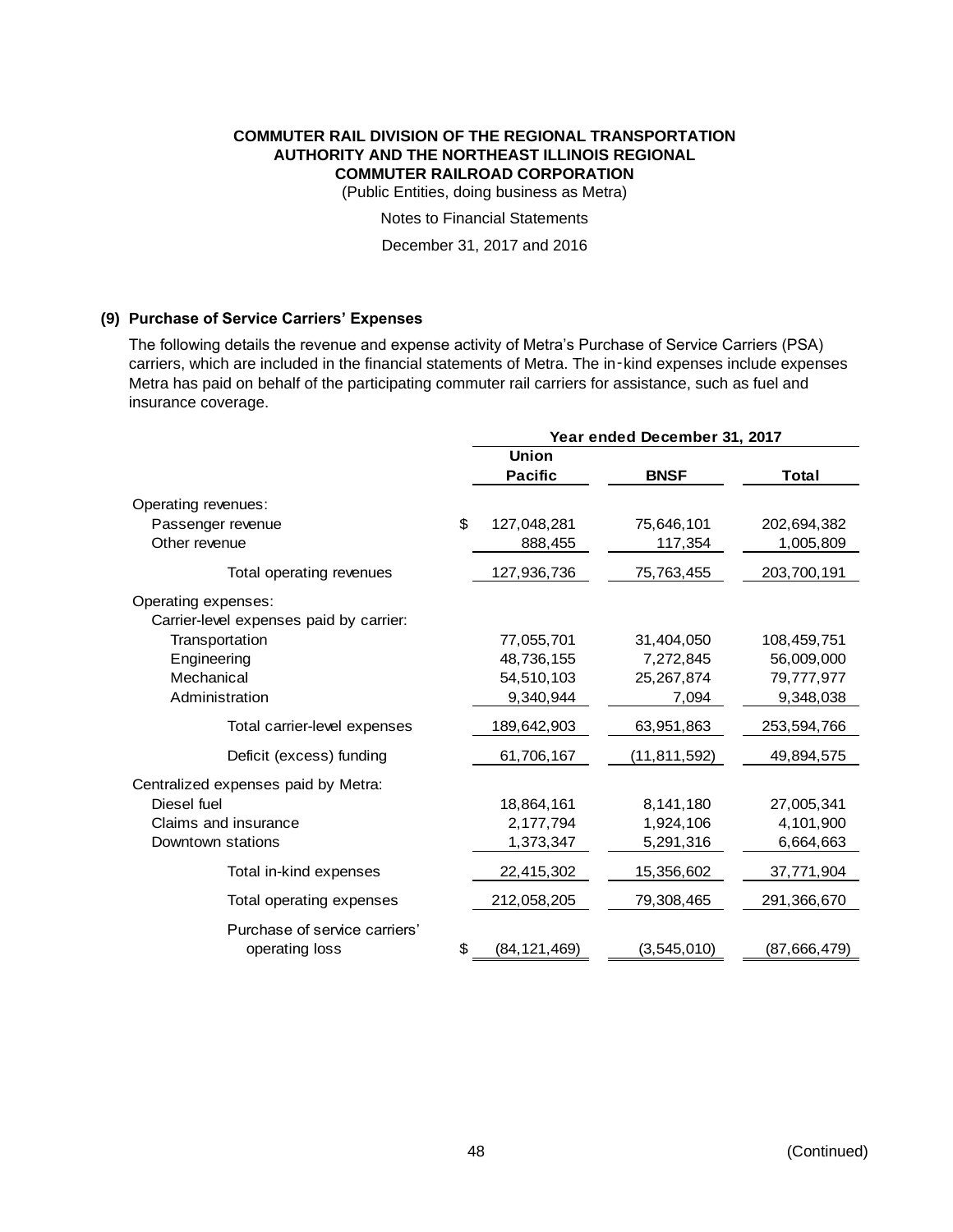**COMMUTER RAIL DIVISION OF THE REGIONAL TRANSPORTATION AUTHORITY AND THE NORTHEAST ILLINOIS REGIONAL COMMUTER RAILROAD CORPORATION**

(Public Entities, doing business as Metra)

Notes to Financial Statements

December 31, 2017 and 2016

### (9) Purchase of Service Carriers' Expenses

The following details the revenue and expense activity of Metra's Purchase of Service Carriers (PSA) carriers, which are included in the financial statements of Metra. The in-kind expenses include expenses Metra has paid on behalf of the participating commuter rail carriers for assistance, such as fuel and insurance coverage.

| | Year ended December 31, 2017 | | |
|---|---|---|---|
| | **Union Pacific** | **BNSF** | **Total** |
| Operating revenues: | | | |
| Passenger revenue | $ 127,048,281 | 75,646,101 | 202,694,382 |
| Other revenue | 888,455 | 117,354 | 1,005,809 |
| Total operating revenues | 127,936,736 | 75,763,455 | 203,700,191 |
| Operating expenses: | | | |
| Carrier-level expenses paid by carrier: | | | |
| Transportation | 77,055,701 | 31,404,050 | 108,459,751 |
| Engineering | 48,736,155 | 7,272,845 | 56,009,000 |
| Mechanical | 54,510,103 | 25,267,874 | 79,777,977 |
| Administration | 9,340,944 | 7,094 | 9,348,038 |
| Total carrier-level expenses | 189,642,903 | 63,951,863 | 253,594,766 |
| Deficit (excess) funding | 61,706,167 | (11,811,592) | 49,894,575 |
| Centralized expenses paid by Metra: | | | |
| Diesel fuel | 18,864,161 | 8,141,180 | 27,005,341 |
| Claims and insurance | 2,177,794 | 1,924,106 | 4,101,900 |
| Downtown stations | 1,373,347 | 5,291,316 | 6,664,663 |
| Total in-kind expenses | 22,415,302 | 15,356,602 | 37,771,904 |
| Total operating expenses | 212,058,205 | 79,308,465 | 291,366,670 |
| Purchase of service carriers' operating loss | $ (84,121,469) | (3,545,010) | (87,666,479) |

(Continued)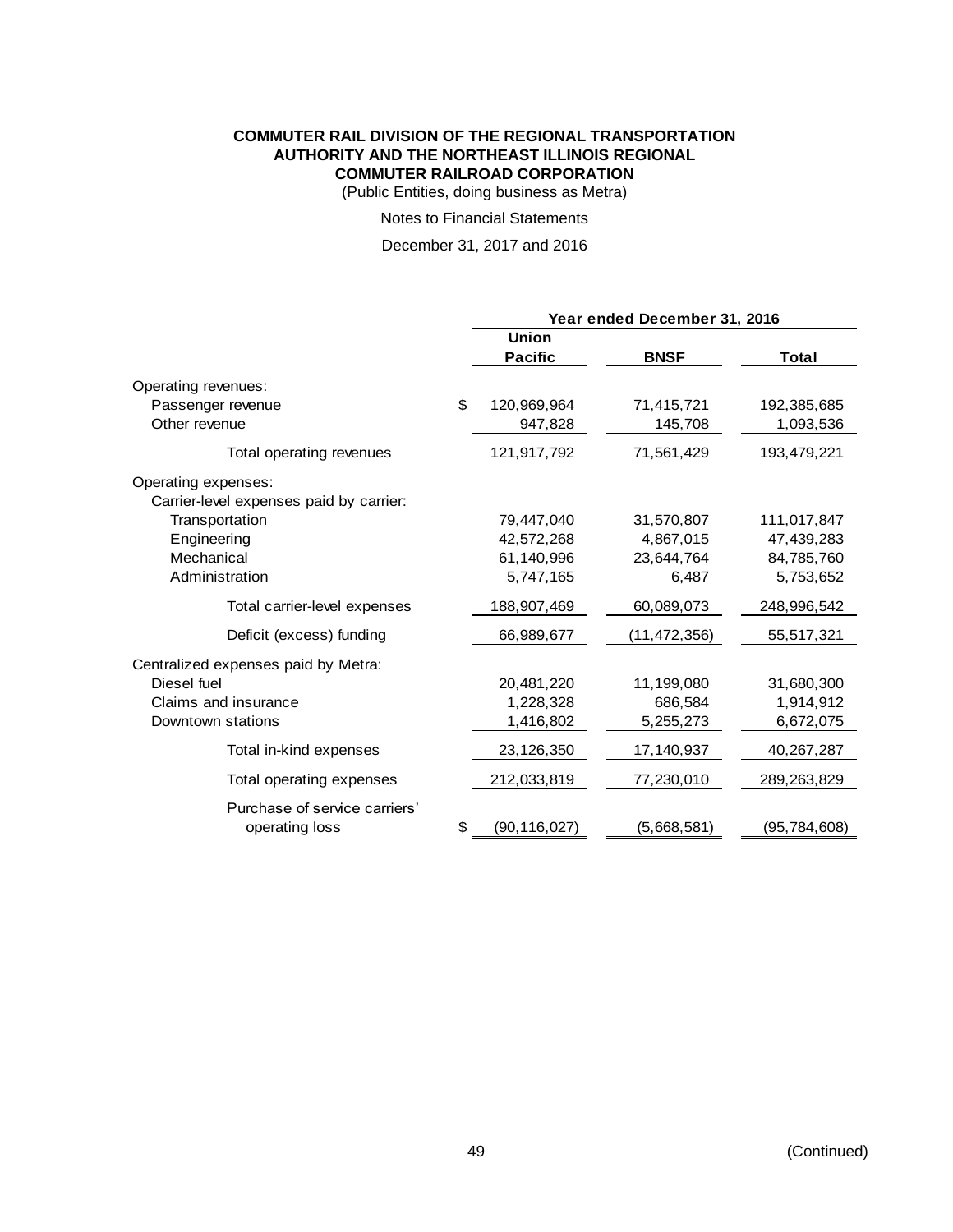**COMMUTER RAIL DIVISION OF THE REGIONAL TRANSPORTATION AUTHORITY AND THE NORTHEAST ILLINOIS REGIONAL COMMUTER RAILROAD CORPORATION**

(Public Entities, doing business as Metra)

Notes to Financial Statements

December 31, 2017 and 2016

| | Year ended December 31, 2016 | | |
|---|---|---|---|
| | Union Pacific | BNSF | Total |
| Operating revenues: | | | |
| Passenger revenue | $ 120,969,964 | 71,415,721 | 192,385,685 |
| Other revenue | 947,828 | 145,708 | 1,093,536 |
| Total operating revenues | 121,917,792 | 71,561,429 | 193,479,221 |
| Operating expenses: | | | |
| Carrier-level expenses paid by carrier: | | | |
| Transportation | 79,447,040 | 31,570,807 | 111,017,847 |
| Engineering | 42,572,268 | 4,867,015 | 47,439,283 |
| Mechanical | 61,140,996 | 23,644,764 | 84,785,760 |
| Administration | 5,747,165 | 6,487 | 5,753,652 |
| Total carrier-level expenses | 188,907,469 | 60,089,073 | 248,996,542 |
| Deficit (excess) funding | 66,989,677 | (11,472,356) | 55,517,321 |
| Centralized expenses paid by Metra: | | | |
| Diesel fuel | 20,481,220 | 11,199,080 | 31,680,300 |
| Claims and insurance | 1,228,328 | 686,584 | 1,914,912 |
| Downtown stations | 1,416,802 | 5,255,273 | 6,672,075 |
| Total in-kind expenses | 23,126,350 | 17,140,937 | 40,267,287 |
| Total operating expenses | 212,033,819 | 77,230,010 | 289,263,829 |
| Purchase of service carriers' operating loss | $ (90,116,027) | (5,668,581) | (95,784,608) |

(Continued)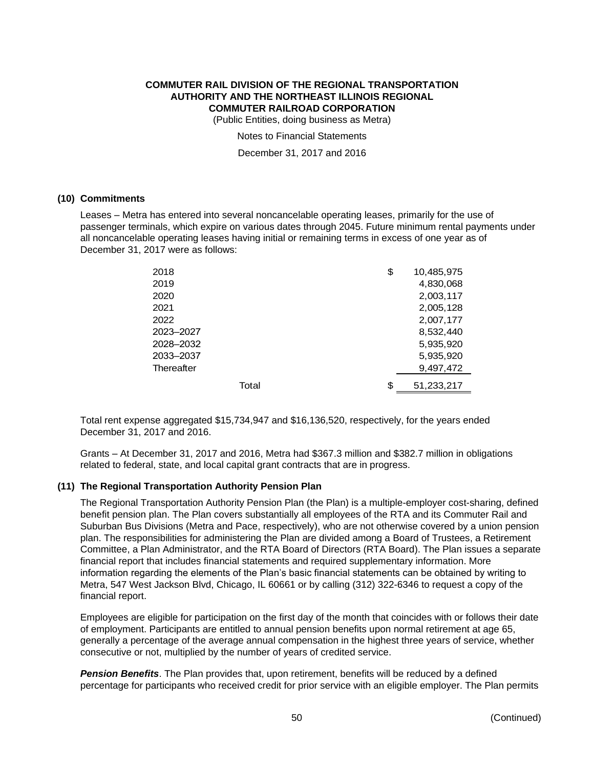## (10) Commitments

Leases – Metra has entered into several noncancelable operating leases, primarily for the use of passenger terminals, which expire on various dates through 2045. Future minimum rental payments under all noncancelable operating leases having initial or remaining terms in excess of one year as of December 31, 2017 were as follows:

| | |
|---|---|
| 2018 | $ 10,485,975 |
| 2019 | 4,830,068 |
| 2020 | 2,003,117 |
| 2021 | 2,005,128 |
| 2022 | 2,007,177 |
| 2023–2027 | 8,532,440 |
| 2028–2032 | 5,935,920 |
| 2033–2037 | 5,935,920 |
| Thereafter | 9,497,472 |
| Total | $ 51,233,217 |

Total rent expense aggregated $15,734,947 and $16,136,520, respectively, for the years ended December 31, 2017 and 2016.

Grants – At December 31, 2017 and 2016, Metra had $367.3 million and $382.7 million in obligations related to federal, state, and local capital grant contracts that are in progress.

## (11) The Regional Transportation Authority Pension Plan

The Regional Transportation Authority Pension Plan (the Plan) is a multiple-employer cost-sharing, defined benefit pension plan. The Plan covers substantially all employees of the RTA and its Commuter Rail and Suburban Bus Divisions (Metra and Pace, respectively), who are not otherwise covered by a union pension plan. The responsibilities for administering the Plan are divided among a Board of Trustees, a Retirement Committee, a Plan Administrator, and the RTA Board of Directors (RTA Board). The Plan issues a separate financial report that includes financial statements and required supplementary information. More information regarding the elements of the Plan's basic financial statements can be obtained by writing to Metra, 547 West Jackson Blvd, Chicago, IL 60661 or by calling (312) 322-6346 to request a copy of the financial report.

Employees are eligible for participation on the first day of the month that coincides with or follows their date of employment. Participants are entitled to annual pension benefits upon normal retirement at age 65, generally a percentage of the average annual compensation in the highest three years of service, whether consecutive or not, multiplied by the number of years of credited service.

***Pension Benefits***. The Plan provides that, upon retirement, benefits will be reduced by a defined percentage for participants who received credit for prior service with an eligible employer. The Plan permits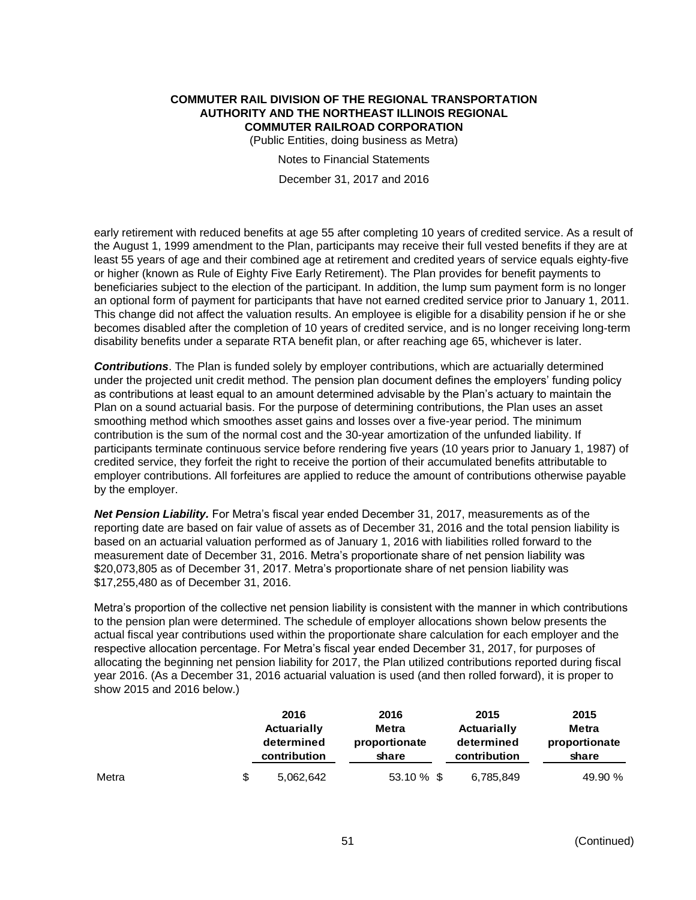early retirement with reduced benefits at age 55 after completing 10 years of credited service. As a result of the August 1, 1999 amendment to the Plan, participants may receive their full vested benefits if they are at least 55 years of age and their combined age at retirement and credited years of service equals eighty-five or higher (known as Rule of Eighty Five Early Retirement). The Plan provides for benefit payments to beneficiaries subject to the election of the participant. In addition, the lump sum payment form is no longer an optional form of payment for participants that have not earned credited service prior to January 1, 2011. This change did not affect the valuation results. An employee is eligible for a disability pension if he or she becomes disabled after the completion of 10 years of credited service, and is no longer receiving long-term disability benefits under a separate RTA benefit plan, or after reaching age 65, whichever is later.

***Contributions***. The Plan is funded solely by employer contributions, which are actuarially determined under the projected unit credit method. The pension plan document defines the employers' funding policy as contributions at least equal to an amount determined advisable by the Plan's actuary to maintain the Plan on a sound actuarial basis. For the purpose of determining contributions, the Plan uses an asset smoothing method which smoothes asset gains and losses over a five-year period. The minimum contribution is the sum of the normal cost and the 30-year amortization of the unfunded liability. If participants terminate continuous service before rendering five years (10 years prior to January 1, 1987) of credited service, they forfeit the right to receive the portion of their accumulated benefits attributable to employer contributions. All forfeitures are applied to reduce the amount of contributions otherwise payable by the employer.

***Net Pension Liability.*** For Metra's fiscal year ended December 31, 2017, measurements as of the reporting date are based on fair value of assets as of December 31, 2016 and the total pension liability is based on an actuarial valuation performed as of January 1, 2016 with liabilities rolled forward to the measurement date of December 31, 2016. Metra's proportionate share of net pension liability was $20,073,805 as of December 31, 2017. Metra's proportionate share of net pension liability was $17,255,480 as of December 31, 2016.

Metra's proportion of the collective net pension liability is consistent with the manner in which contributions to the pension plan were determined. The schedule of employer allocations shown below presents the actual fiscal year contributions used within the proportionate share calculation for each employer and the respective allocation percentage. For Metra's fiscal year ended December 31, 2017, for purposes of allocating the beginning net pension liability for 2017, the Plan utilized contributions reported during fiscal year 2016. (As a December 31, 2016 actuarial valuation is used (and then rolled forward), it is proper to show 2015 and 2016 below.)

| | 2016 Actuarially determined contribution | 2016 Metra proportionate share | 2015 Actuarially determined contribution | 2015 Metra proportionate share |
|---|---|---|---|---|
| Metra | $ 5,062,642 | 53.10 % | $ 6,785,849 | 49.90 % |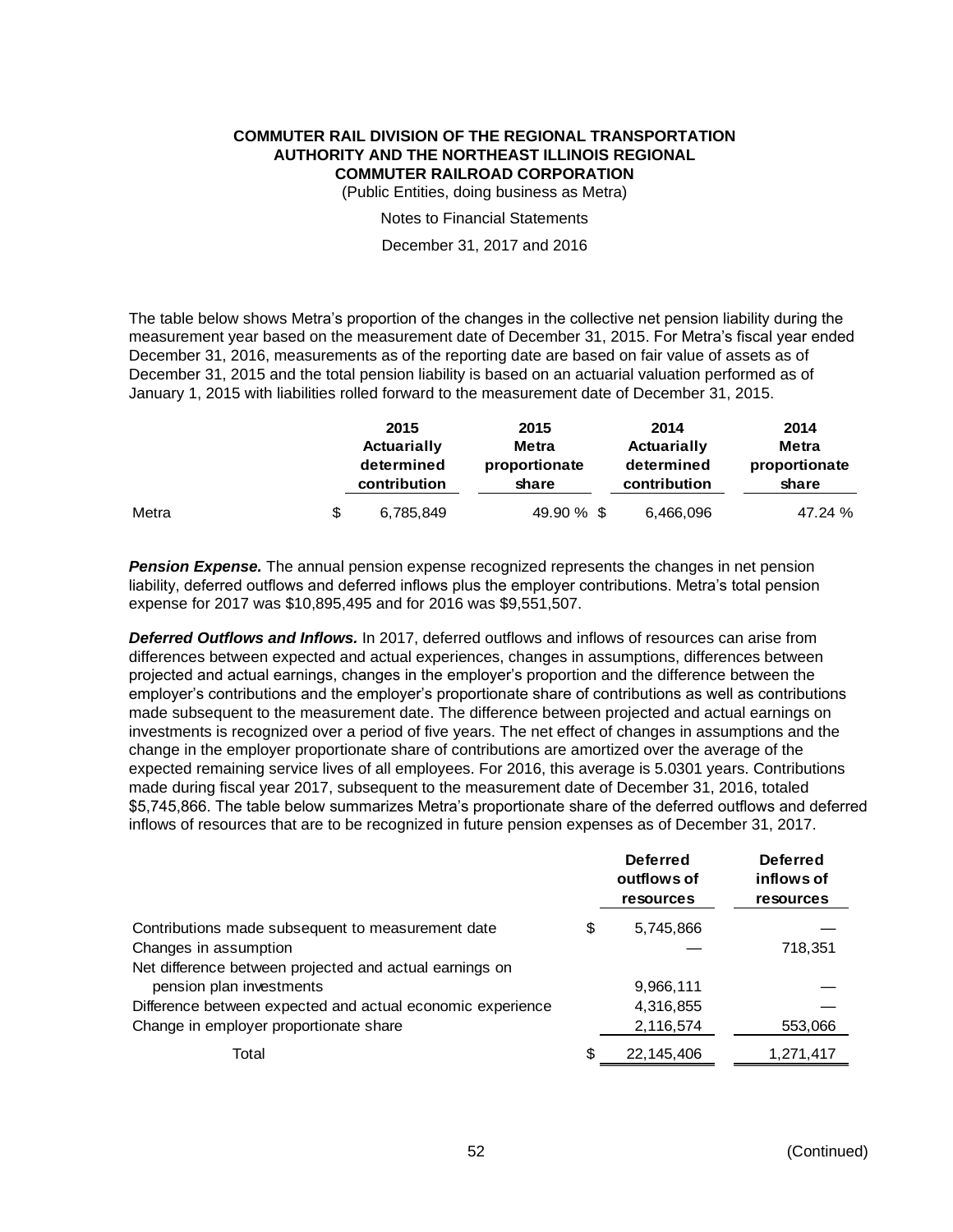The table below shows Metra's proportion of the changes in the collective net pension liability during the measurement year based on the measurement date of December 31, 2015. For Metra's fiscal year ended December 31, 2016, measurements as of the reporting date are based on fair value of assets as of December 31, 2015 and the total pension liability is based on an actuarial valuation performed as of January 1, 2015 with liabilities rolled forward to the measurement date of December 31, 2015.

| | 2015 Actuarially determined contribution | 2015 Metra proportionate share | 2014 Actuarially determined contribution | 2014 Metra proportionate share |
|---|---|---|---|---|
| Metra | $ 6,785,849 | 49.90 % | $ 6,466,096 | 47.24 % |

***Pension Expense.*** The annual pension expense recognized represents the changes in net pension liability, deferred outflows and deferred inflows plus the employer contributions. Metra's total pension expense for 2017 was $10,895,495 and for 2016 was $9,551,507.

***Deferred Outflows and Inflows.*** In 2017, deferred outflows and inflows of resources can arise from differences between expected and actual experiences, changes in assumptions, differences between projected and actual earnings, changes in the employer's proportion and the difference between the employer's contributions and the employer's proportionate share of contributions as well as contributions made subsequent to the measurement date. The difference between projected and actual earnings on investments is recognized over a period of five years. The net effect of changes in assumptions and the change in the employer proportionate share of contributions are amortized over the average of the expected remaining service lives of all employees. For 2016, this average is 5.0301 years. Contributions made during fiscal year 2017, subsequent to the measurement date of December 31, 2016, totaled $5,745,866. The table below summarizes Metra's proportionate share of the deferred outflows and deferred inflows of resources that are to be recognized in future pension expenses as of December 31, 2017.

| | Deferred outflows of resources | Deferred inflows of resources |
|---|---|---|
| Contributions made subsequent to measurement date | $ 5,745,866 | — |
| Changes in assumption | — | 718,351 |
| Net difference between projected and actual earnings on pension plan investments | 9,966,111 | — |
| Difference between expected and actual economic experience | 4,316,855 | — |
| Change in employer proportionate share | 2,116,574 | 553,066 |
| Total | $ 22,145,406 | 1,271,417 |

(Continued)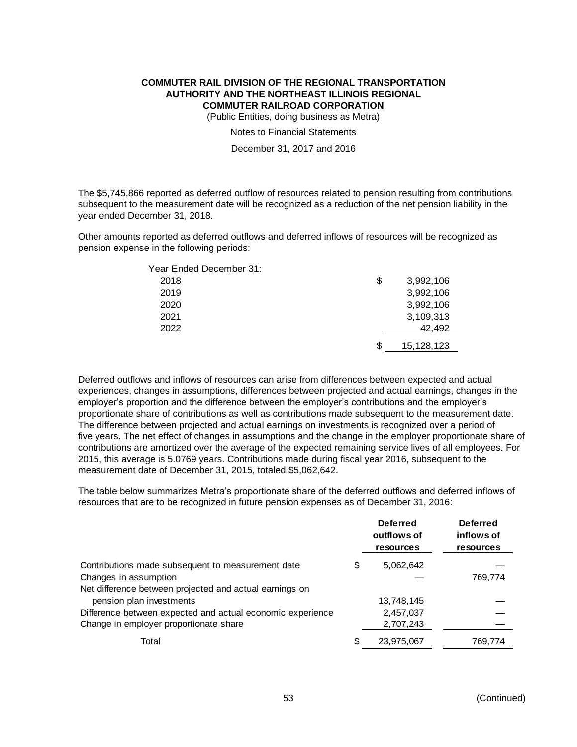The $5,745,866 reported as deferred outflow of resources related to pension resulting from contributions subsequent to the measurement date will be recognized as a reduction of the net pension liability in the year ended December 31, 2018.

Other amounts reported as deferred outflows and deferred inflows of resources will be recognized as pension expense in the following periods:

| Year Ended December 31: | |
|---|---|
| 2018 | $ 3,992,106 |
| 2019 | 3,992,106 |
| 2020 | 3,992,106 |
| 2021 | 3,109,313 |
| 2022 | 42,492 |
| | $ 15,128,123 |

Deferred outflows and inflows of resources can arise from differences between expected and actual experiences, changes in assumptions, differences between projected and actual earnings, changes in the employer's proportion and the difference between the employer's contributions and the employer's proportionate share of contributions as well as contributions made subsequent to the measurement date. The difference between projected and actual earnings on investments is recognized over a period of five years. The net effect of changes in assumptions and the change in the employer proportionate share of contributions are amortized over the average of the expected remaining service lives of all employees. For 2015, this average is 5.0769 years. Contributions made during fiscal year 2016, subsequent to the measurement date of December 31, 2015, totaled $5,062,642.

The table below summarizes Metra's proportionate share of the deferred outflows and deferred inflows of resources that are to be recognized in future pension expenses as of December 31, 2016:

| | Deferred outflows of resources | Deferred inflows of resources |
|---|---|---|
| Contributions made subsequent to measurement date | $ 5,062,642 | — |
| Changes in assumption | — | 769,774 |
| Net difference between projected and actual earnings on pension plan investments | 13,748,145 | — |
| Difference between expected and actual economic experience | 2,457,037 | — |
| Change in employer proportionate share | 2,707,243 | — |
| Total | $ 23,975,067 | 769,774 |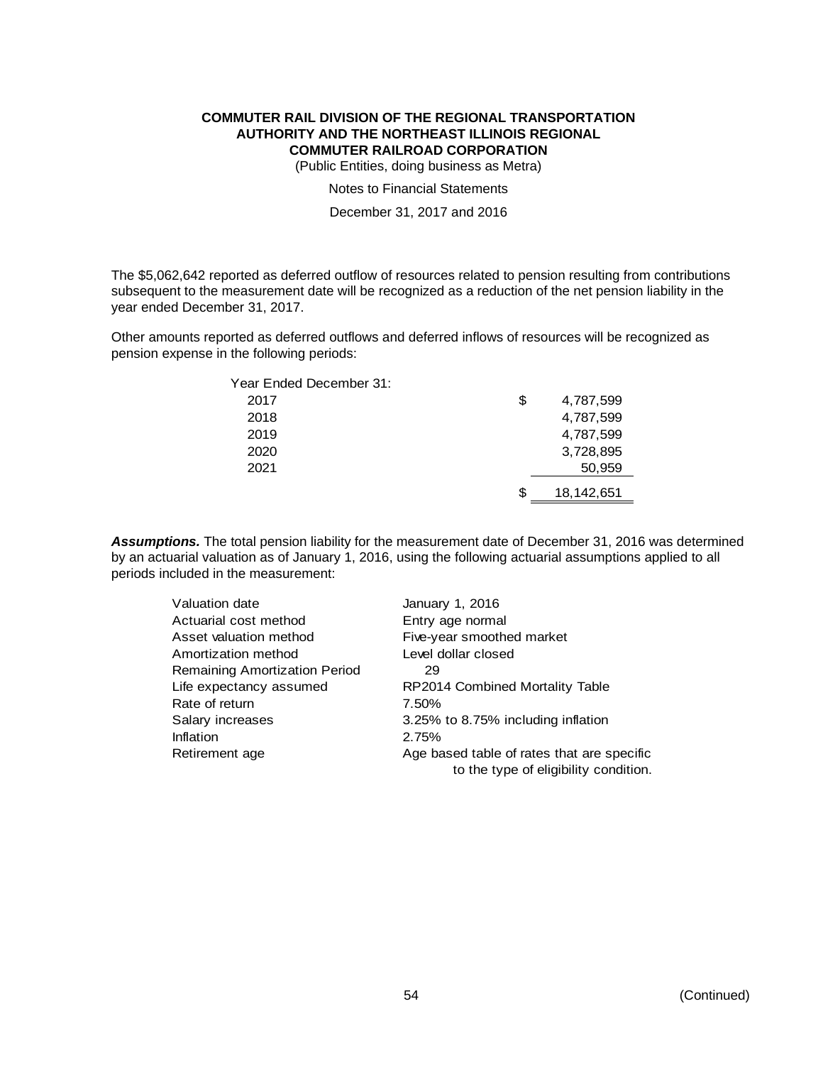The $5,062,642 reported as deferred outflow of resources related to pension resulting from contributions subsequent to the measurement date will be recognized as a reduction of the net pension liability in the year ended December 31, 2017.

Other amounts reported as deferred outflows and deferred inflows of resources will be recognized as pension expense in the following periods:

| Year Ended December 31: | |
|---|---|
| 2017 | $ 4,787,599 |
| 2018 | 4,787,599 |
| 2019 | 4,787,599 |
| 2020 | 3,728,895 |
| 2021 | 50,959 |
| | $ 18,142,651 |

***Assumptions.*** The total pension liability for the measurement date of December 31, 2016 was determined by an actuarial valuation as of January 1, 2016, using the following actuarial assumptions applied to all periods included in the measurement:

| | |
|---|---|
| Valuation date | January 1, 2016 |
| Actuarial cost method | Entry age normal |
| Asset valuation method | Five-year smoothed market |
| Amortization method | Level dollar closed |
| Remaining Amortization Period | 29 |
| Life expectancy assumed | RP2014 Combined Mortality Table |
| Rate of return | 7.50% |
| Salary increases | 3.25% to 8.75% including inflation |
| Inflation | 2.75% |
| Retirement age | Age based table of rates that are specific to the type of eligibility condition. |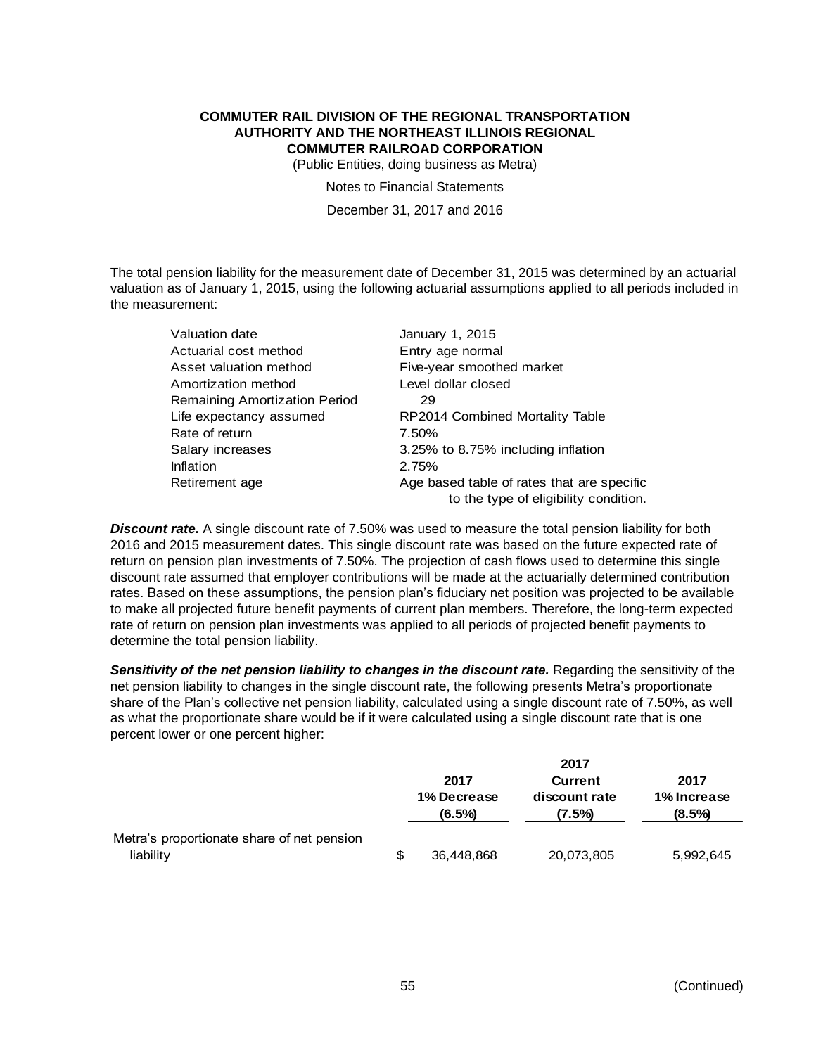The total pension liability for the measurement date of December 31, 2015 was determined by an actuarial valuation as of January 1, 2015, using the following actuarial assumptions applied to all periods included in the measurement:

| | |
|---|---|
| Valuation date | January 1, 2015 |
| Actuarial cost method | Entry age normal |
| Asset valuation method | Five-year smoothed market |
| Amortization method | Level dollar closed |
| Remaining Amortization Period | 29 |
| Life expectancy assumed | RP2014 Combined Mortality Table |
| Rate of return | 7.50% |
| Salary increases | 3.25% to 8.75% including inflation |
| Inflation | 2.75% |
| Retirement age | Age based table of rates that are specific to the type of eligibility condition. |

***Discount rate.*** A single discount rate of 7.50% was used to measure the total pension liability for both 2016 and 2015 measurement dates. This single discount rate was based on the future expected rate of return on pension plan investments of 7.50%. The projection of cash flows used to determine this single discount rate assumed that employer contributions will be made at the actuarially determined contribution rates. Based on these assumptions, the pension plan's fiduciary net position was projected to be available to make all projected future benefit payments of current plan members. Therefore, the long-term expected rate of return on pension plan investments was applied to all periods of projected benefit payments to determine the total pension liability.

***Sensitivity of the net pension liability to changes in the discount rate.*** Regarding the sensitivity of the net pension liability to changes in the single discount rate, the following presents Metra's proportionate share of the Plan's collective net pension liability, calculated using a single discount rate of 7.50%, as well as what the proportionate share would be if it were calculated using a single discount rate that is one percent lower or one percent higher:

| | 2017 1% Decrease (6.5%) | 2017 Current discount rate (7.5%) | 2017 1% Increase (8.5%) |
|---|---|---|---|
| Metra's proportionate share of net pension liability | $ 36,448,868 | 20,073,805 | 5,992,645 |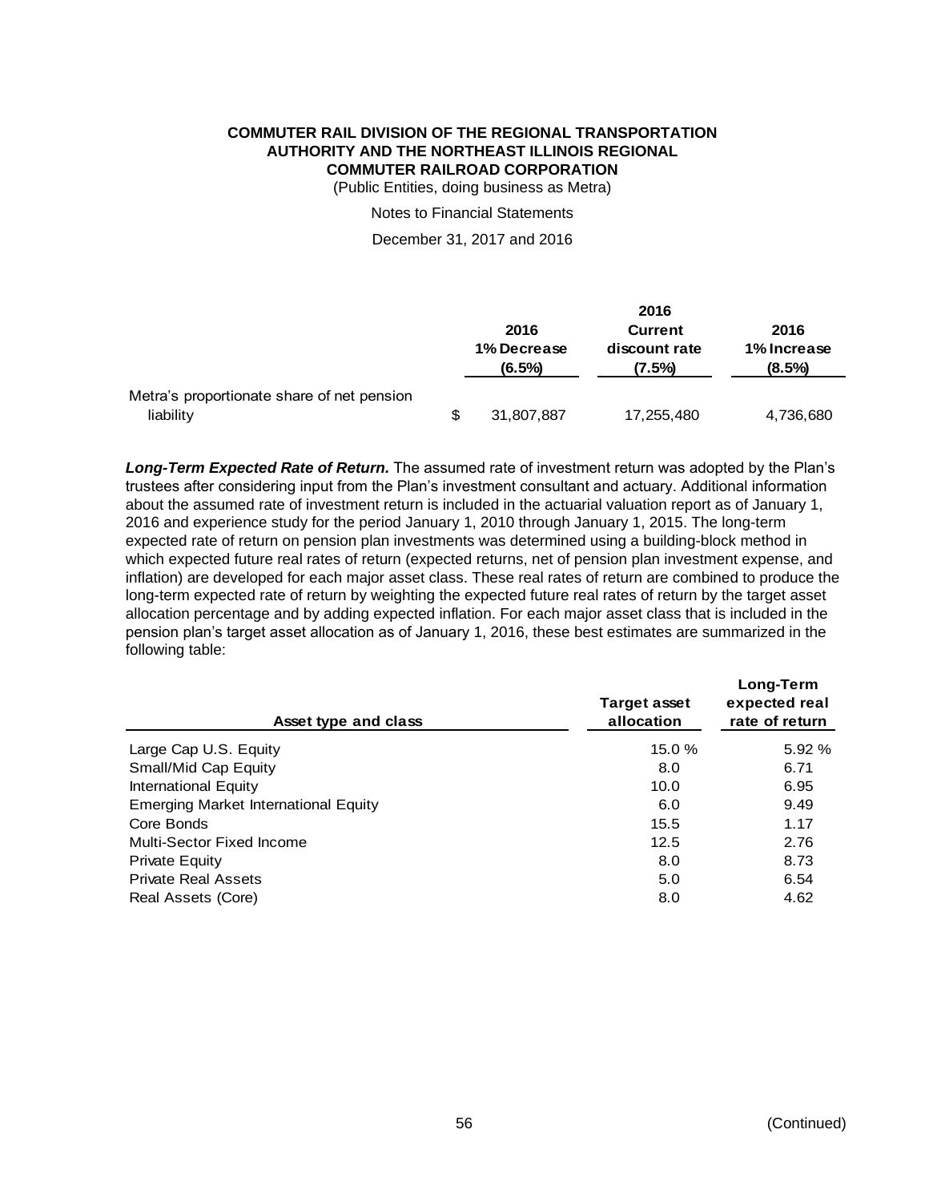| | 2016 1% Decrease (6.5%) | 2016 Current discount rate (7.5%) | 2016 1% Increase (8.5%) |
|---|---|---|---|
| Metra's proportionate share of net pension liability | $ 31,807,887 | 17,255,480 | 4,736,680 |

***Long-Term Expected Rate of Return.*** The assumed rate of investment return was adopted by the Plan's trustees after considering input from the Plan's investment consultant and actuary. Additional information about the assumed rate of investment return is included in the actuarial valuation report as of January 1, 2016 and experience study for the period January 1, 2010 through January 1, 2015. The long-term expected rate of return on pension plan investments was determined using a building-block method in which expected future real rates of return (expected returns, net of pension plan investment expense, and inflation) are developed for each major asset class. These real rates of return are combined to produce the long-term expected rate of return by weighting the expected future real rates of return by the target asset allocation percentage and by adding expected inflation. For each major asset class that is included in the pension plan's target asset allocation as of January 1, 2016, these best estimates are summarized in the following table:

| Asset type and class | Target asset allocation | Long-Term expected real rate of return |
|---|---|---|
| Large Cap U.S. Equity | 15.0 % | 5.92 % |
| Small/Mid Cap Equity | 8.0 | 6.71 |
| International Equity | 10.0 | 6.95 |
| Emerging Market International Equity | 6.0 | 9.49 |
| Core Bonds | 15.5 | 1.17 |
| Multi-Sector Fixed Income | 12.5 | 2.76 |
| Private Equity | 8.0 | 8.73 |
| Private Real Assets | 5.0 | 6.54 |
| Real Assets (Core) | 8.0 | 4.62 |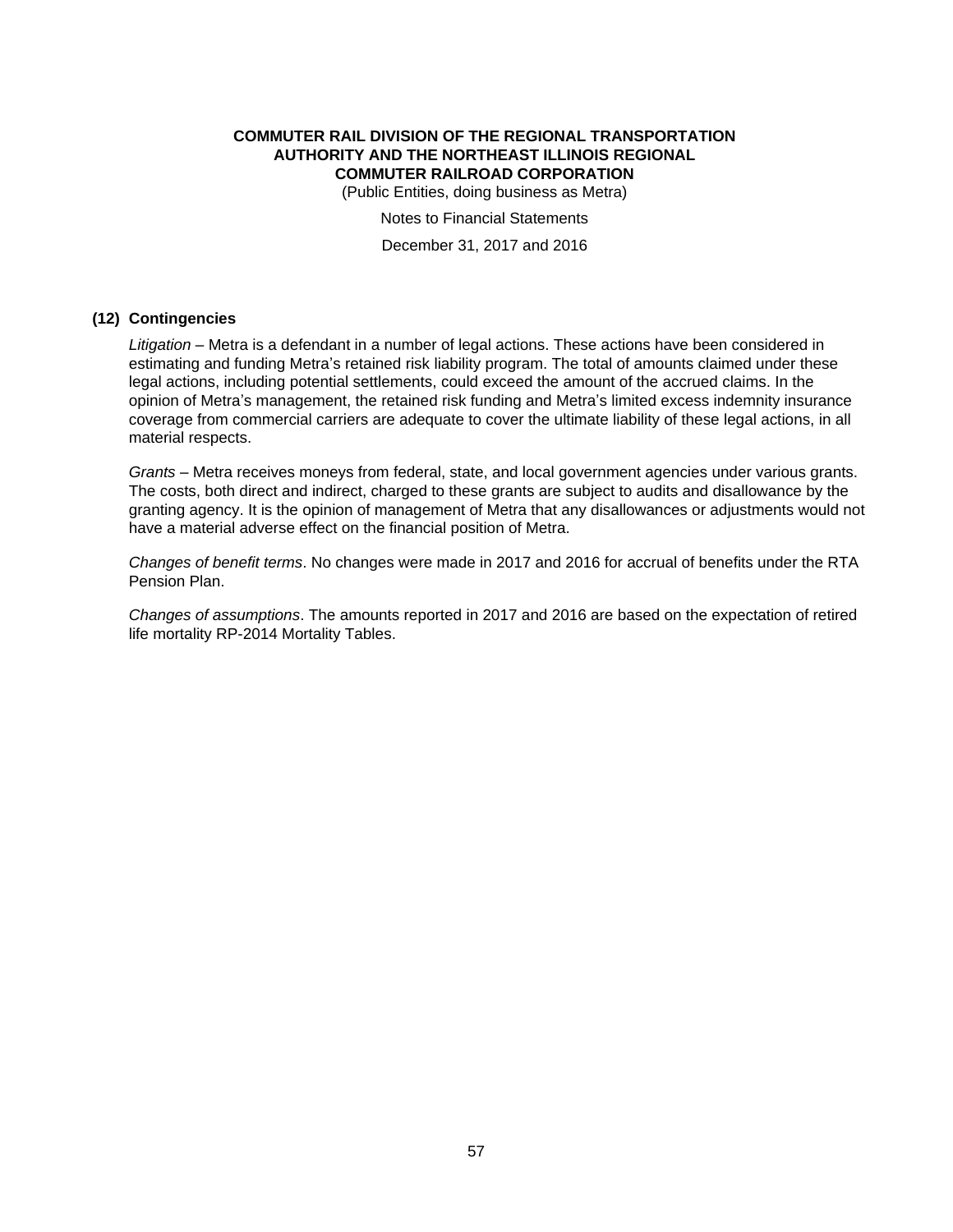## (12) Contingencies

*Litigation* – Metra is a defendant in a number of legal actions. These actions have been considered in estimating and funding Metra's retained risk liability program. The total of amounts claimed under these legal actions, including potential settlements, could exceed the amount of the accrued claims. In the opinion of Metra's management, the retained risk funding and Metra's limited excess indemnity insurance coverage from commercial carriers are adequate to cover the ultimate liability of these legal actions, in all material respects.

*Grants* – Metra receives moneys from federal, state, and local government agencies under various grants. The costs, both direct and indirect, charged to these grants are subject to audits and disallowance by the granting agency. It is the opinion of management of Metra that any disallowances or adjustments would not have a material adverse effect on the financial position of Metra.

*Changes of benefit terms*. No changes were made in 2017 and 2016 for accrual of benefits under the RTA Pension Plan.

*Changes of assumptions*. The amounts reported in 2017 and 2016 are based on the expectation of retired life mortality RP-2014 Mortality Tables.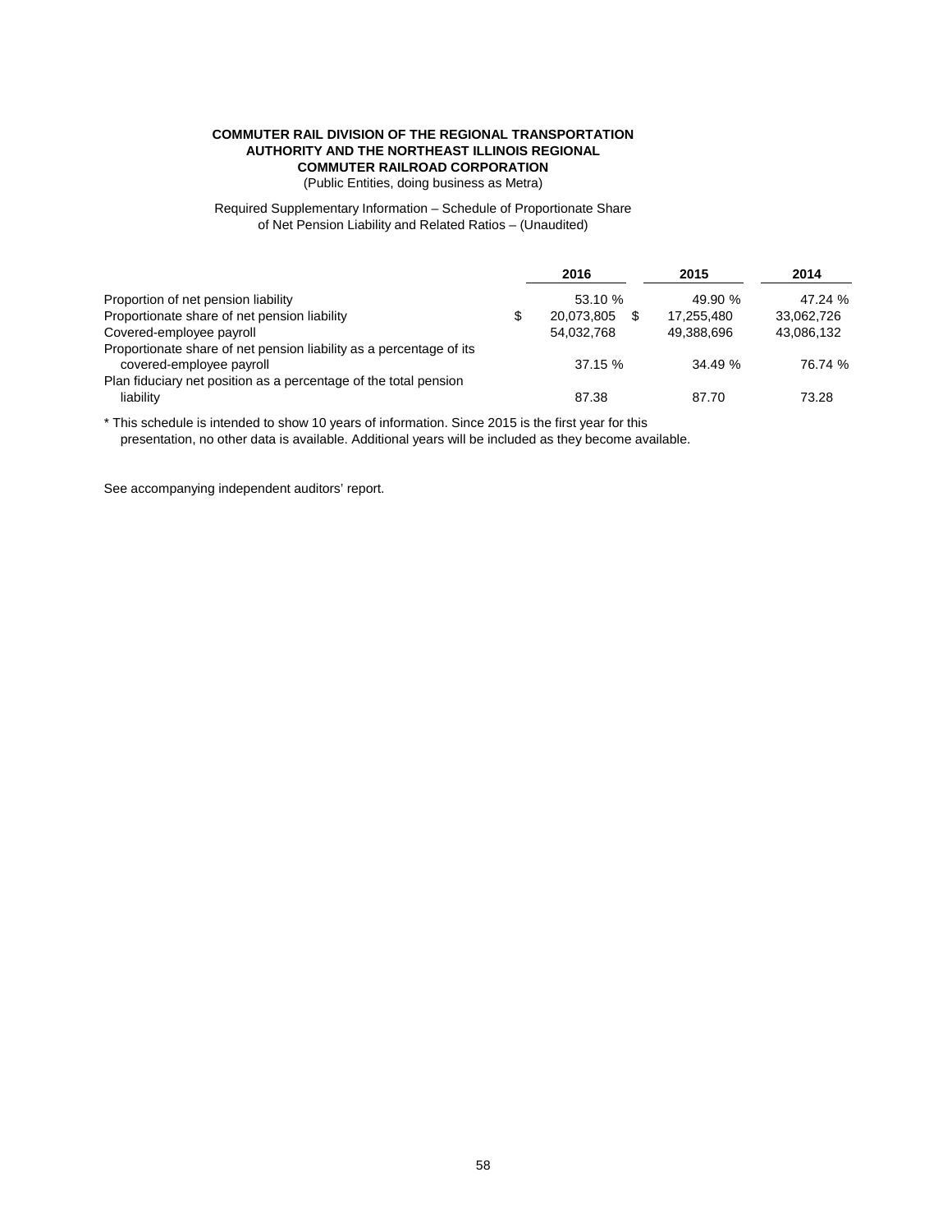**COMMUTER RAIL DIVISION OF THE REGIONAL TRANSPORTATION AUTHORITY AND THE NORTHEAST ILLINOIS REGIONAL COMMUTER RAILROAD CORPORATION**

(Public Entities, doing business as Metra)

Required Supplementary Information – Schedule of Proportionate Share of Net Pension Liability and Related Ratios – (Unaudited)

| | 2016 | 2015 | 2014 |
|---|---|---|---|
| Proportion of net pension liability | 53.10 % | 49.90 % | 47.24 % |
| Proportionate share of net pension liability | $ 20,073,805 | $ 17,255,480 | 33,062,726 |
| Covered-employee payroll | 54,032,768 | 49,388,696 | 43,086,132 |
| Proportionate share of net pension liability as a percentage of its covered-employee payroll | 37.15 % | 34.49 % | 76.74 % |
| Plan fiduciary net position as a percentage of the total pension liability | 87.38 | 87.70 | 73.28 |

* This schedule is intended to show 10 years of information. Since 2015 is the first year for this presentation, no other data is available. Additional years will be included as they become available.

See accompanying independent auditors' report.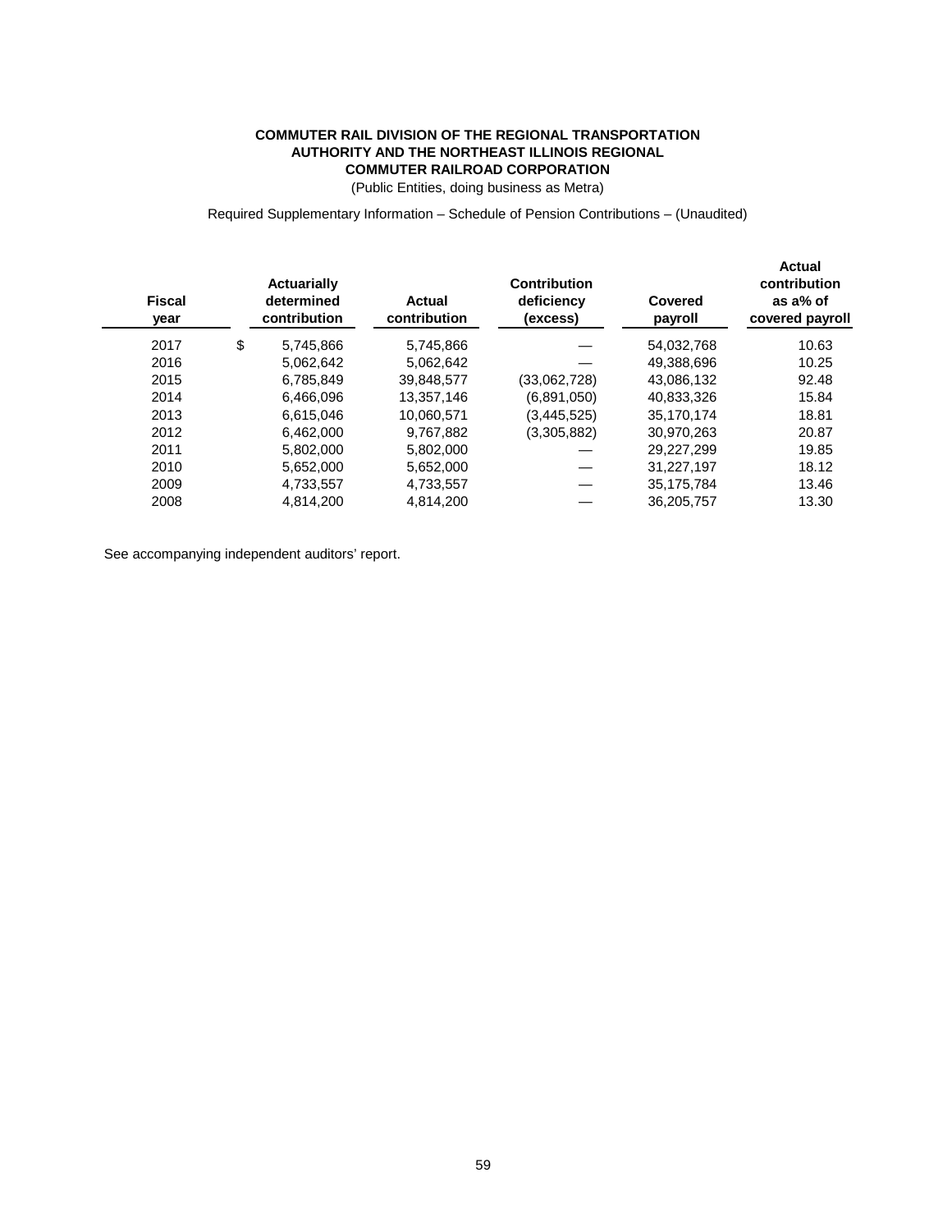**COMMUTER RAIL DIVISION OF THE REGIONAL TRANSPORTATION AUTHORITY AND THE NORTHEAST ILLINOIS REGIONAL COMMUTER RAILROAD CORPORATION**

(Public Entities, doing business as Metra)

Required Supplementary Information – Schedule of Pension Contributions – (Unaudited)

| Fiscal year | Actuarially determined contribution | Actual contribution | Contribution deficiency (excess) | Covered payroll | Actual contribution as a% of covered payroll |
|---|---|---|---|---|---|
| 2017 | $ 5,745,866 | 5,745,866 | — | 54,032,768 | 10.63 |
| 2016 | 5,062,642 | 5,062,642 | — | 49,388,696 | 10.25 |
| 2015 | 6,785,849 | 39,848,577 | (33,062,728) | 43,086,132 | 92.48 |
| 2014 | 6,466,096 | 13,357,146 | (6,891,050) | 40,833,326 | 15.84 |
| 2013 | 6,615,046 | 10,060,571 | (3,445,525) | 35,170,174 | 18.81 |
| 2012 | 6,462,000 | 9,767,882 | (3,305,882) | 30,970,263 | 20.87 |
| 2011 | 5,802,000 | 5,802,000 | — | 29,227,299 | 19.85 |
| 2010 | 5,652,000 | 5,652,000 | — | 31,227,197 | 18.12 |
| 2009 | 4,733,557 | 4,733,557 | — | 35,175,784 | 13.46 |
| 2008 | 4,814,200 | 4,814,200 | — | 36,205,757 | 13.30 |

See accompanying independent auditors' report.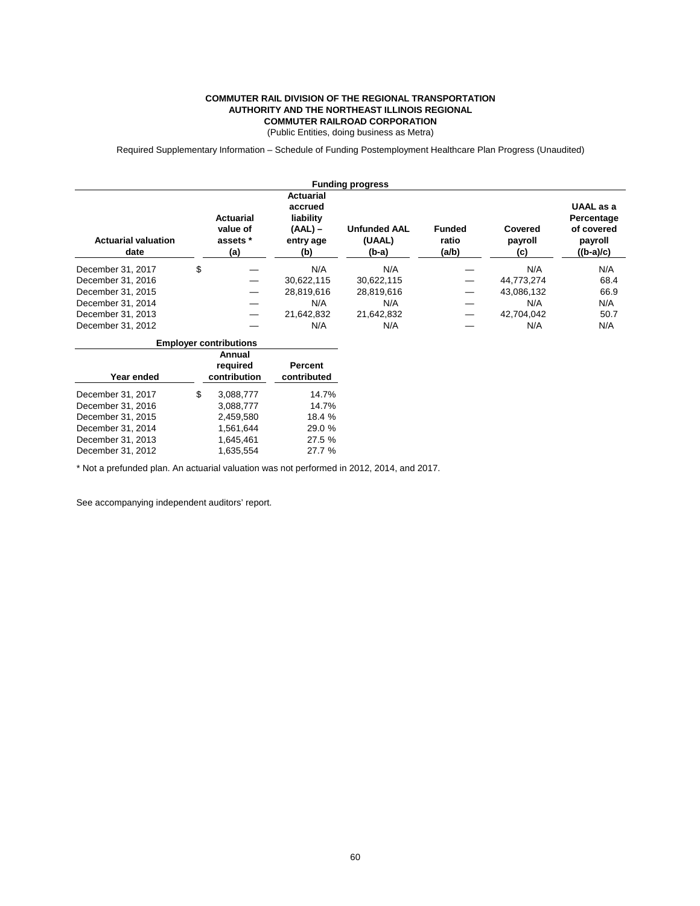**COMMUTER RAIL DIVISION OF THE REGIONAL TRANSPORTATION AUTHORITY AND THE NORTHEAST ILLINOIS REGIONAL COMMUTER RAILROAD CORPORATION**

(Public Entities, doing business as Metra)

Required Supplementary Information – Schedule of Funding Postemployment Healthcare Plan Progress (Unaudited)

| Funding progress | | | | | | |
|---|---|---|---|---|---|---|
| **Actuarial valuation date** | **Actuarial value of assets * (a)** | **Actuarial accrued liability (AAL) – entry age (b)** | **Unfunded AAL (UAAL) (b-a)** | **Funded ratio (a/b)** | **Covered payroll (c)** | **UAAL as a Percentage of covered payroll ((b-a)/c)** |
| December 31, 2017 | $ — | N/A | N/A | — | N/A | N/A |
| December 31, 2016 | — | 30,622,115 | 30,622,115 | — | 44,773,274 | 68.4 |
| December 31, 2015 | — | 28,819,616 | 28,819,616 | — | 43,086,132 | 66.9 |
| December 31, 2014 | — | N/A | N/A | — | N/A | N/A |
| December 31, 2013 | — | 21,642,832 | 21,642,832 | — | 42,704,042 | 50.7 |
| December 31, 2012 | — | N/A | N/A | — | N/A | N/A |

| Employer contributions | | |
|---|---|---|
| **Year ended** | **Annual required contribution** | **Percent contributed** |
| December 31, 2017 | $ 3,088,777 | 14.7% |
| December 31, 2016 | 3,088,777 | 14.7% |
| December 31, 2015 | 2,459,580 | 18.4 % |
| December 31, 2014 | 1,561,644 | 29.0 % |
| December 31, 2013 | 1,645,461 | 27.5 % |
| December 31, 2012 | 1,635,554 | 27.7 % |

* Not a prefunded plan. An actuarial valuation was not performed in 2012, 2014, and 2017.

See accompanying independent auditors' report.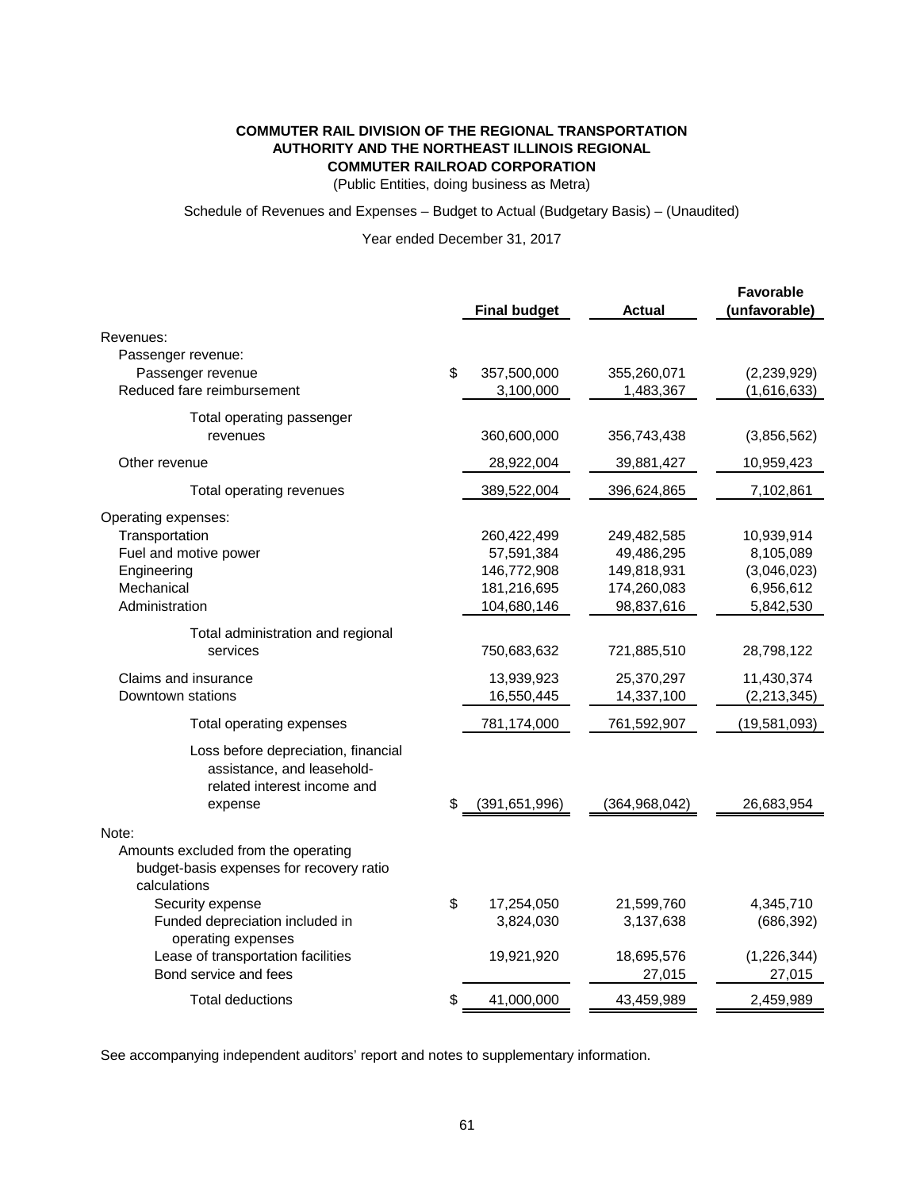**COMMUTER RAIL DIVISION OF THE REGIONAL TRANSPORTATION AUTHORITY AND THE NORTHEAST ILLINOIS REGIONAL COMMUTER RAILROAD CORPORATION**

(Public Entities, doing business as Metra)

Schedule of Revenues and Expenses – Budget to Actual (Budgetary Basis) – (Unaudited)

Year ended December 31, 2017

| | Final budget | Actual | Favorable (unfavorable) |
|---|---|---|---|
| Revenues: | | | |
| Passenger revenue: | | | |
| Passenger revenue | $ 357,500,000 | 355,260,071 | (2,239,929) |
| Reduced fare reimbursement | 3,100,000 | 1,483,367 | (1,616,633) |
| Total operating passenger revenues | 360,600,000 | 356,743,438 | (3,856,562) |
| Other revenue | 28,922,004 | 39,881,427 | 10,959,423 |
| Total operating revenues | 389,522,004 | 396,624,865 | 7,102,861 |
| Operating expenses: | | | |
| Transportation | 260,422,499 | 249,482,585 | 10,939,914 |
| Fuel and motive power | 57,591,384 | 49,486,295 | 8,105,089 |
| Engineering | 146,772,908 | 149,818,931 | (3,046,023) |
| Mechanical | 181,216,695 | 174,260,083 | 6,956,612 |
| Administration | 104,680,146 | 98,837,616 | 5,842,530 |
| Total administration and regional services | 750,683,632 | 721,885,510 | 28,798,122 |
| Claims and insurance | 13,939,923 | 25,370,297 | 11,430,374 |
| Downtown stations | 16,550,445 | 14,337,100 | (2,213,345) |
| Total operating expenses | 781,174,000 | 761,592,907 | (19,581,093) |
| Loss before depreciation, financial assistance, and leasehold-related interest income and expense | $ (391,651,996) | (364,968,042) | 26,683,954 |
| Note: | | | |
| Amounts excluded from the operating budget-basis expenses for recovery ratio calculations | | | |
| Security expense | $ 17,254,050 | 21,599,760 | 4,345,710 |
| Funded depreciation included in operating expenses | 3,824,030 | 3,137,638 | (686,392) |
| Lease of transportation facilities | 19,921,920 | 18,695,576 | (1,226,344) |
| Bond service and fees | | 27,015 | 27,015 |
| Total deductions | $ 41,000,000 | 43,459,989 | 2,459,989 |

See accompanying independent auditors' report and notes to supplementary information.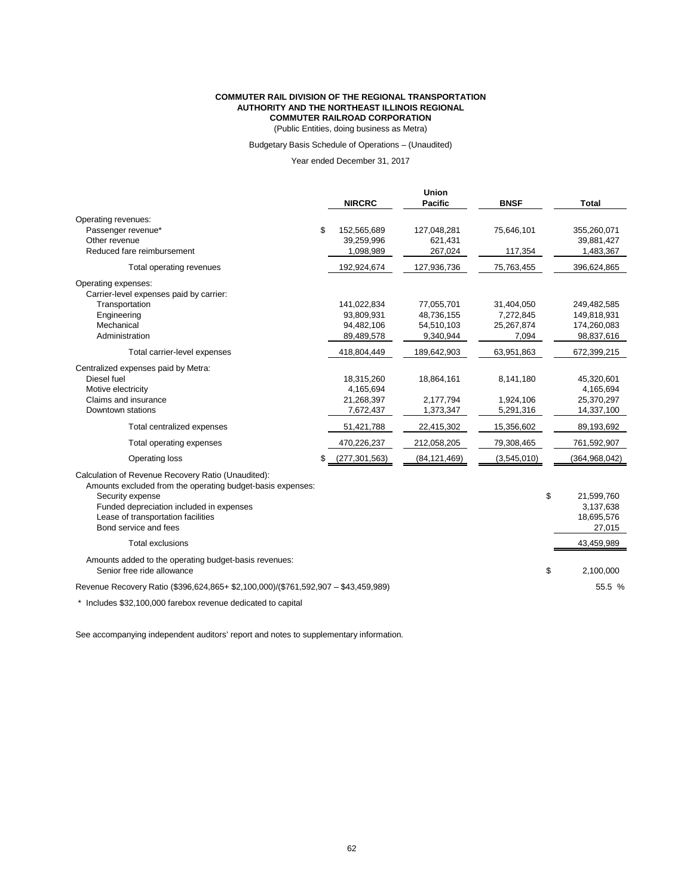**COMMUTER RAIL DIVISION OF THE REGIONAL TRANSPORTATION AUTHORITY AND THE NORTHEAST ILLINOIS REGIONAL COMMUTER RAILROAD CORPORATION**

(Public Entities, doing business as Metra)

Budgetary Basis Schedule of Operations – (Unaudited)

Year ended December 31, 2017

| | NIRCRC | Union Pacific | BNSF | Total |
|---|---|---|---|---|
| Operating revenues: | | | | |
| Passenger revenue* | $ 152,565,689 | 127,048,281 | 75,646,101 | 355,260,071 |
| Other revenue | 39,259,996 | 621,431 | | 39,881,427 |
| Reduced fare reimbursement | 1,098,989 | 267,024 | 117,354 | 1,483,367 |
| Total operating revenues | 192,924,674 | 127,936,736 | 75,763,455 | 396,624,865 |
| Operating expenses: | | | | |
| Carrier-level expenses paid by carrier: | | | | |
| Transportation | 141,022,834 | 77,055,701 | 31,404,050 | 249,482,585 |
| Engineering | 93,809,931 | 48,736,155 | 7,272,845 | 149,818,931 |
| Mechanical | 94,482,106 | 54,510,103 | 25,267,874 | 174,260,083 |
| Administration | 89,489,578 | 9,340,944 | 7,094 | 98,837,616 |
| Total carrier-level expenses | 418,804,449 | 189,642,903 | 63,951,863 | 672,399,215 |
| Centralized expenses paid by Metra: | | | | |
| Diesel fuel | 18,315,260 | 18,864,161 | 8,141,180 | 45,320,601 |
| Motive electricity | 4,165,694 | | | 4,165,694 |
| Claims and insurance | 21,268,397 | 2,177,794 | 1,924,106 | 25,370,297 |
| Downtown stations | 7,672,437 | 1,373,347 | 5,291,316 | 14,337,100 |
| Total centralized expenses | 51,421,788 | 22,415,302 | 15,356,602 | 89,193,692 |
| Total operating expenses | 470,226,237 | 212,058,205 | 79,308,465 | 761,592,907 |
| Operating loss | $ (277,301,563) | (84,121,469) | (3,545,010) | (364,968,042) |
| Calculation of Revenue Recovery Ratio (Unaudited): | | | | |
| Amounts excluded from the operating budget-basis expenses: | | | | |
| Security expense | | | | $ 21,599,760 |
| Funded depreciation included in expenses | | | | 3,137,638 |
| Lease of transportation facilities | | | | 18,695,576 |
| Bond service and fees | | | | 27,015 |
| Total exclusions | | | | 43,459,989 |
| Amounts added to the operating budget-basis revenues: | | | | |
| Senior free ride allowance | | | | $ 2,100,000 |
| Revenue Recovery Ratio ($396,624,865+ $2,100,000)/($761,592,907 – $43,459,989) | | | | 55.5 % |

\* Includes $32,100,000 farebox revenue dedicated to capital

See accompanying independent auditors' report and notes to supplementary information.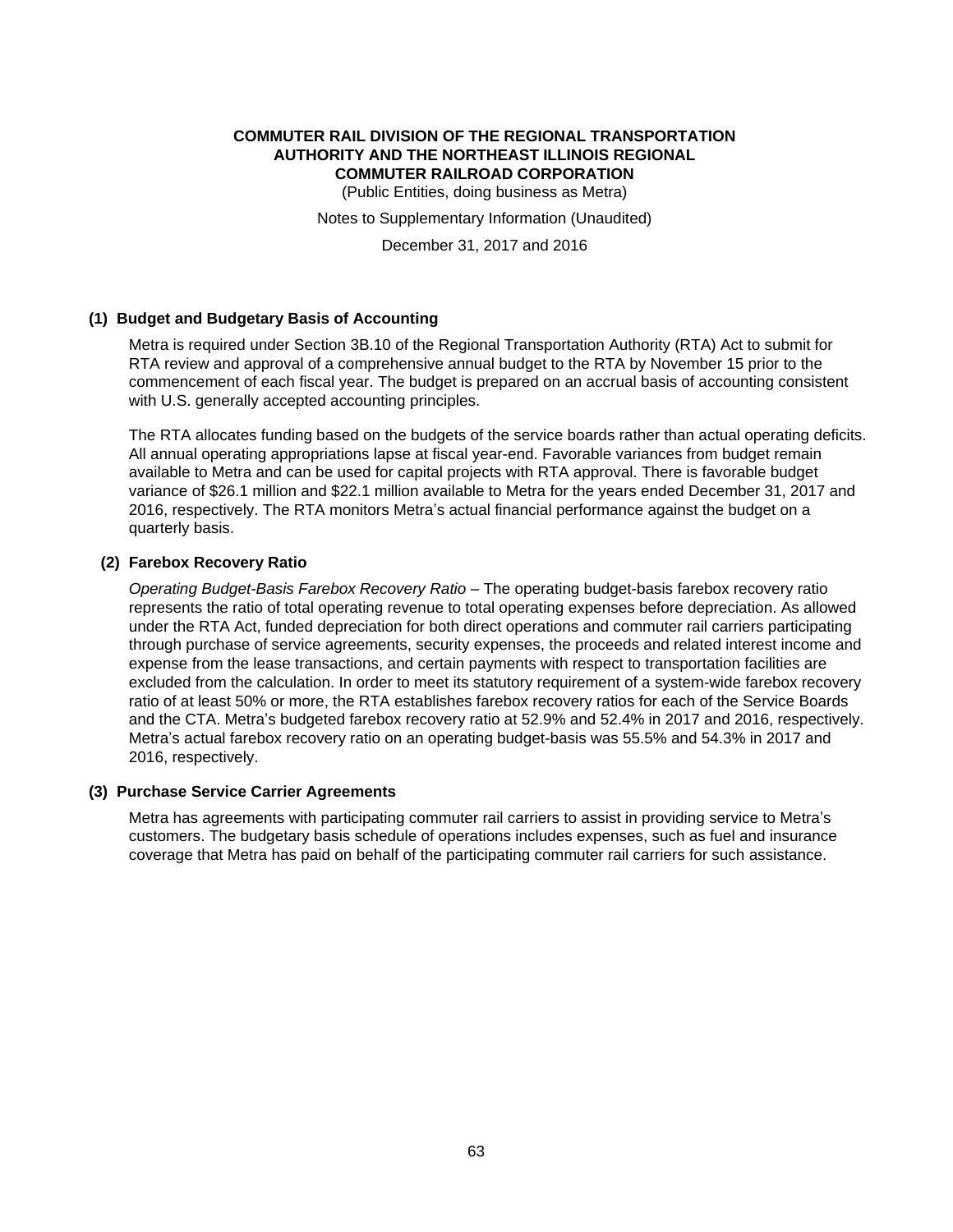**COMMUTER RAIL DIVISION OF THE REGIONAL TRANSPORTATION AUTHORITY AND THE NORTHEAST ILLINOIS REGIONAL COMMUTER RAILROAD CORPORATION**

(Public Entities, doing business as Metra)

Notes to Supplementary Information (Unaudited)

December 31, 2017 and 2016

## (1) Budget and Budgetary Basis of Accounting

Metra is required under Section 3B.10 of the Regional Transportation Authority (RTA) Act to submit for RTA review and approval of a comprehensive annual budget to the RTA by November 15 prior to the commencement of each fiscal year. The budget is prepared on an accrual basis of accounting consistent with U.S. generally accepted accounting principles.

The RTA allocates funding based on the budgets of the service boards rather than actual operating deficits. All annual operating appropriations lapse at fiscal year-end. Favorable variances from budget remain available to Metra and can be used for capital projects with RTA approval. There is favorable budget variance of $26.1 million and $22.1 million available to Metra for the years ended December 31, 2017 and 2016, respectively. The RTA monitors Metra's actual financial performance against the budget on a quarterly basis.

## (2) Farebox Recovery Ratio

*Operating Budget-Basis Farebox Recovery Ratio* – The operating budget-basis farebox recovery ratio represents the ratio of total operating revenue to total operating expenses before depreciation. As allowed under the RTA Act, funded depreciation for both direct operations and commuter rail carriers participating through purchase of service agreements, security expenses, the proceeds and related interest income and expense from the lease transactions, and certain payments with respect to transportation facilities are excluded from the calculation. In order to meet its statutory requirement of a system-wide farebox recovery ratio of at least 50% or more, the RTA establishes farebox recovery ratios for each of the Service Boards and the CTA. Metra's budgeted farebox recovery ratio at 52.9% and 52.4% in 2017 and 2016, respectively. Metra's actual farebox recovery ratio on an operating budget-basis was 55.5% and 54.3% in 2017 and 2016, respectively.

## (3) Purchase Service Carrier Agreements

Metra has agreements with participating commuter rail carriers to assist in providing service to Metra's customers. The budgetary basis schedule of operations includes expenses, such as fuel and insurance coverage that Metra has paid on behalf of the participating commuter rail carriers for such assistance.